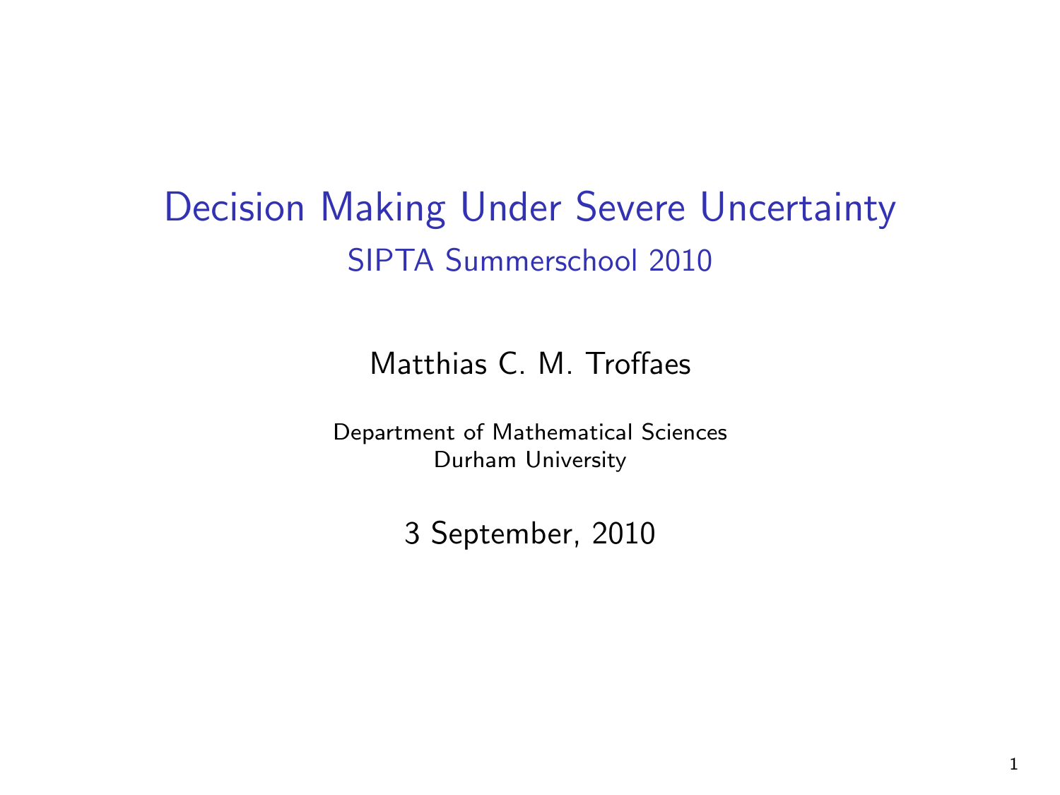# Decision Making Under Severe Uncertainty

## SIPTA Summerschool 2010

Matthias C. M. Troffaes

Department of Mathematical Sciences
Durham University

3 September, 2010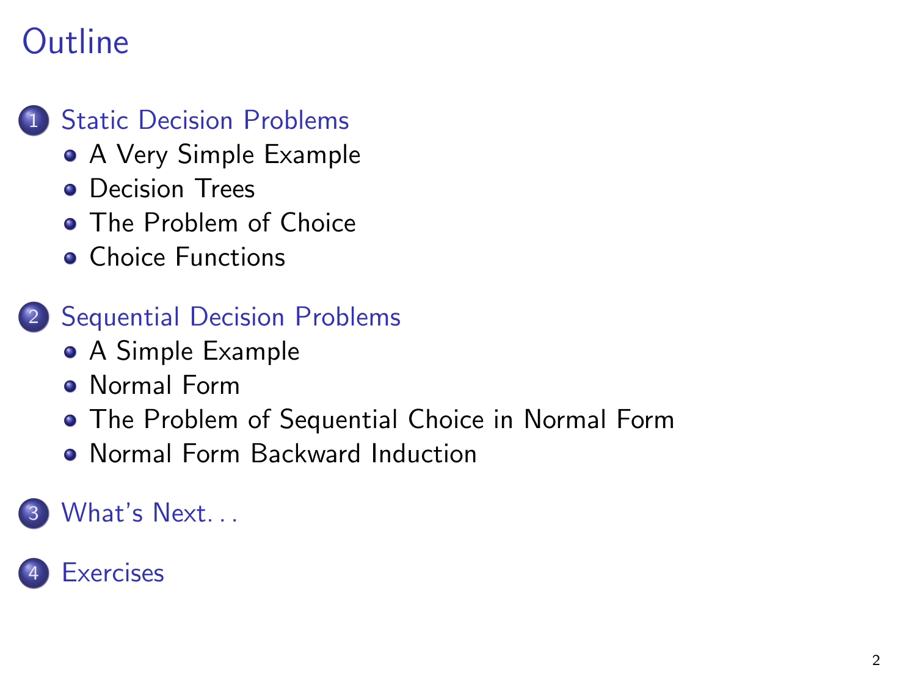# Outline

1. Static Decision Problems
   - A Very Simple Example
   - Decision Trees
   - The Problem of Choice
   - Choice Functions

2. Sequential Decision Problems
   - A Simple Example
   - Normal Form
   - The Problem of Sequential Choice in Normal Form
   - Normal Form Backward Induction

3. What's Next...

4. Exercises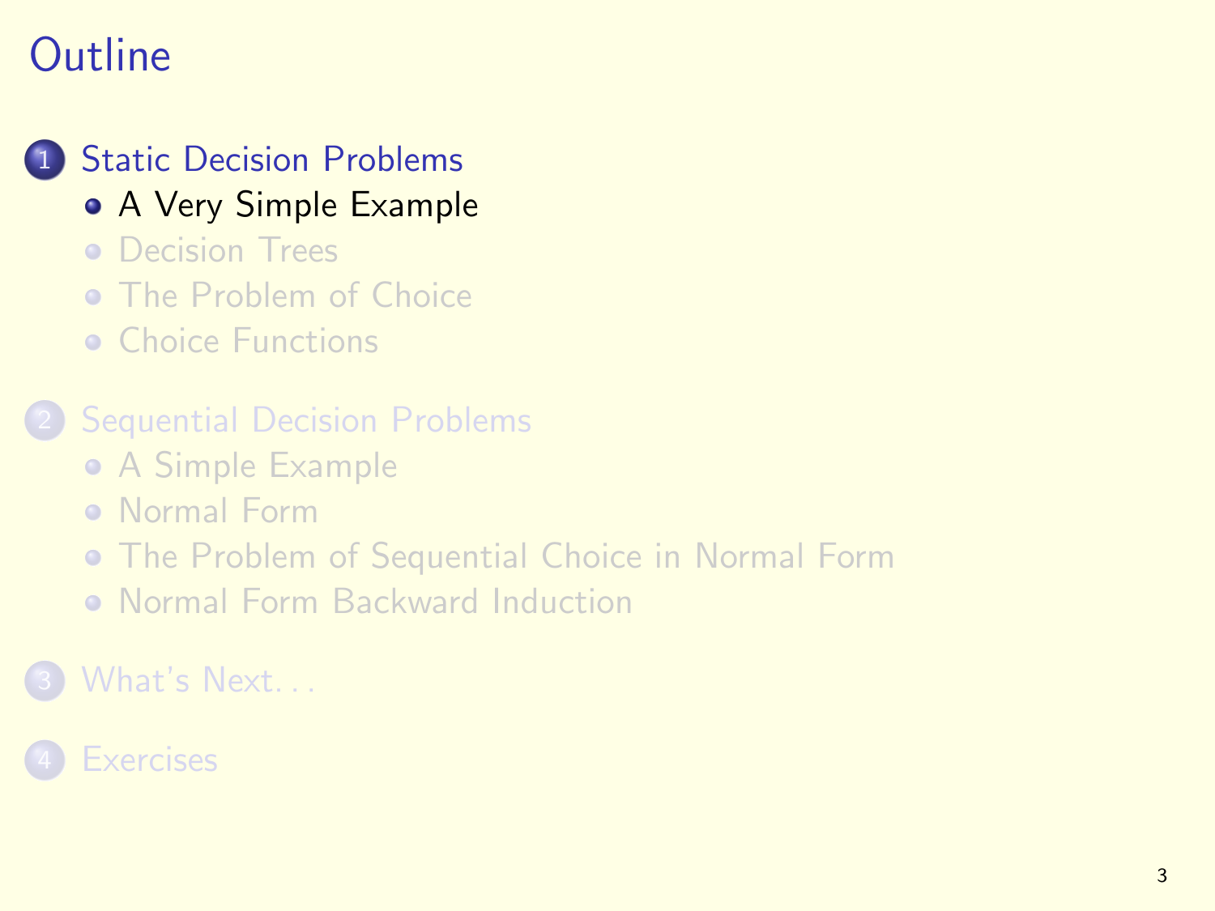# Outline

1. Static Decision Problems
   - A Very Simple Example
   - Decision Trees
   - The Problem of Choice
   - Choice Functions

2. Sequential Decision Problems
   - A Simple Example
   - Normal Form
   - The Problem of Sequential Choice in Normal Form
   - Normal Form Backward Induction

3. What's Next. . .

4. Exercises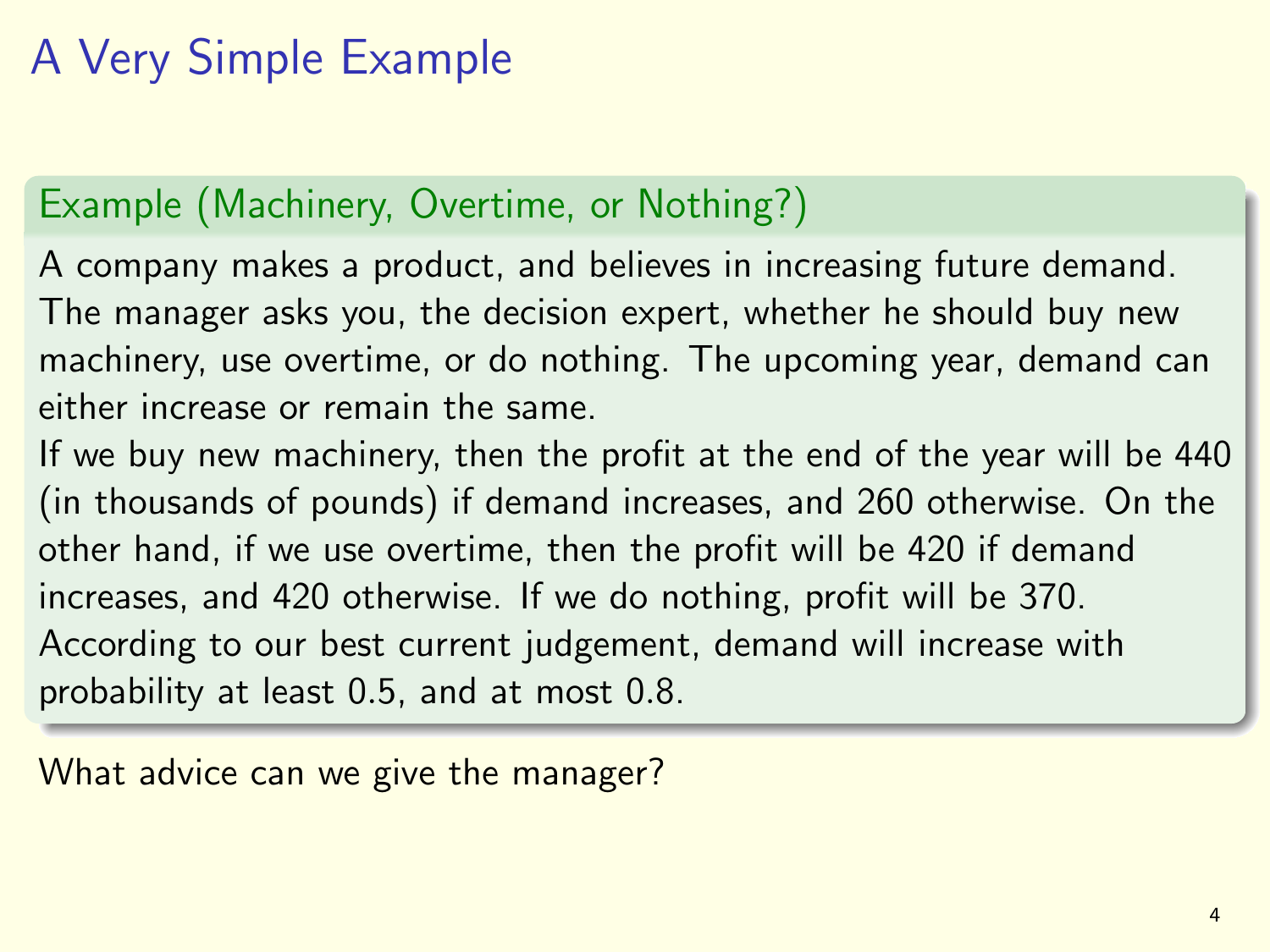# A Very Simple Example

## Example (Machinery, Overtime, or Nothing?)

A company makes a product, and believes in increasing future demand. The manager asks you, the decision expert, whether he should buy new machinery, use overtime, or do nothing. The upcoming year, demand can either increase or remain the same.

If we buy new machinery, then the profit at the end of the year will be 440 (in thousands of pounds) if demand increases, and 260 otherwise. On the other hand, if we use overtime, then the profit will be 420 if demand increases, and 420 otherwise. If we do nothing, profit will be 370. According to our best current judgement, demand will increase with probability at least 0.5, and at most 0.8.

What advice can we give the manager?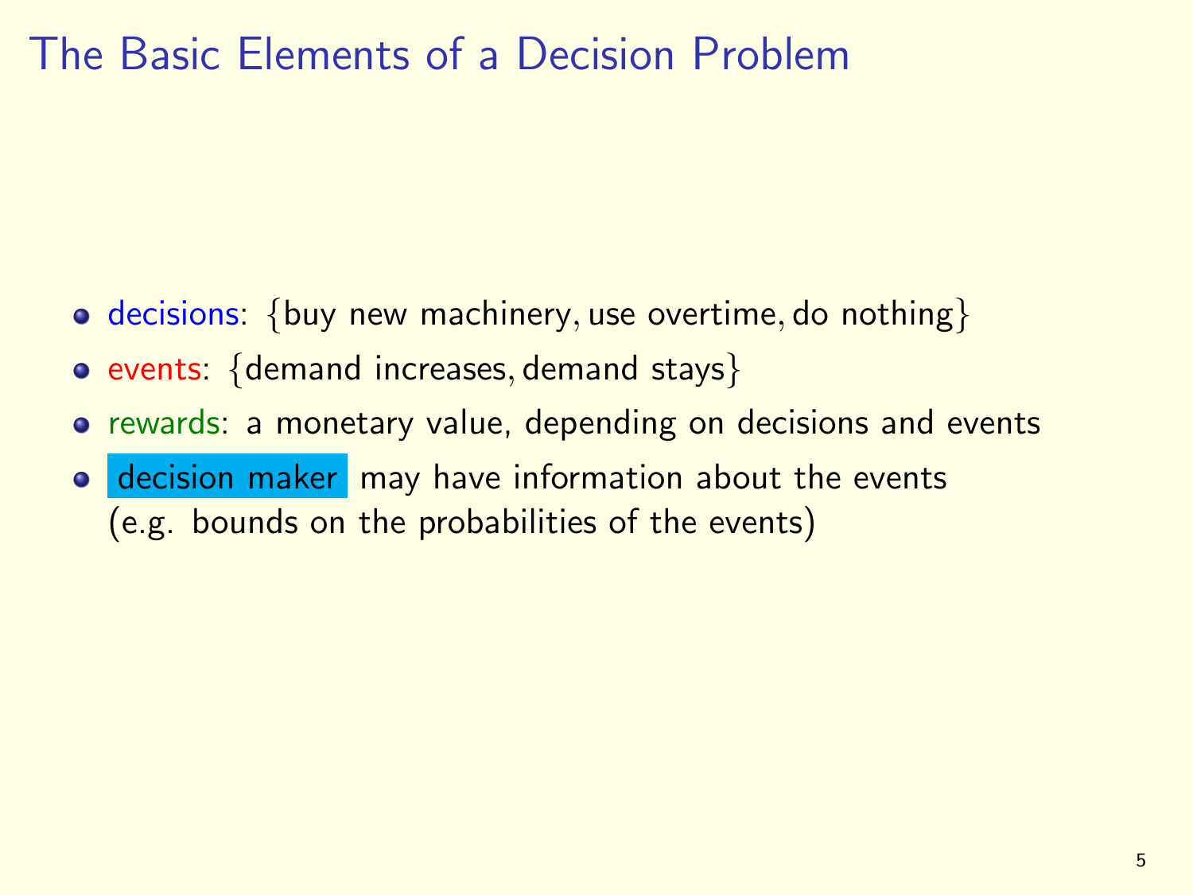# The Basic Elements of a Decision Problem

- decisions: $\{\text{buy new machinery}, \text{use overtime}, \text{do nothing}\}$
- events: $\{\text{demand increases}, \text{demand stays}\}$
- rewards: a monetary value, depending on decisions and events
- decision maker may have information about the events (e.g. bounds on the probabilities of the events)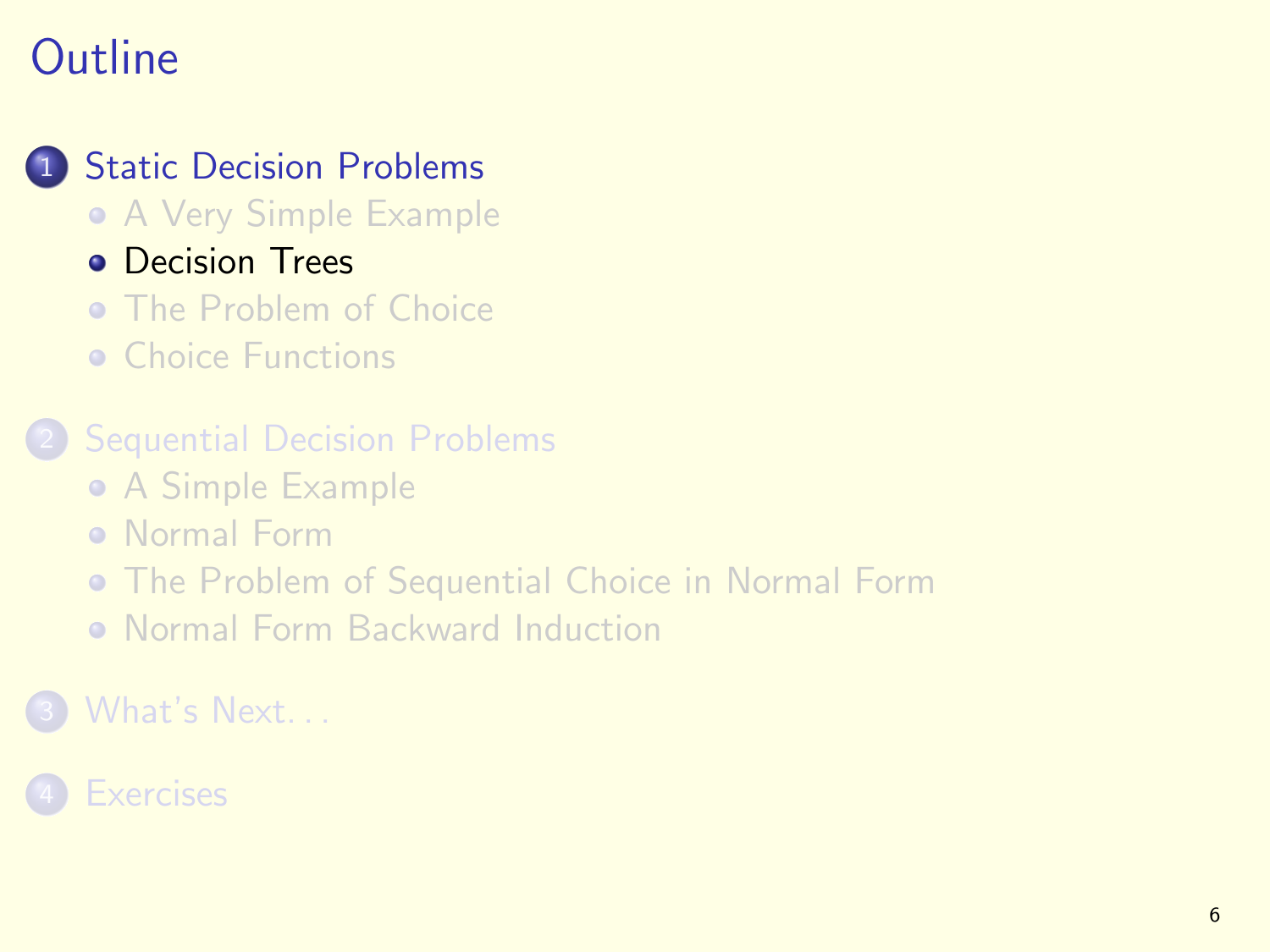# Outline

1. Static Decision Problems
   - A Very Simple Example
   - Decision Trees
   - The Problem of Choice
   - Choice Functions

2. Sequential Decision Problems
   - A Simple Example
   - Normal Form
   - The Problem of Sequential Choice in Normal Form
   - Normal Form Backward Induction

3. What's Next...

4. Exercises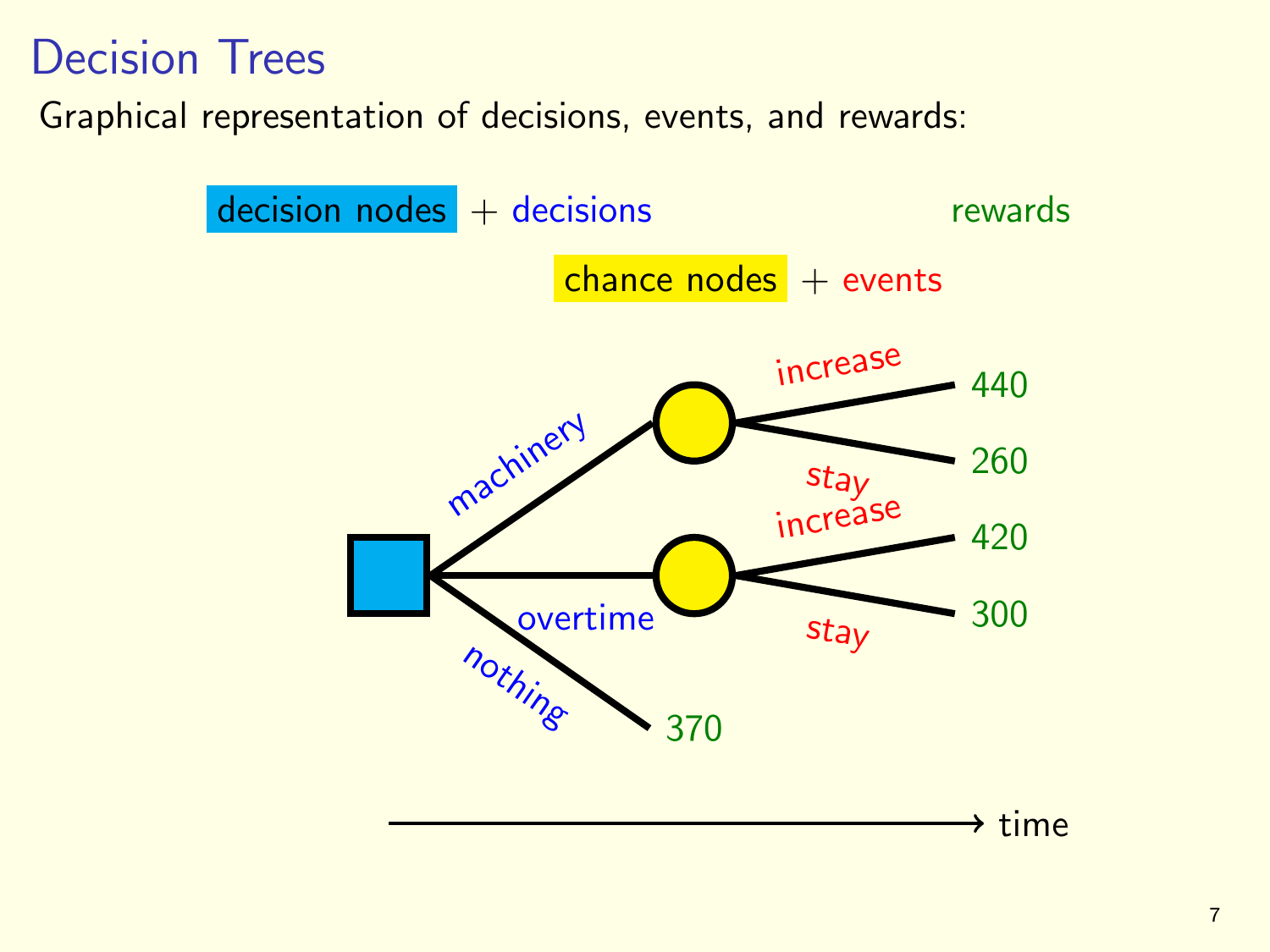# Decision Trees

Graphical representation of decisions, events, and rewards:

decision nodes + decisions

chance nodes + events

rewards

- machinery
  - increase: 440
  - stay: 260
- overtime
  - increase: 420
  - stay: 300
- nothing: 370

time →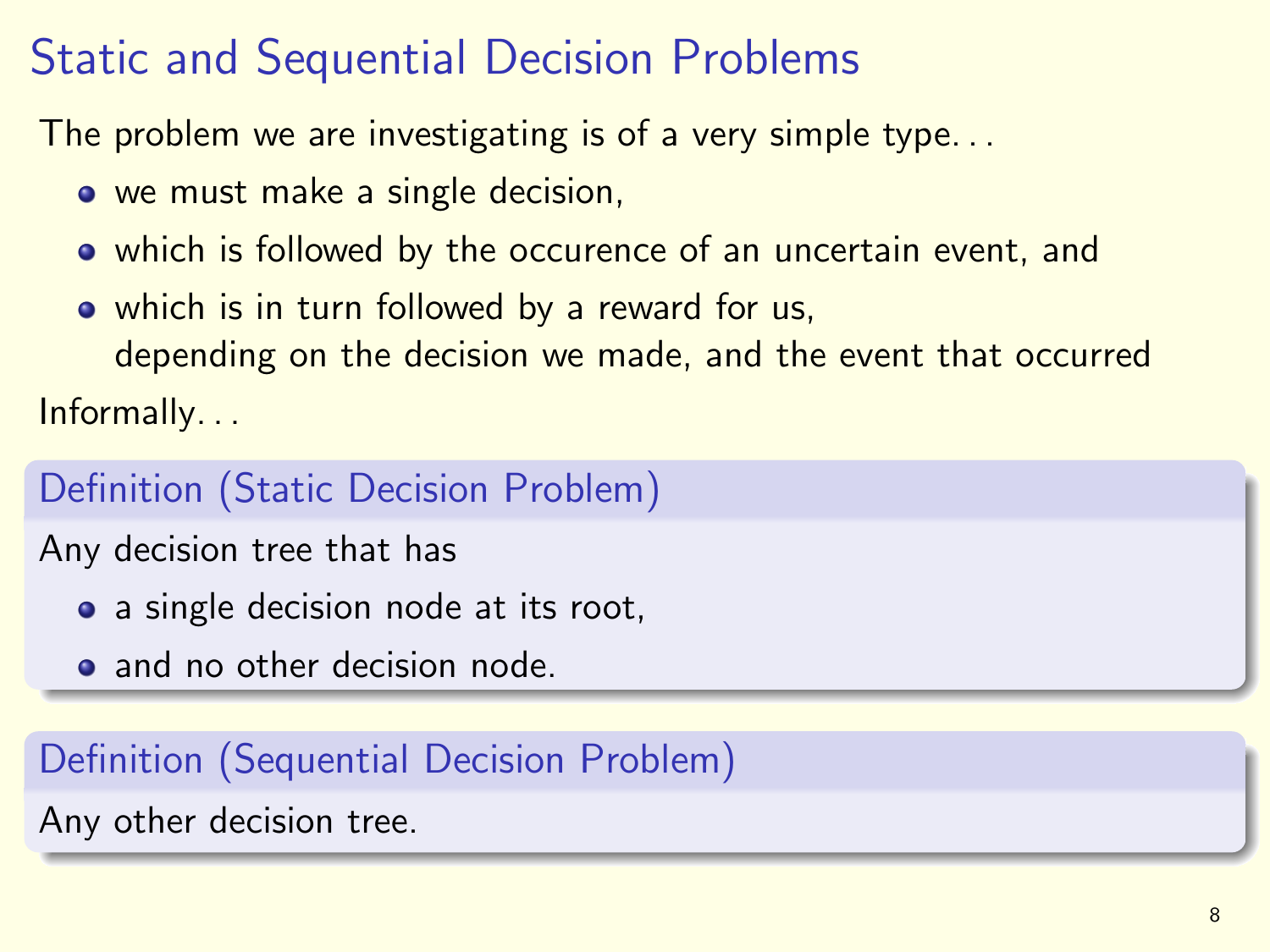# Static and Sequential Decision Problems

The problem we are investigating is of a very simple type. . .

- we must make a single decision,
- which is followed by the occurence of an uncertain event, and
- which is in turn followed by a reward for us, depending on the decision we made, and the event that occurred

Informally. . .

**Definition (Static Decision Problem)**

Any decision tree that has

- a single decision node at its root,
- and no other decision node.

**Definition (Sequential Decision Problem)**

Any other decision tree.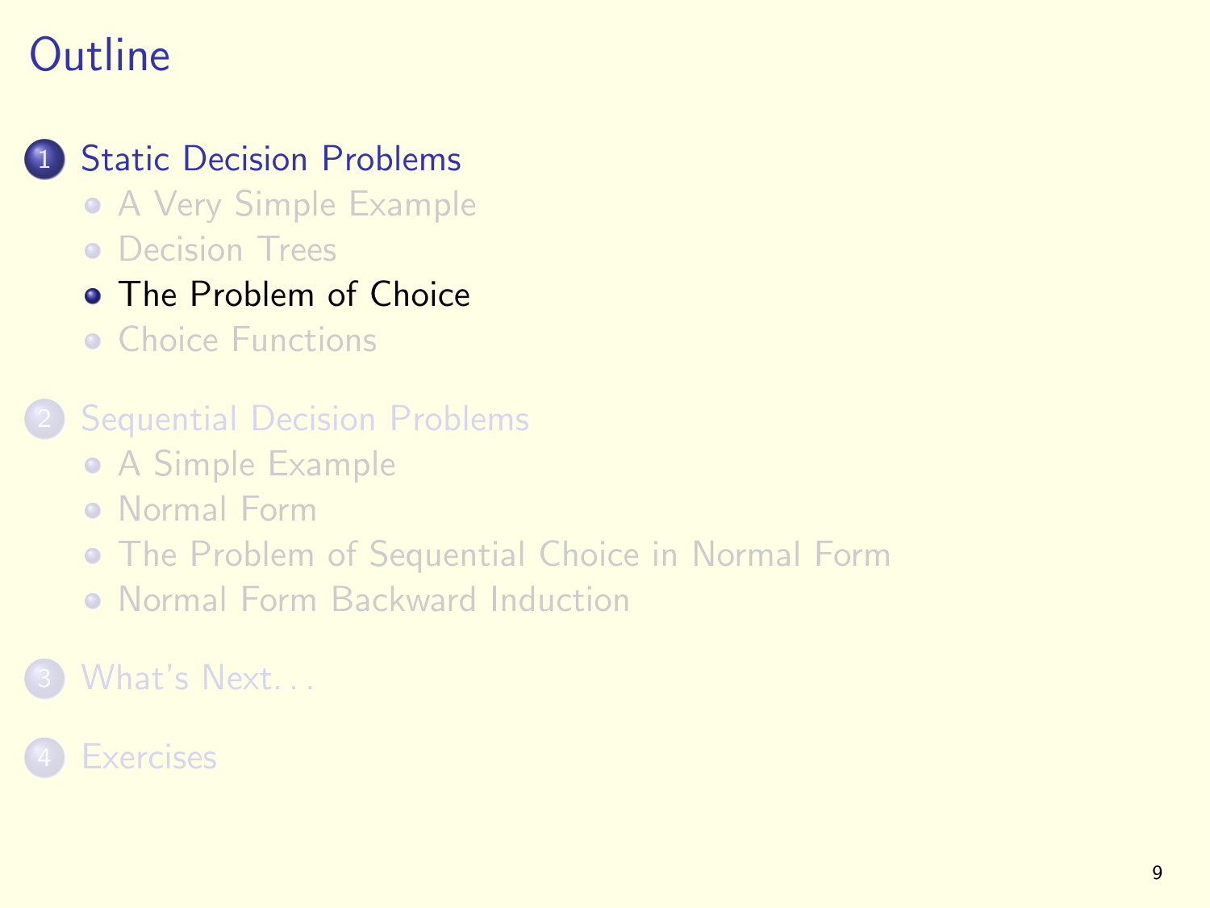# Outline

1. Static Decision Problems
   - A Very Simple Example
   - Decision Trees
   - The Problem of Choice
   - Choice Functions

2. Sequential Decision Problems
   - A Simple Example
   - Normal Form
   - The Problem of Sequential Choice in Normal Form
   - Normal Form Backward Induction

3. What's Next...

4. Exercises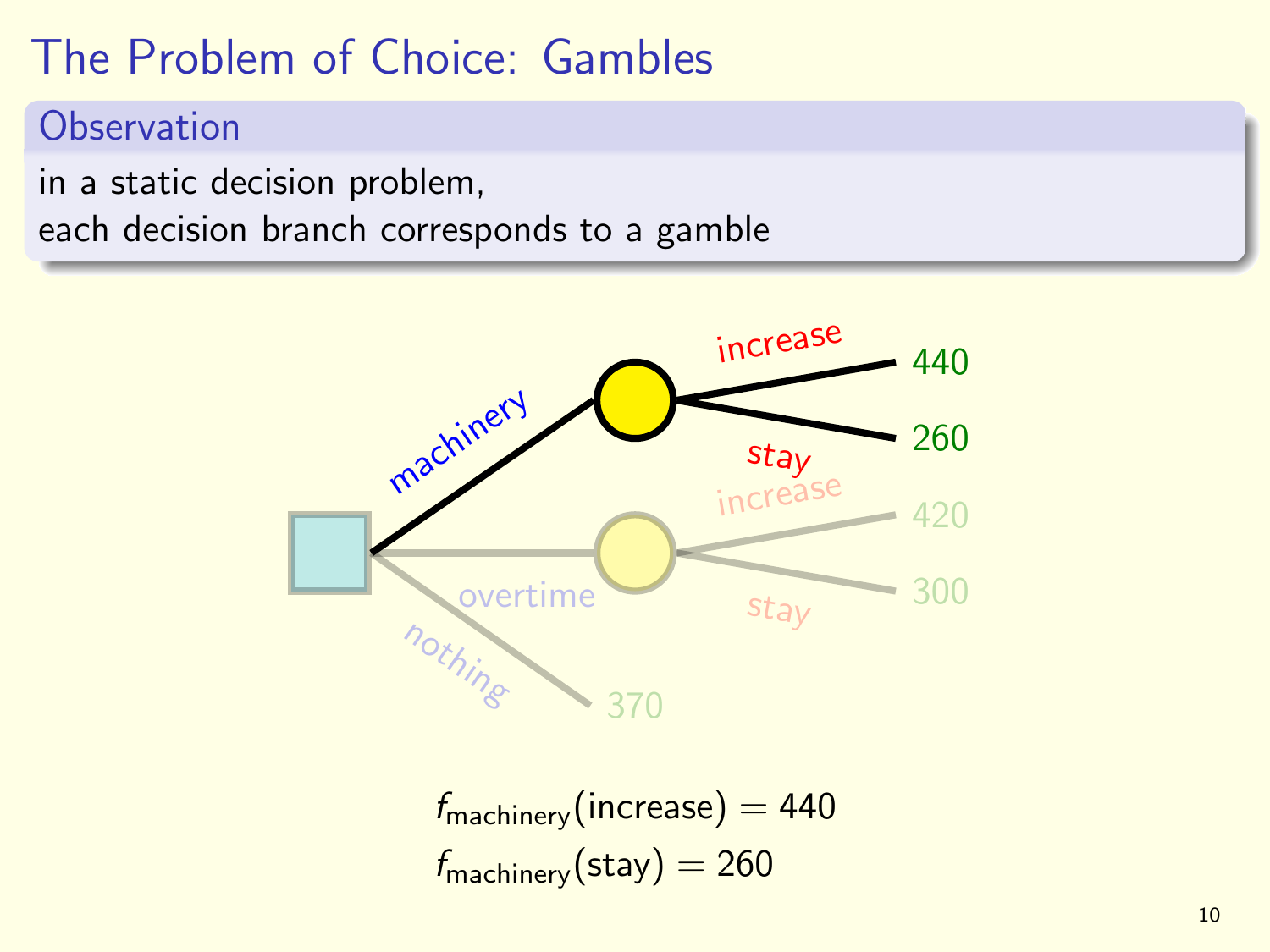# The Problem of Choice: Gambles

**Observation**

in a static decision problem,
each decision branch corresponds to a gamble

$$f_{\text{machinery}}(\text{increase}) = 440$$

$$f_{\text{machinery}}(\text{stay}) = 260$$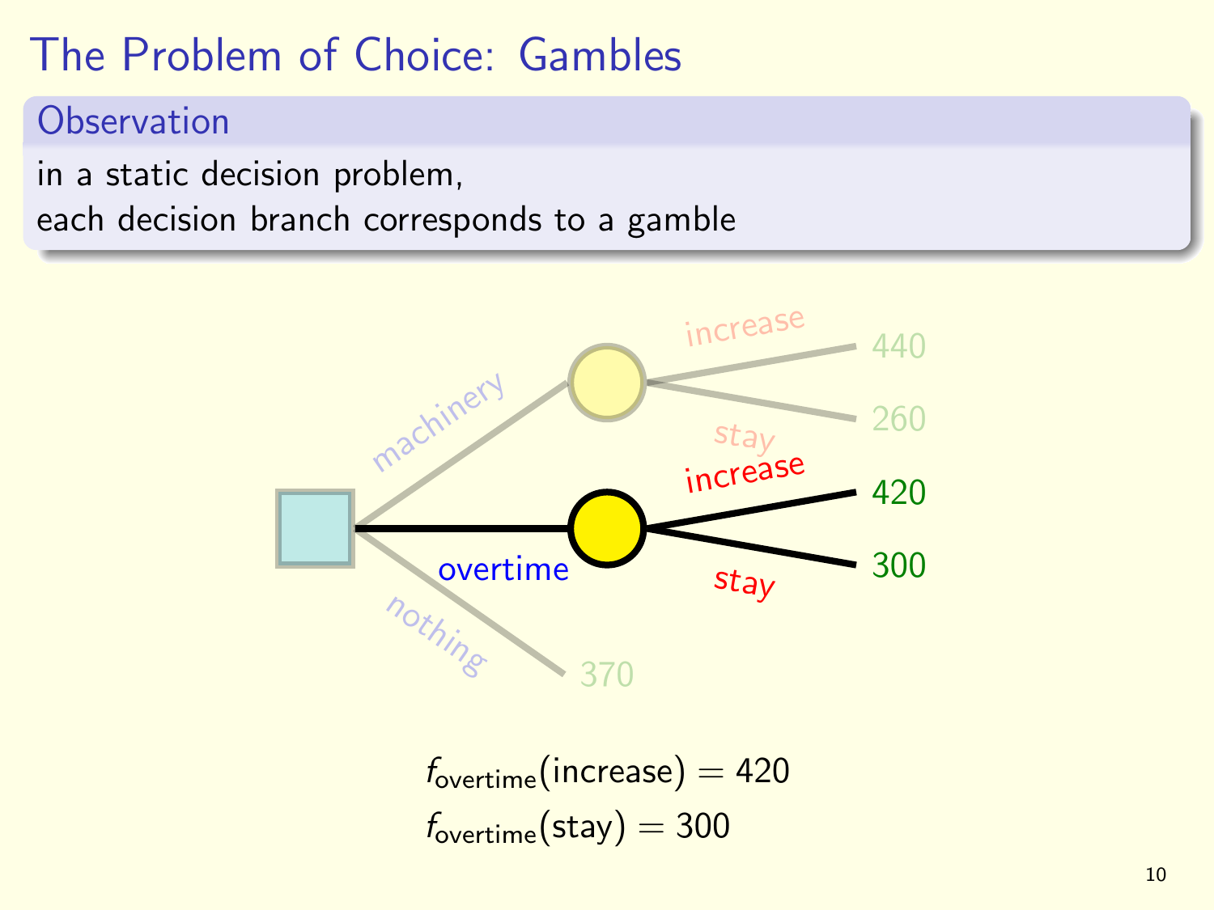# The Problem of Choice: Gambles

**Observation**

in a static decision problem,
each decision branch corresponds to a gamble

$$f_{\text{overtime}}(\text{increase}) = 420$$
$$f_{\text{overtime}}(\text{stay}) = 300$$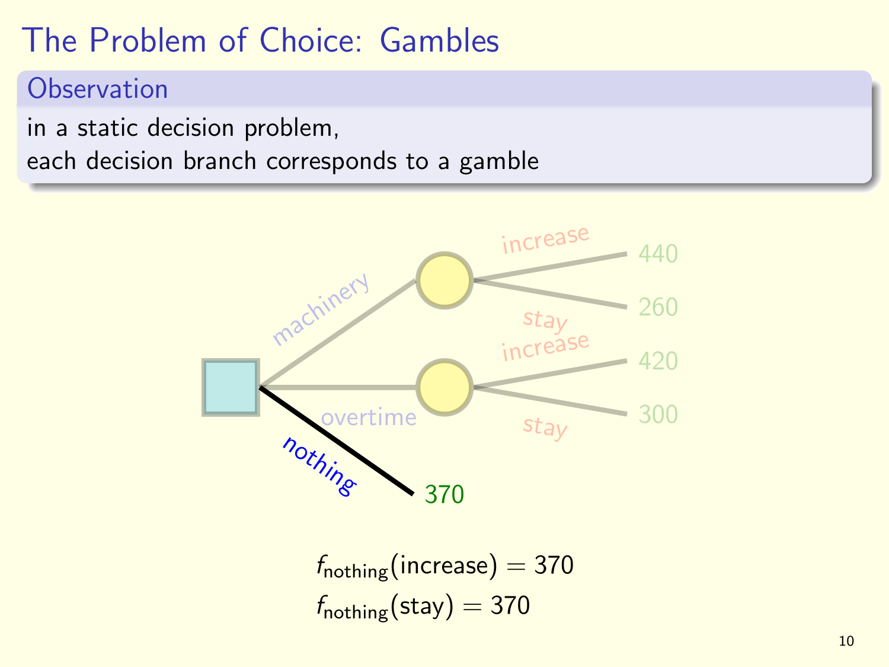# The Problem of Choice: Gambles

## Observation

in a static decision problem,
each decision branch corresponds to a gamble

machinery — increase: 440, stay: 260

overtime — increase: 420, stay: 300

nothing — 370

$$f_{\text{nothing}}(\text{increase}) = 370$$
$$f_{\text{nothing}}(\text{stay}) = 370$$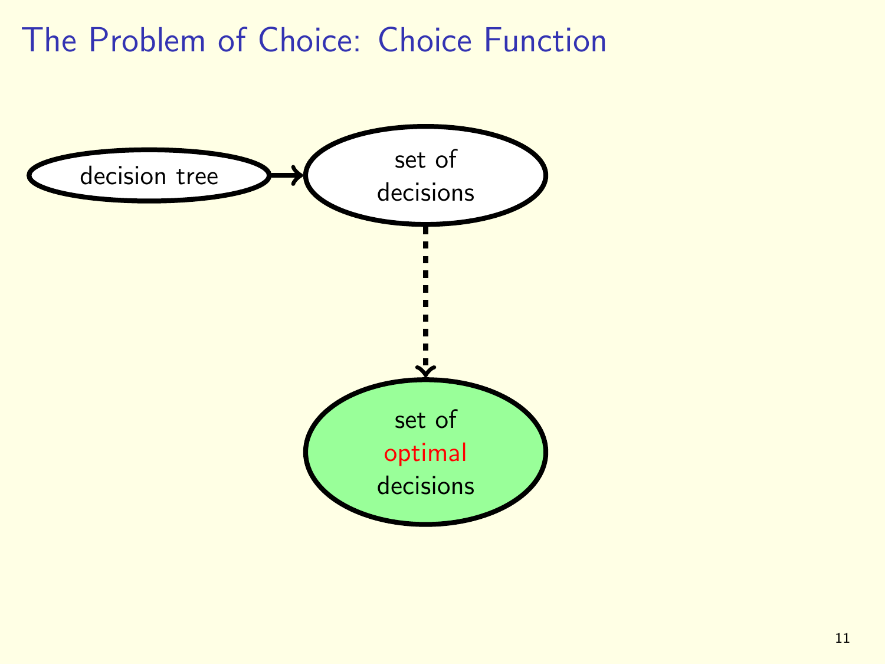# The Problem of Choice: Choice Function

decision tree → set of decisions

set of decisions ⇣ set of optimal decisions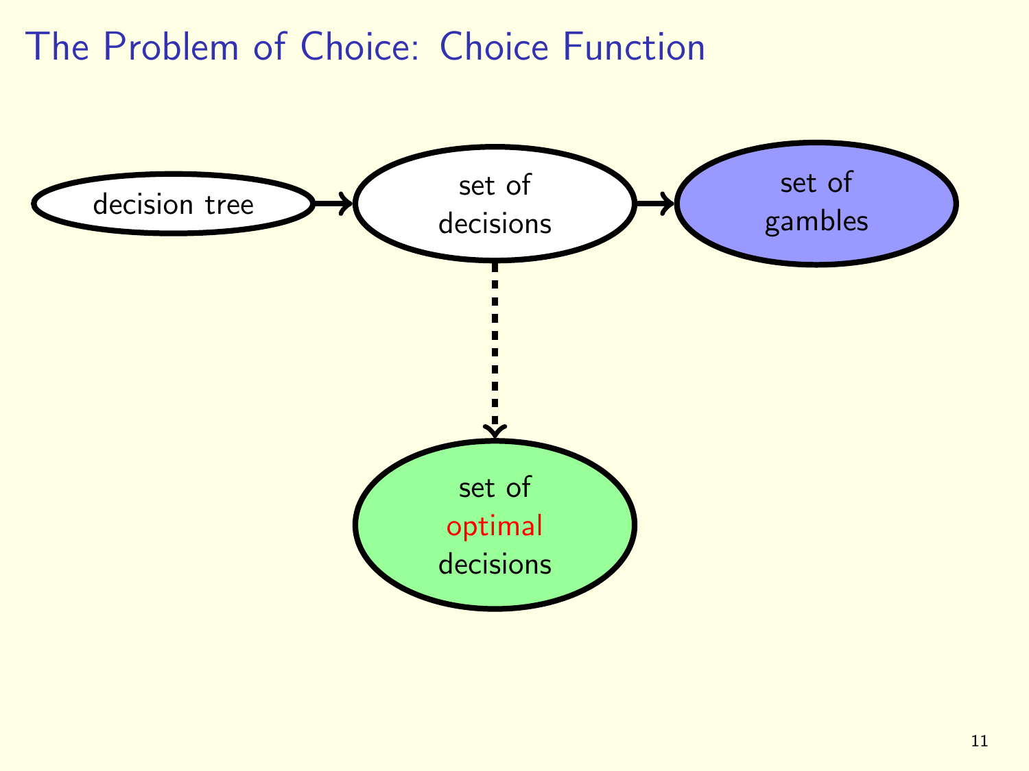# The Problem of Choice: Choice Function

decision tree → set of decisions → set of gambles

set of decisions ⇣ set of optimal decisions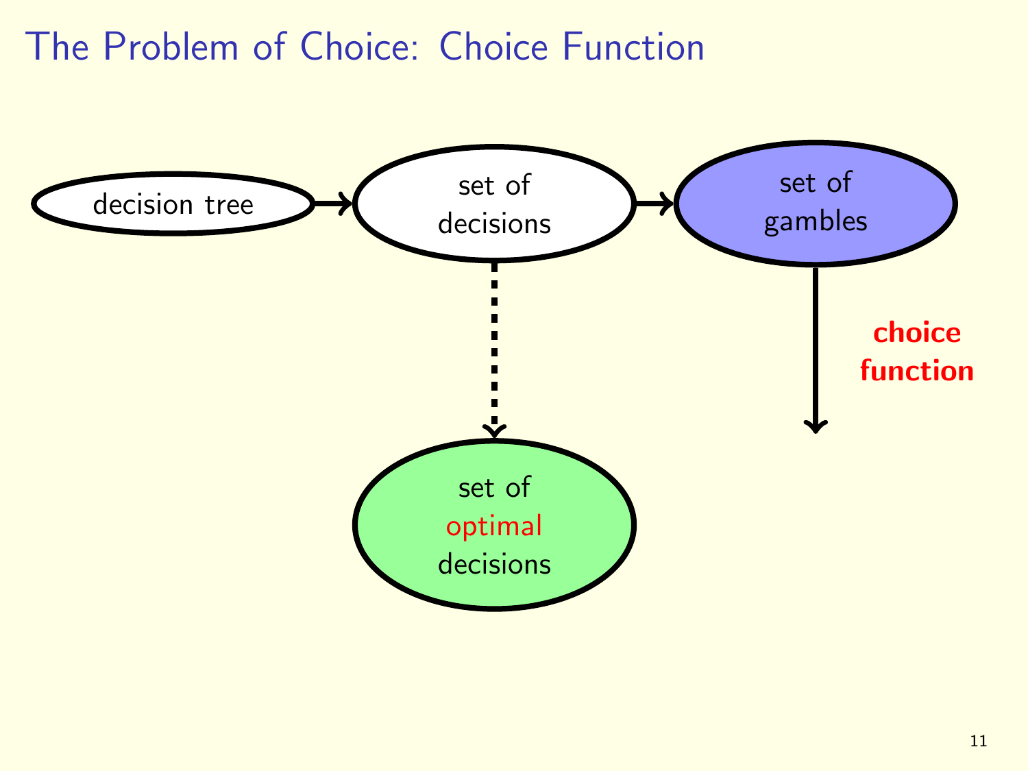# The Problem of Choice: Choice Function

decision tree → set of decisions → set of gambles

set of decisions ⇢ set of **optimal** decisions

set of gambles → **choice function**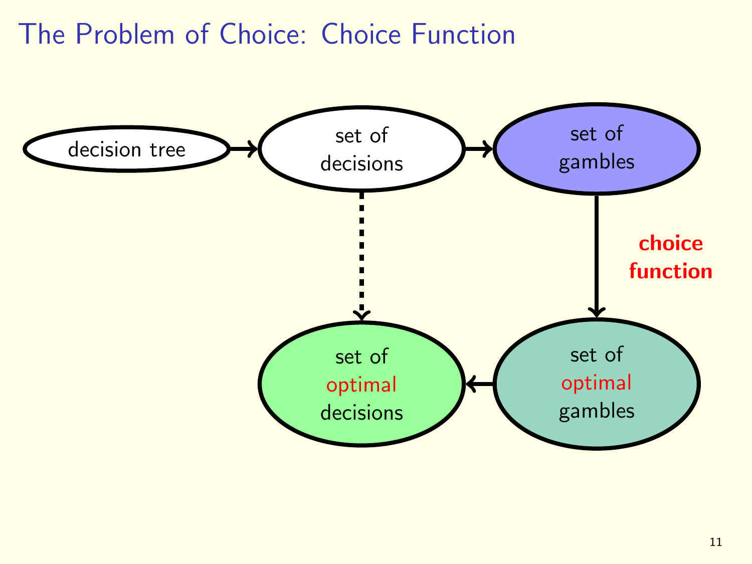# The Problem of Choice: Choice Function

decision tree → set of decisions → set of gambles

set of gambles → (**choice function**) → set of optimal gambles

set of optimal gambles → set of optimal decisions

set of decisions ⇢ set of optimal decisions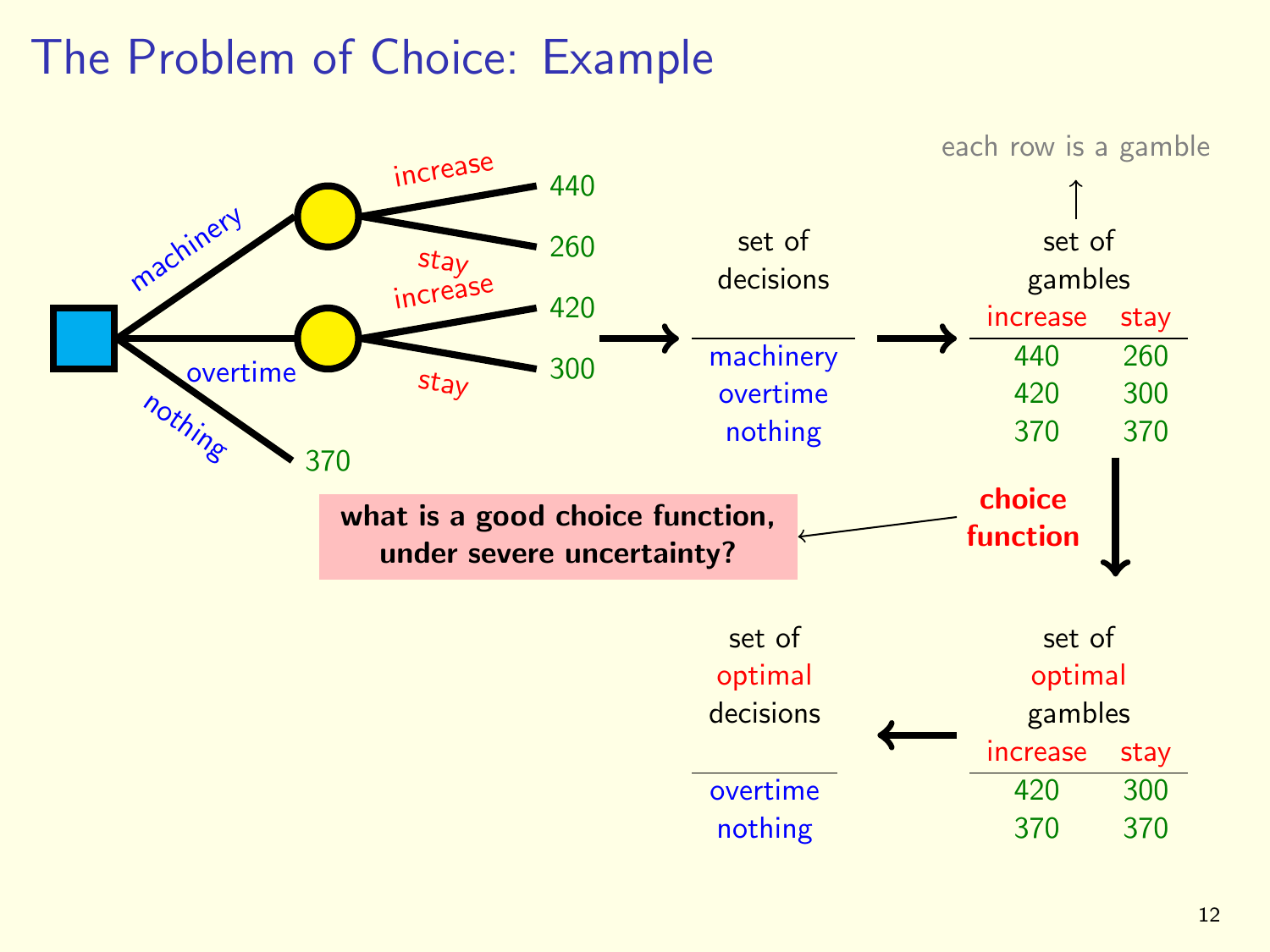# The Problem of Choice: Example

machinery — increase: 440, stay: 260

overtime — increase: 420, stay: 300

nothing — 370

set of decisions

| |
|---|
| machinery |
| overtime |
| nothing |

set of gambles (each row is a gamble)

| increase | stay |
|---|---|
| 440 | 260 |
| 420 | 300 |
| 370 | 370 |

**choice function**

**what is a good choice function, under severe uncertainty?**

set of optimal gambles

| increase | stay |
|---|---|
| 420 | 300 |
| 370 | 370 |

set of optimal decisions

| |
|---|
| overtime |
| nothing |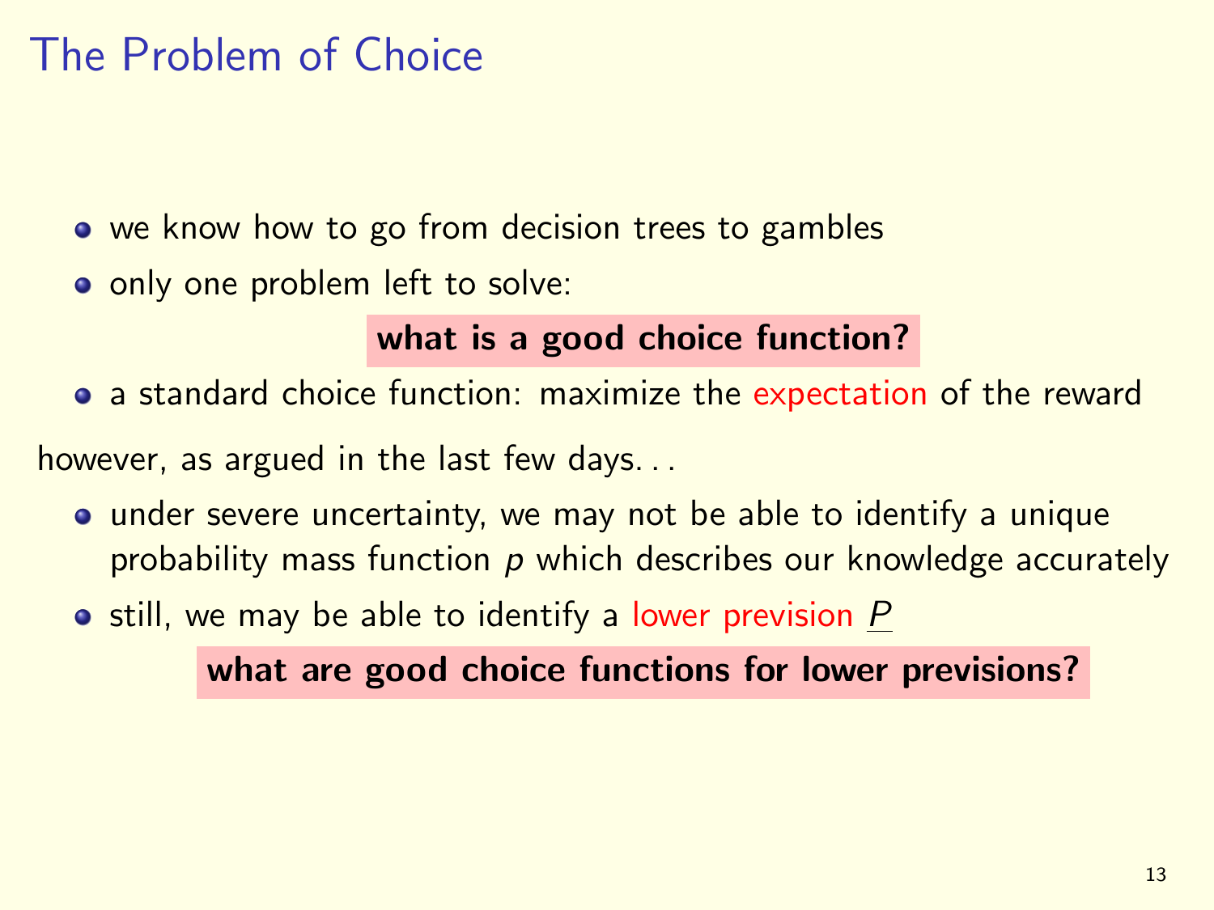# The Problem of Choice

- we know how to go from decision trees to gambles
- only one problem left to solve:

**what is a good choice function?**

- a standard choice function: maximize the expectation of the reward

however, as argued in the last few days...

- under severe uncertainty, we may not be able to identify a unique probability mass function $p$ which describes our knowledge accurately
- still, we may be able to identify a lower prevision $\underline{P}$

**what are good choice functions for lower previsions?**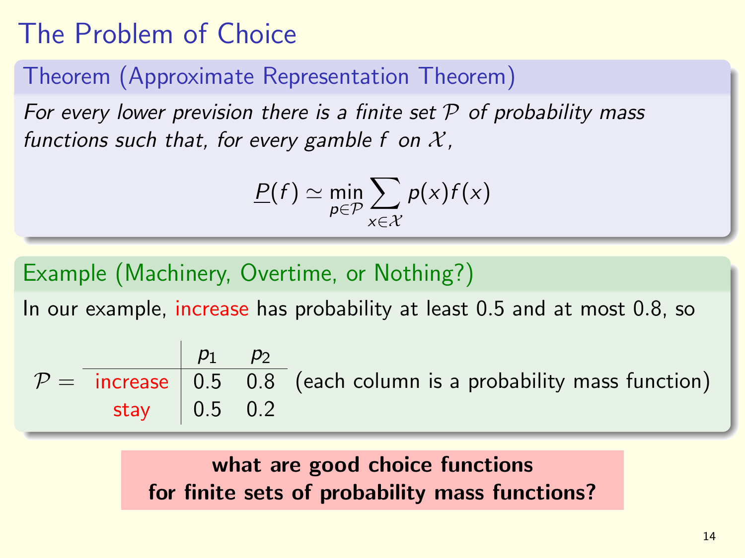# The Problem of Choice

### Theorem (Approximate Representation Theorem)

*For every lower prevision there is a finite set $\mathcal{P}$ of probability mass functions such that, for every gamble $f$ on $\mathcal{X}$,*

$$\underline{P}(f) \simeq \min_{p \in \mathcal{P}} \sum_{x \in \mathcal{X}} p(x) f(x)$$

### Example (Machinery, Overtime, or Nothing?)

In our example, increase has probability at least 0.5 and at most 0.8, so

$\mathcal{P} =$

| | $p_1$ | $p_2$ |
|---|---|---|
| increase | 0.5 | 0.8 |
| stay | 0.5 | 0.2 |

(each column is a probability mass function)

**what are good choice functions for finite sets of probability mass functions?**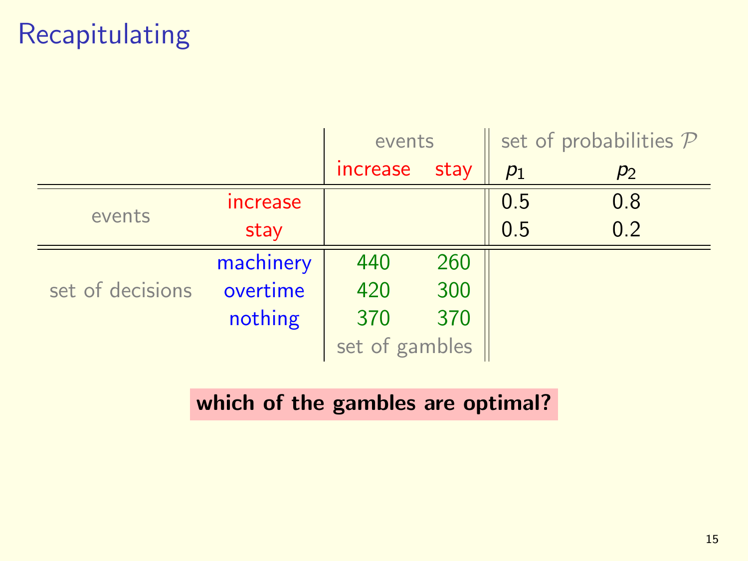# Recapitulating

| | | events | | set of probabilities $\mathcal{P}$ | |
|---|---|---|---|---|---|
| | | increase | stay | $p_1$ | $p_2$ |
| events | increase | | | 0.5 | 0.8 |
| | stay | | | 0.5 | 0.2 |
| set of decisions | machinery | 440 | 260 | | |
| | overtime | 420 | 300 | | |
| | nothing | 370 | 370 | | |
| | | set of gambles | | | |

**which of the gambles are optimal?**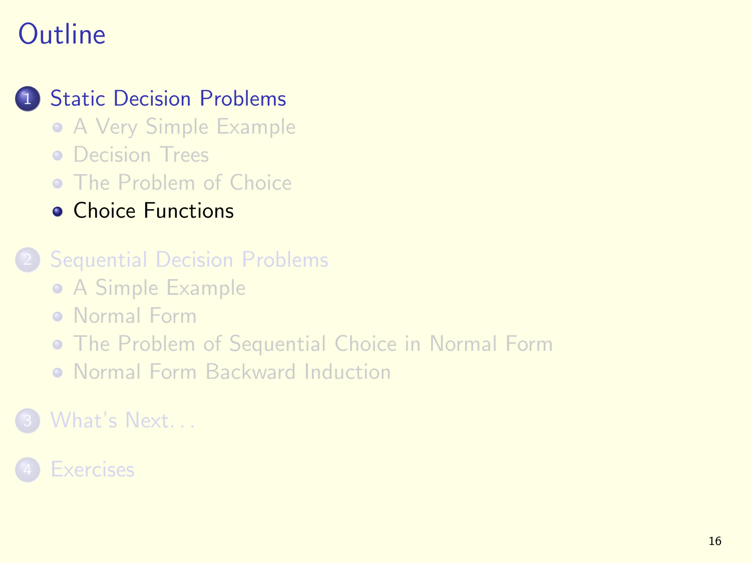# Outline

1. Static Decision Problems
   - A Very Simple Example
   - Decision Trees
   - The Problem of Choice
   - Choice Functions

2. Sequential Decision Problems
   - A Simple Example
   - Normal Form
   - The Problem of Sequential Choice in Normal Form
   - Normal Form Backward Induction

3. What's Next. . .

4. Exercises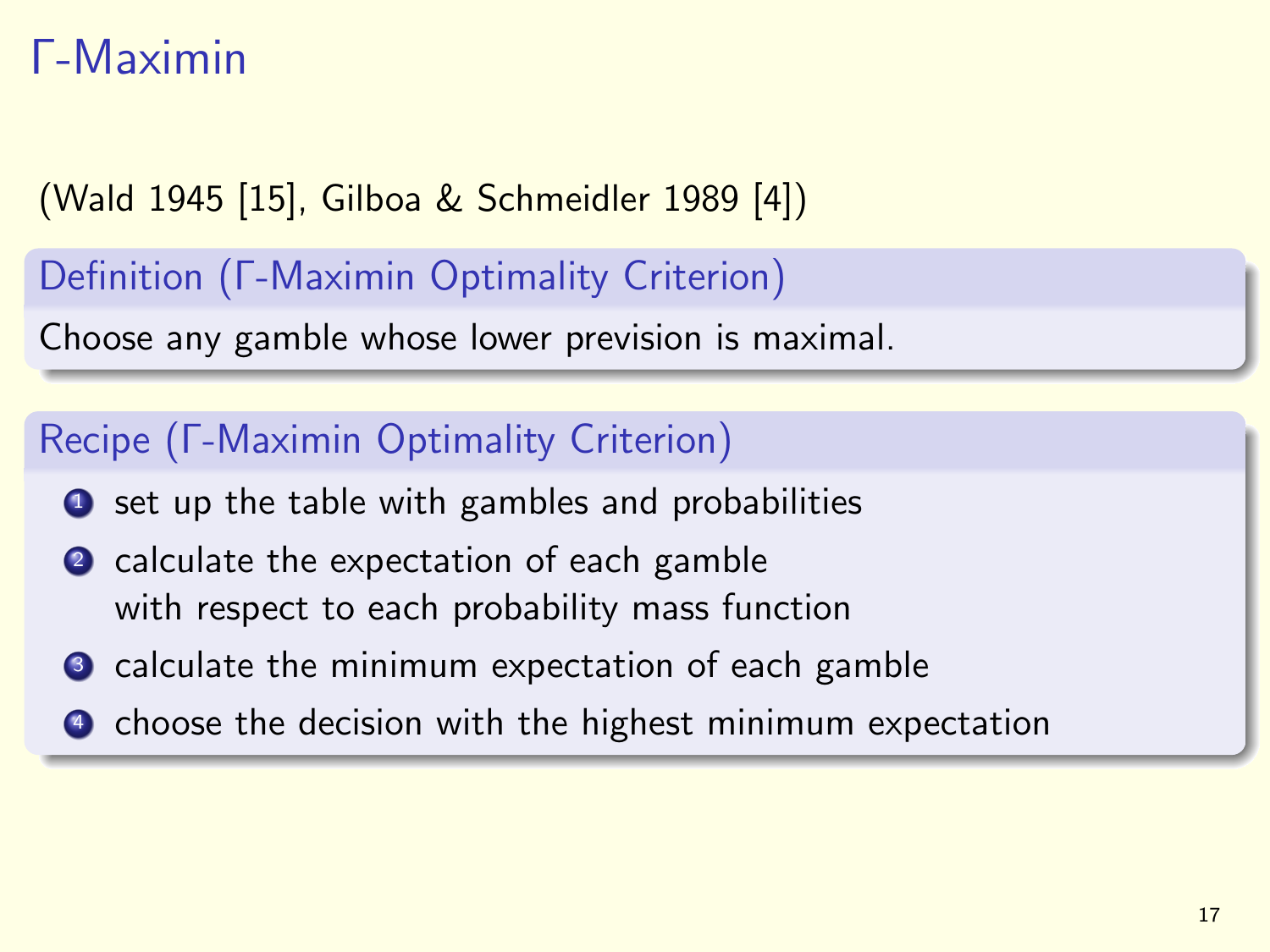# Γ-Maximin

(Wald 1945 [15], Gilboa & Schmeidler 1989 [4])

### Definition (Γ-Maximin Optimality Criterion)

Choose any gamble whose lower prevision is maximal.

### Recipe (Γ-Maximin Optimality Criterion)

1. set up the table with gambles and probabilities
2. calculate the expectation of each gamble with respect to each probability mass function
3. calculate the minimum expectation of each gamble
4. choose the decision with the highest minimum expectation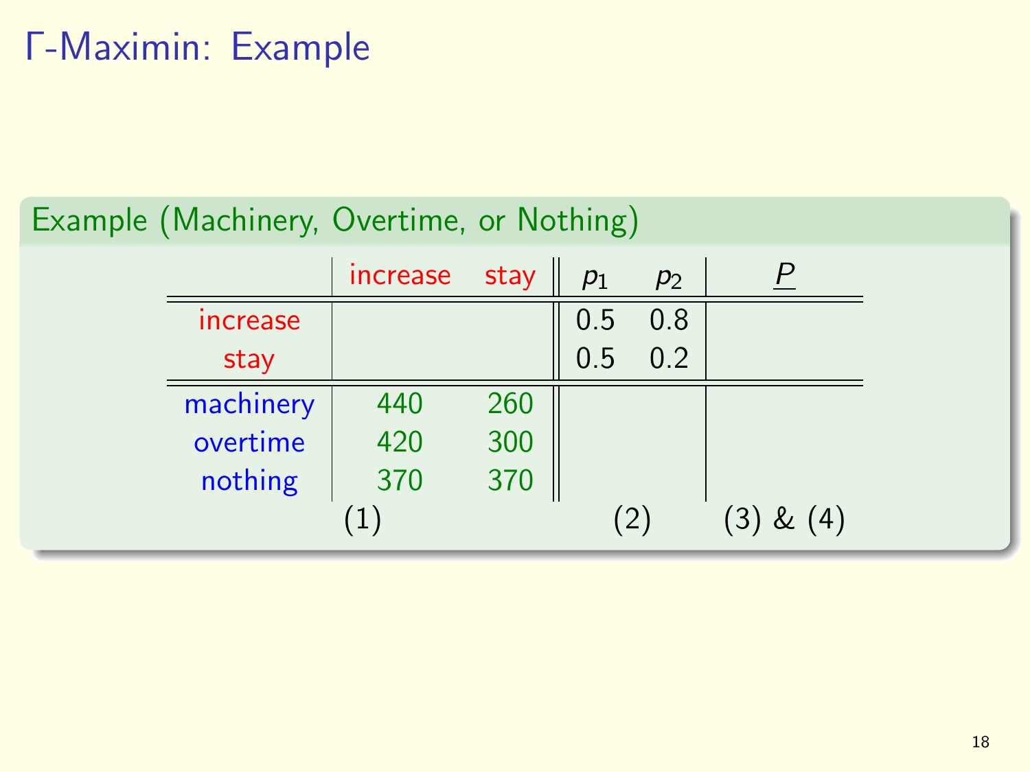# Γ-Maximin: Example

## Example (Machinery, Overtime, or Nothing)

| | increase | stay | $p_1$ | $p_2$ | $\underline{P}$ |
|---|---|---|---|---|---|
| increase | | | 0.5 | 0.8 | |
| stay | | | 0.5 | 0.2 | |
| machinery | 440 | 260 | | | |
| overtime | 420 | 300 | | | |
| nothing | 370 | 370 | | | |
| | (1) | | (2) | | (3) & (4) |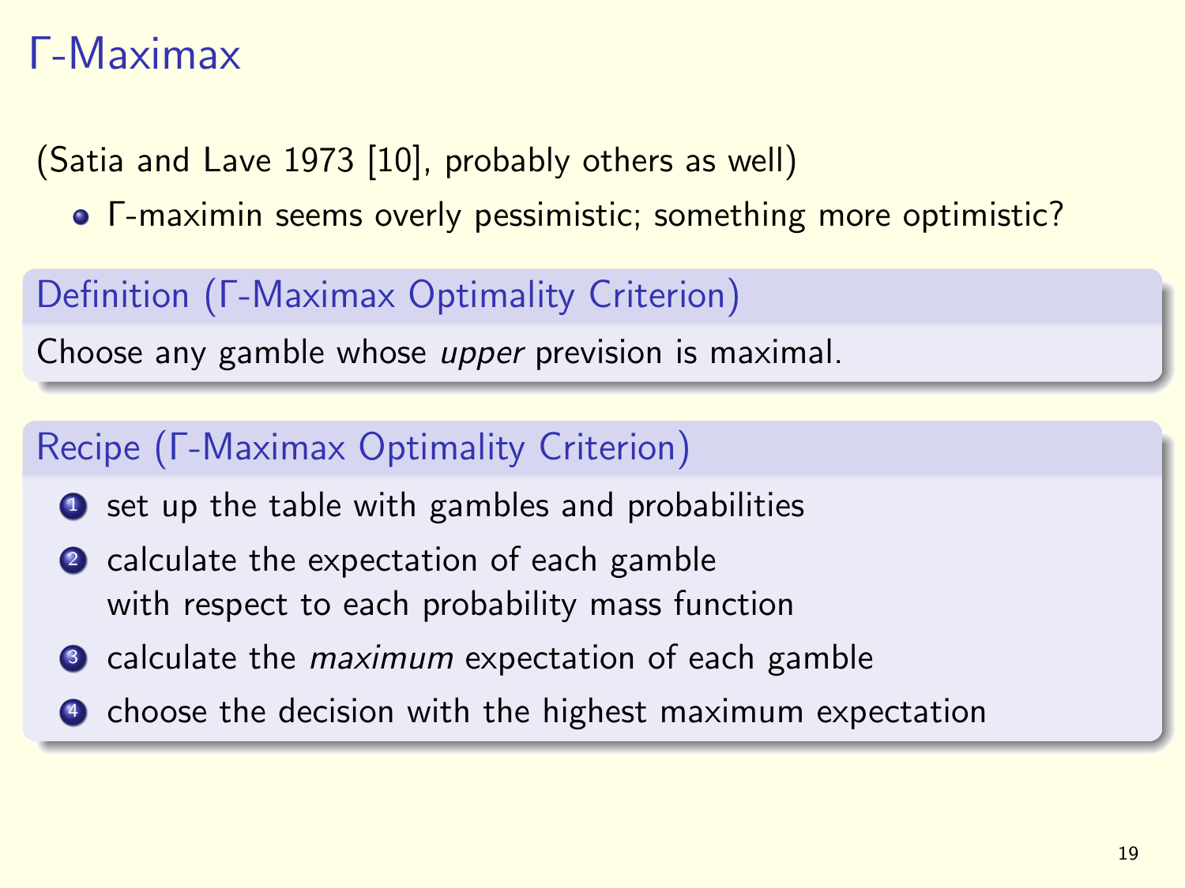# Γ-Maximax

(Satia and Lave 1973 [10], probably others as well)

- Γ-maximin seems overly pessimistic; something more optimistic?

### Definition (Γ-Maximax Optimality Criterion)

Choose any gamble whose *upper* prevision is maximal.

### Recipe (Γ-Maximax Optimality Criterion)

1. set up the table with gambles and probabilities
2. calculate the expectation of each gamble with respect to each probability mass function
3. calculate the *maximum* expectation of each gamble
4. choose the decision with the highest maximum expectation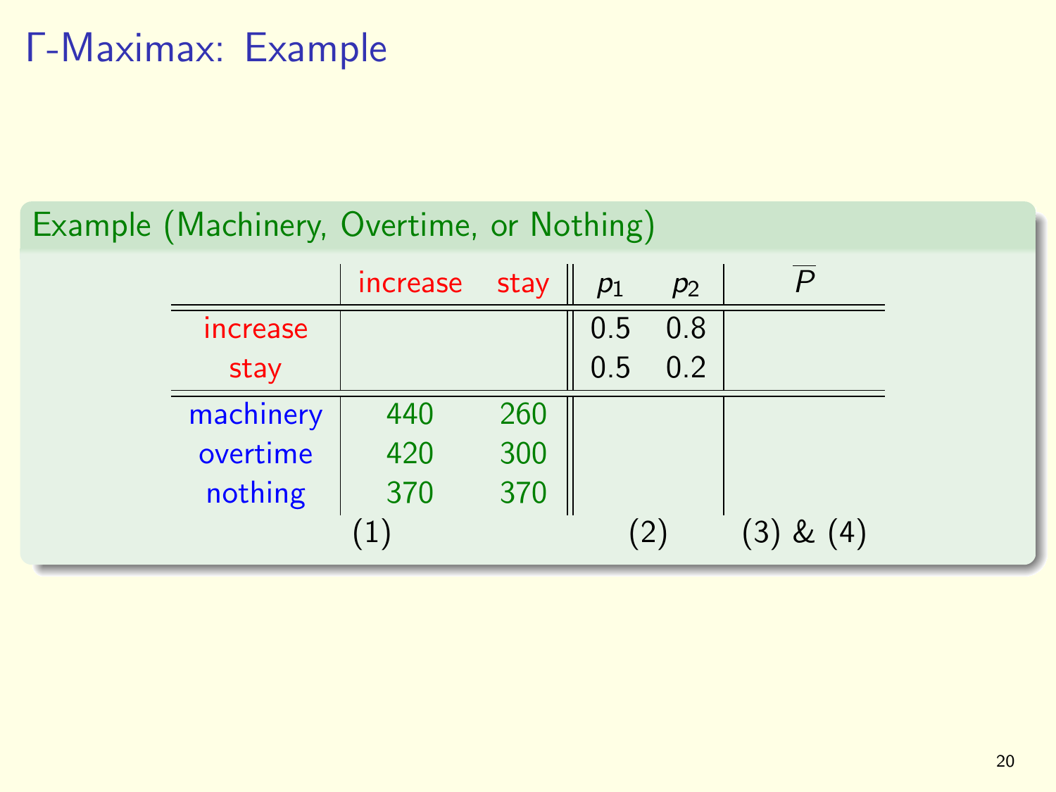# Γ-Maximax: Example

## Example (Machinery, Overtime, or Nothing)

| | increase | stay | $p_1$ | $p_2$ | $\overline{P}$ |
|---|---|---|---|---|---|
| increase | | | 0.5 | 0.8 | |
| stay | | | 0.5 | 0.2 | |
| machinery | 440 | 260 | | | |
| overtime | 420 | 300 | | | |
| nothing | 370 | 370 | | | |
| | (1) | | (2) | | (3) & (4) |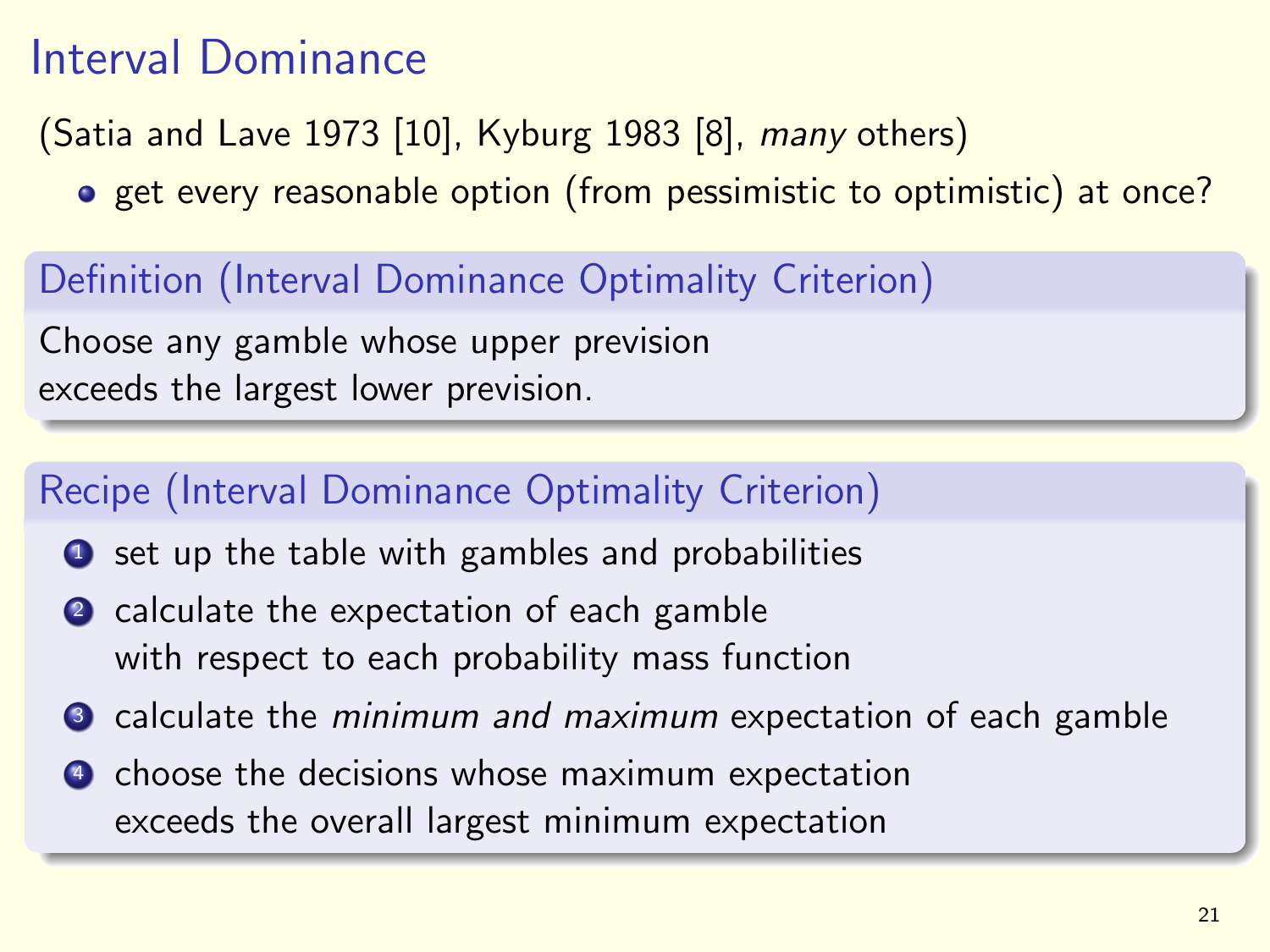# Interval Dominance

(Satia and Lave 1973 [10], Kyburg 1983 [8], *many* others)

- get every reasonable option (from pessimistic to optimistic) at once?

## Definition (Interval Dominance Optimality Criterion)

Choose any gamble whose upper prevision
exceeds the largest lower prevision.

## Recipe (Interval Dominance Optimality Criterion)

1. set up the table with gambles and probabilities
2. calculate the expectation of each gamble
   with respect to each probability mass function
3. calculate the *minimum and maximum* expectation of each gamble
4. choose the decisions whose maximum expectation
   exceeds the overall largest minimum expectation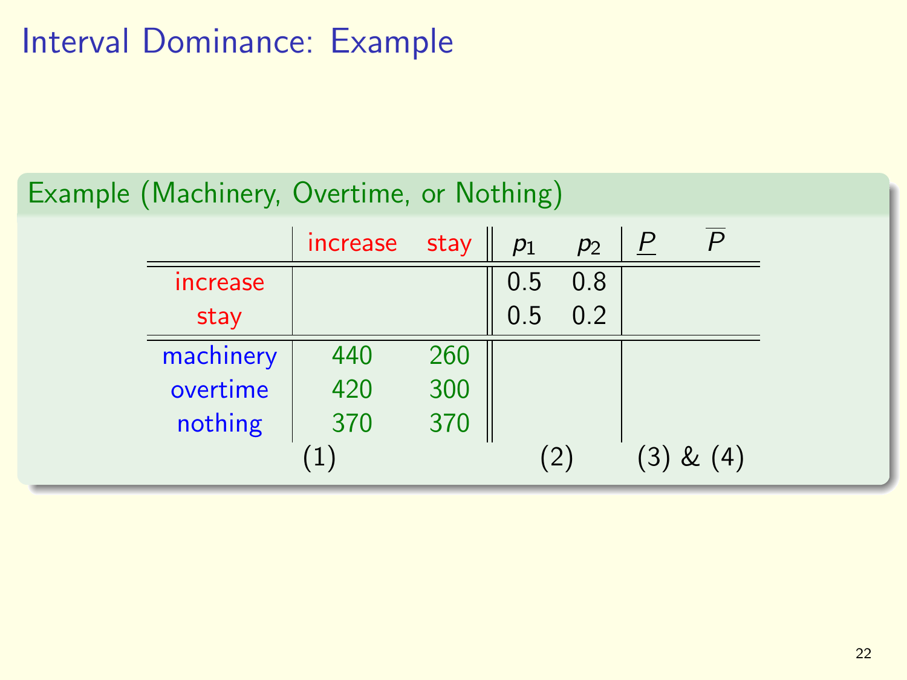# Interval Dominance: Example

## Example (Machinery, Overtime, or Nothing)

| | increase | stay | $p_1$ | $p_2$ | $\underline{P}$ | $\overline{P}$ |
|---|---|---|---|---|---|---|
| increase | | | 0.5 | 0.8 | | |
| stay | | | 0.5 | 0.2 | | |
| machinery | 440 | 260 | | | | |
| overtime | 420 | 300 | | | | |
| nothing | 370 | 370 | | | | |
| | (1) | | (2) | | (3) & (4) | |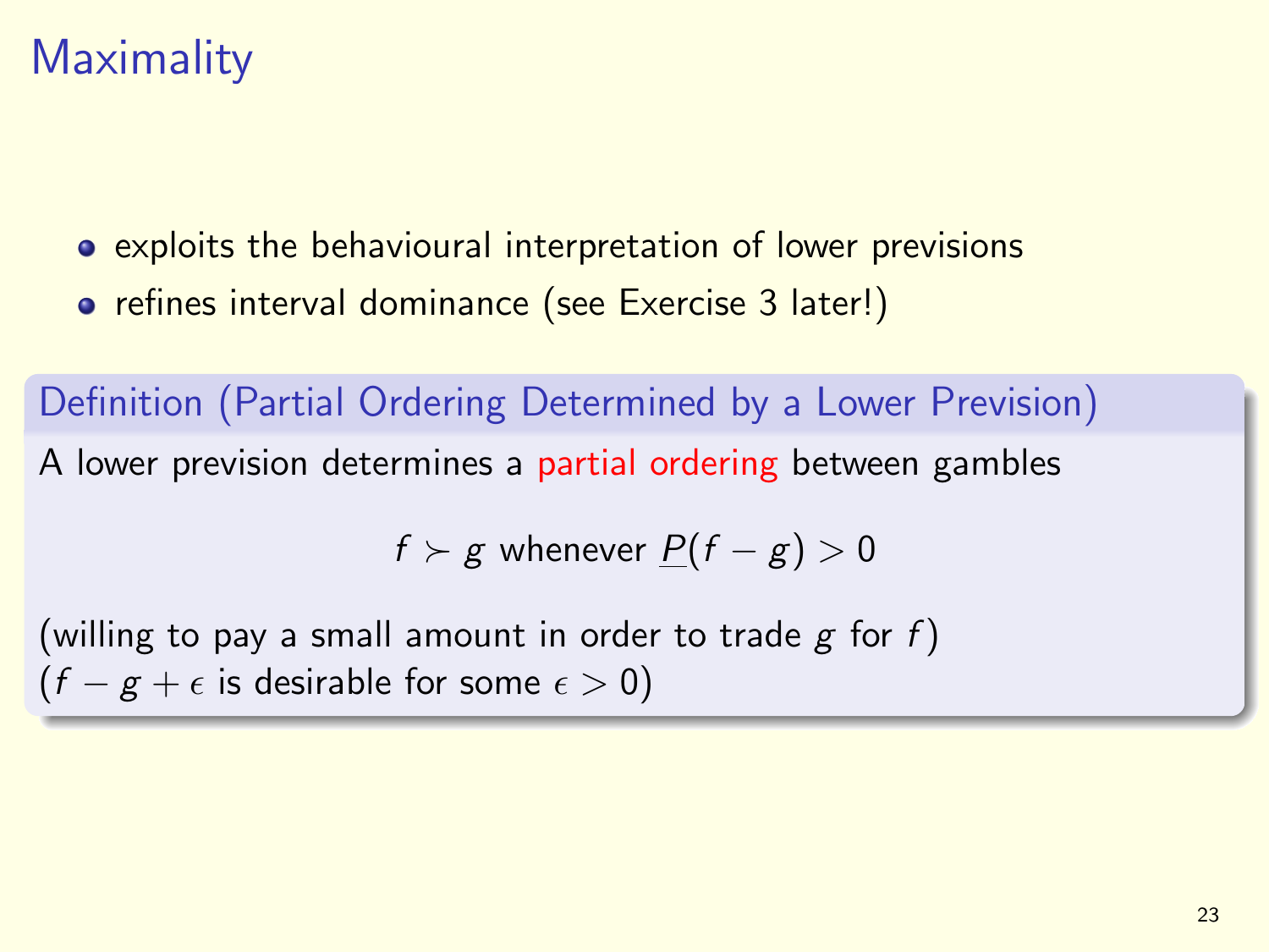# Maximality

- exploits the behavioural interpretation of lower previsions
- refines interval dominance (see Exercise 3 later!)

### Definition (Partial Ordering Determined by a Lower Prevision)

A lower prevision determines a partial ordering between gambles

$$f \succ g \text{ whenever } \underline{P}(f - g) > 0$$

(willing to pay a small amount in order to trade $g$ for $f$)
($f - g + \epsilon$ is desirable for some $\epsilon > 0$)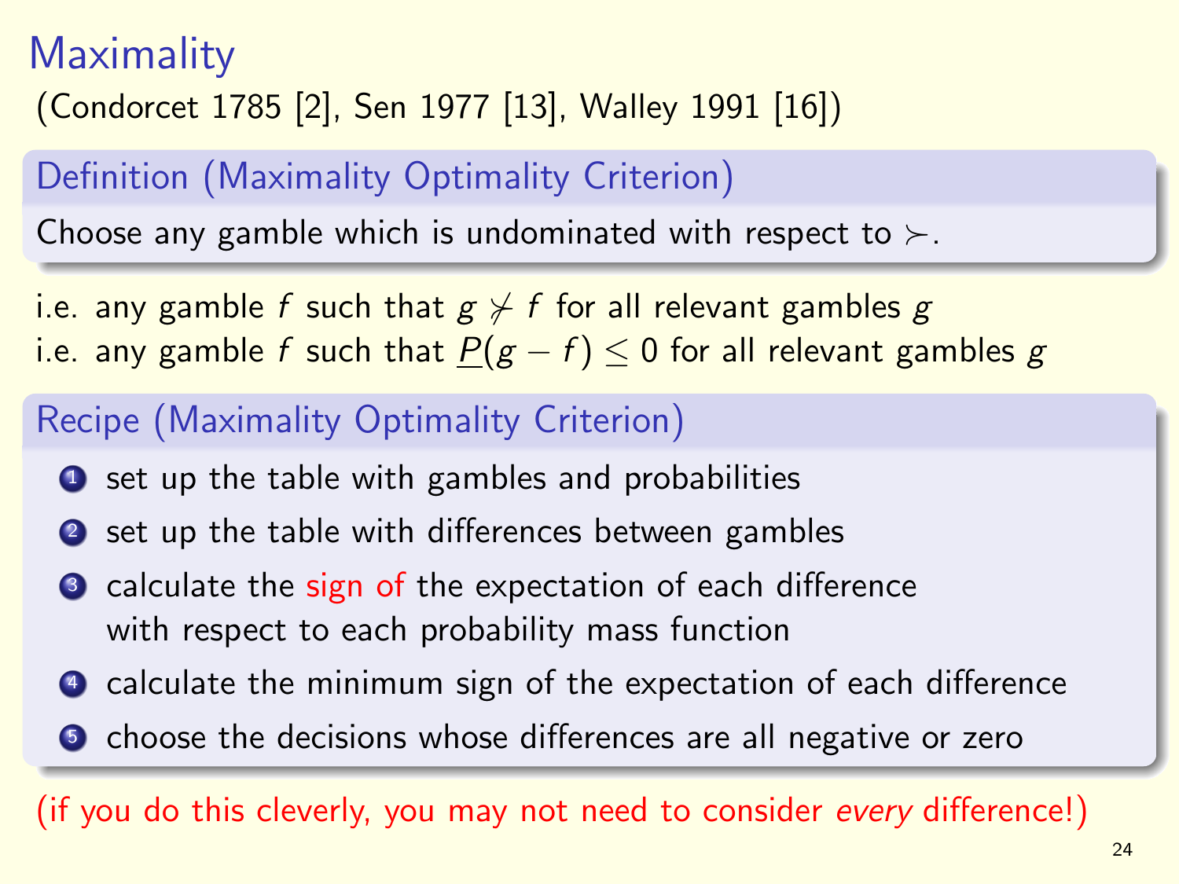# Maximality

(Condorcet 1785 [2], Sen 1977 [13], Walley 1991 [16])

## Definition (Maximality Optimality Criterion)

Choose any gamble which is undominated with respect to $\succ$.

i.e. any gamble $f$ such that $g \not\succ f$ for all relevant gambles $g$

i.e. any gamble $f$ such that $\underline{P}(g - f) \leq 0$ for all relevant gambles $g$

## Recipe (Maximality Optimality Criterion)

1. set up the table with gambles and probabilities
2. set up the table with differences between gambles
3. calculate the sign of the expectation of each difference with respect to each probability mass function
4. calculate the minimum sign of the expectation of each difference
5. choose the decisions whose differences are all negative or zero

(if you do this cleverly, you may not need to consider *every* difference!)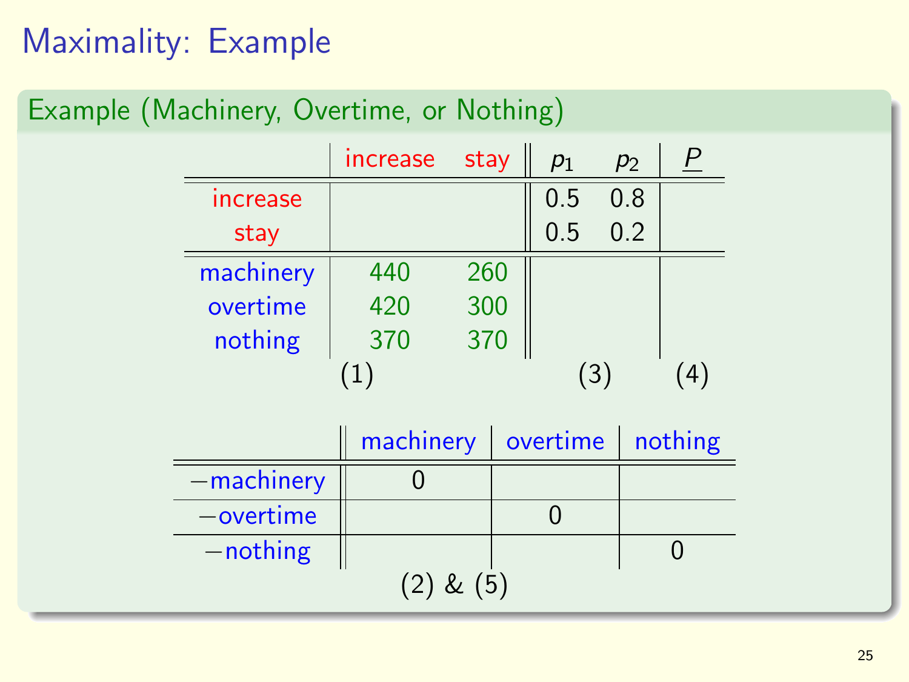# Maximality: Example

## Example (Machinery, Overtime, or Nothing)

| | increase | stay | $p_1$ | $p_2$ | $\underline{P}$ |
|---|---|---|---|---|---|
| increase | | | 0.5 | 0.8 | |
| stay | | | 0.5 | 0.2 | |
| machinery | 440 | 260 | | | |
| overtime | 420 | 300 | | | |
| nothing | 370 | 370 | | | |
| | (1) | | (3) | | (4) |

| | machinery | overtime | nothing |
|---|---|---|---|
| −machinery | 0 | | |
| −overtime | | 0 | |
| −nothing | | | 0 |

(2) & (5)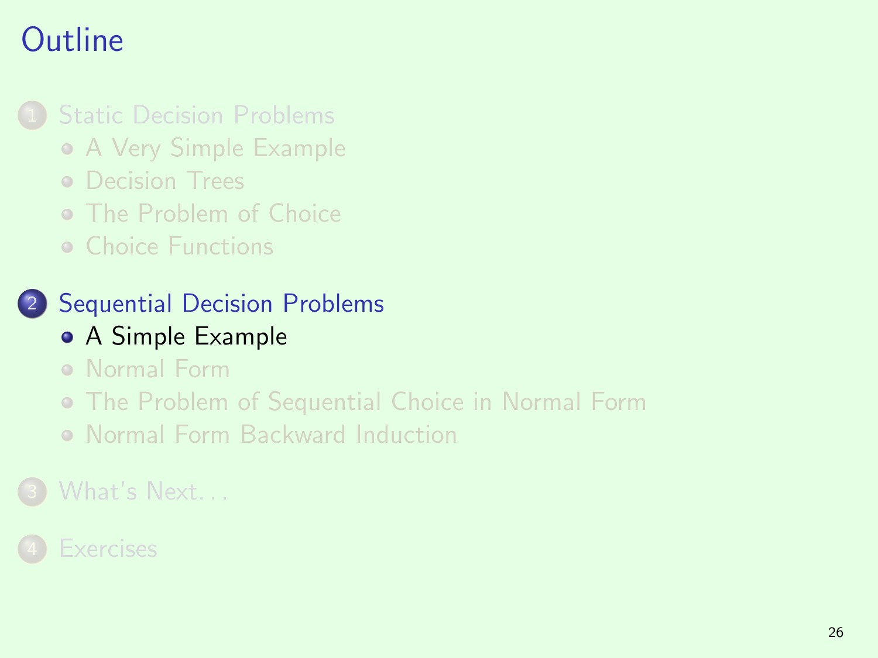# Outline

1. Static Decision Problems
   - A Very Simple Example
   - Decision Trees
   - The Problem of Choice
   - Choice Functions

2. Sequential Decision Problems
   - A Simple Example
   - Normal Form
   - The Problem of Sequential Choice in Normal Form
   - Normal Form Backward Induction

3. What's Next. . .

4. Exercises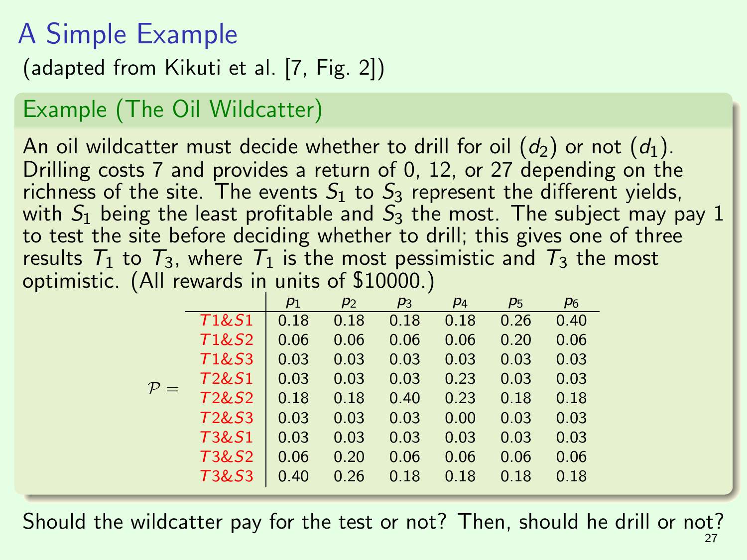# A Simple Example

(adapted from Kikuti et al. [7, Fig. 2])

## Example (The Oil Wildcatter)

An oil wildcatter must decide whether to drill for oil ($d_2$) or not ($d_1$). Drilling costs 7 and provides a return of 0, 12, or 27 depending on the richness of the site. The events $S_1$ to $S_3$ represent the different yields, with $S_1$ being the least profitable and $S_3$ the most. The subject may pay 1 to test the site before deciding whether to drill; this gives one of three results $T_1$ to $T_3$, where $T_1$ is the most pessimistic and $T_3$ the most optimistic. (All rewards in units of $10000.)

$\mathcal{P} =$

| | $p_1$ | $p_2$ | $p_3$ | $p_4$ | $p_5$ | $p_6$ |
|---|---|---|---|---|---|---|
| $T1\&S1$ | 0.18 | 0.18 | 0.18 | 0.18 | 0.26 | 0.40 |
| $T1\&S2$ | 0.06 | 0.06 | 0.06 | 0.06 | 0.20 | 0.06 |
| $T1\&S3$ | 0.03 | 0.03 | 0.03 | 0.03 | 0.03 | 0.03 |
| $T2\&S1$ | 0.03 | 0.03 | 0.03 | 0.23 | 0.03 | 0.03 |
| $T2\&S2$ | 0.18 | 0.18 | 0.40 | 0.23 | 0.18 | 0.18 |
| $T2\&S3$ | 0.03 | 0.03 | 0.03 | 0.00 | 0.03 | 0.03 |
| $T3\&S1$ | 0.03 | 0.03 | 0.03 | 0.03 | 0.03 | 0.03 |
| $T3\&S2$ | 0.06 | 0.20 | 0.06 | 0.06 | 0.06 | 0.06 |
| $T3\&S3$ | 0.40 | 0.26 | 0.18 | 0.18 | 0.18 | 0.18 |

Should the wildcatter pay for the test or not? Then, should he drill or not?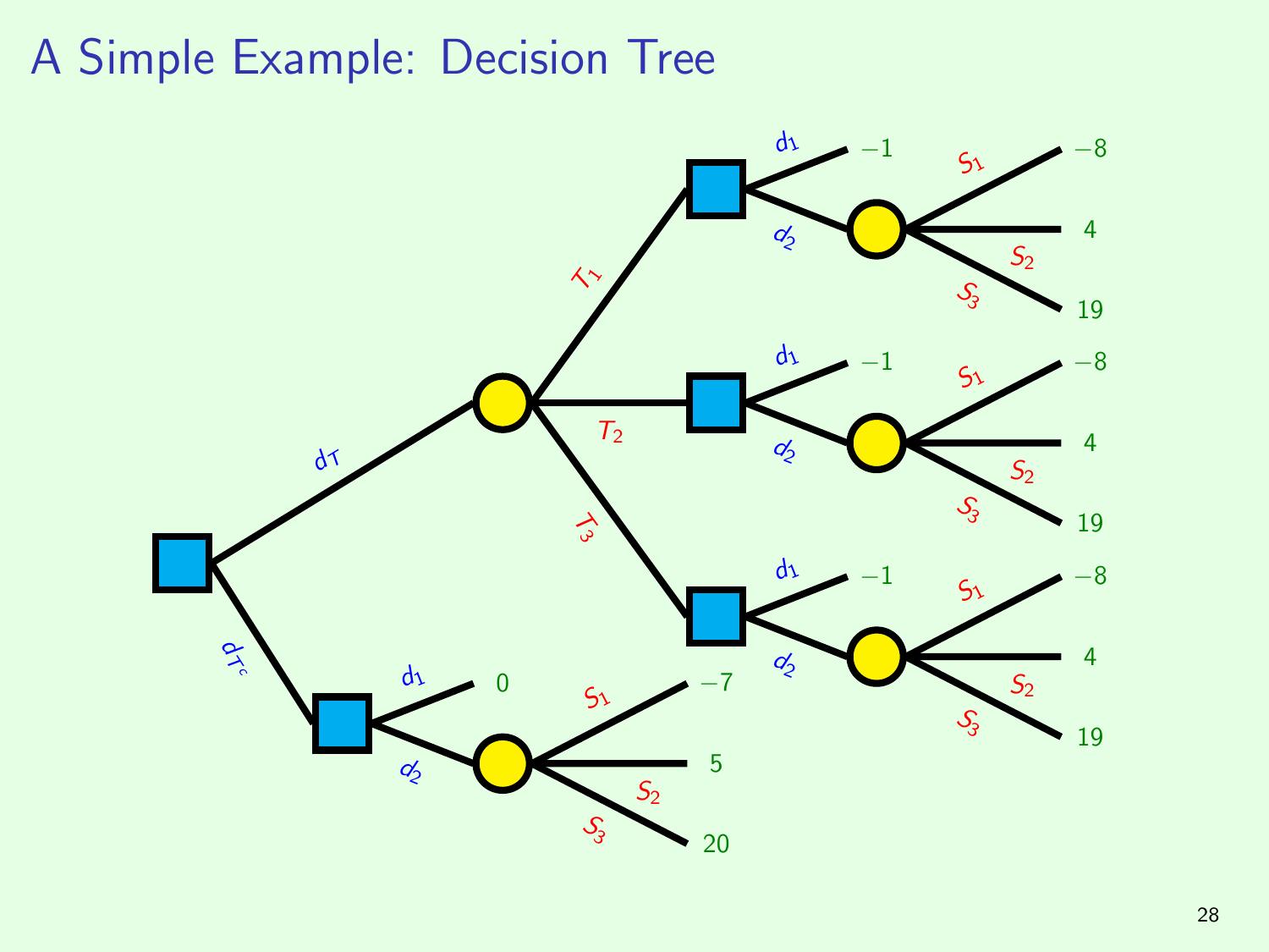# A Simple Example: Decision Tree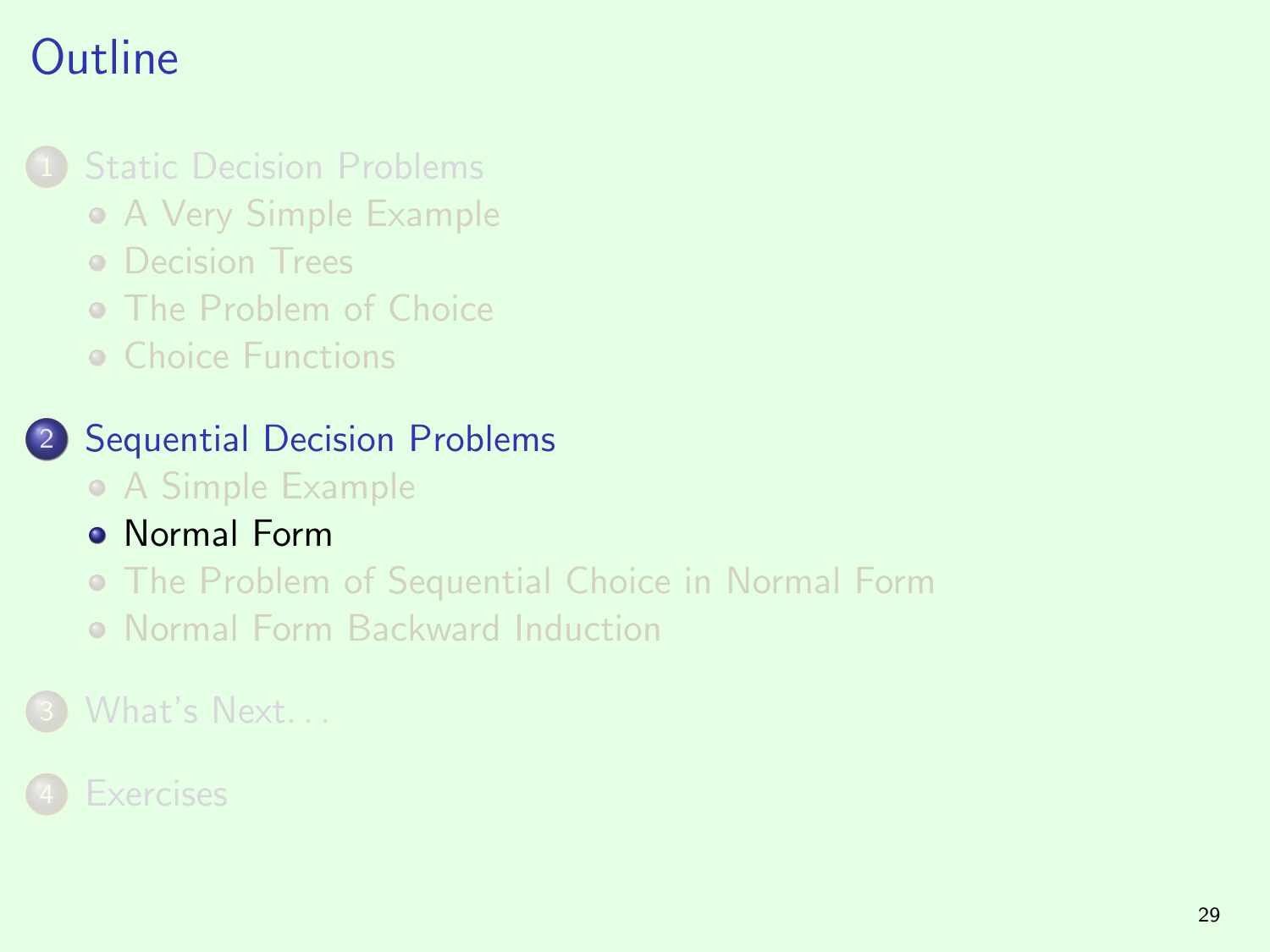# Outline

1. Static Decision Problems
   - A Very Simple Example
   - Decision Trees
   - The Problem of Choice
   - Choice Functions

2. Sequential Decision Problems
   - A Simple Example
   - Normal Form
   - The Problem of Sequential Choice in Normal Form
   - Normal Form Backward Induction

3. What's Next. . .

4. Exercises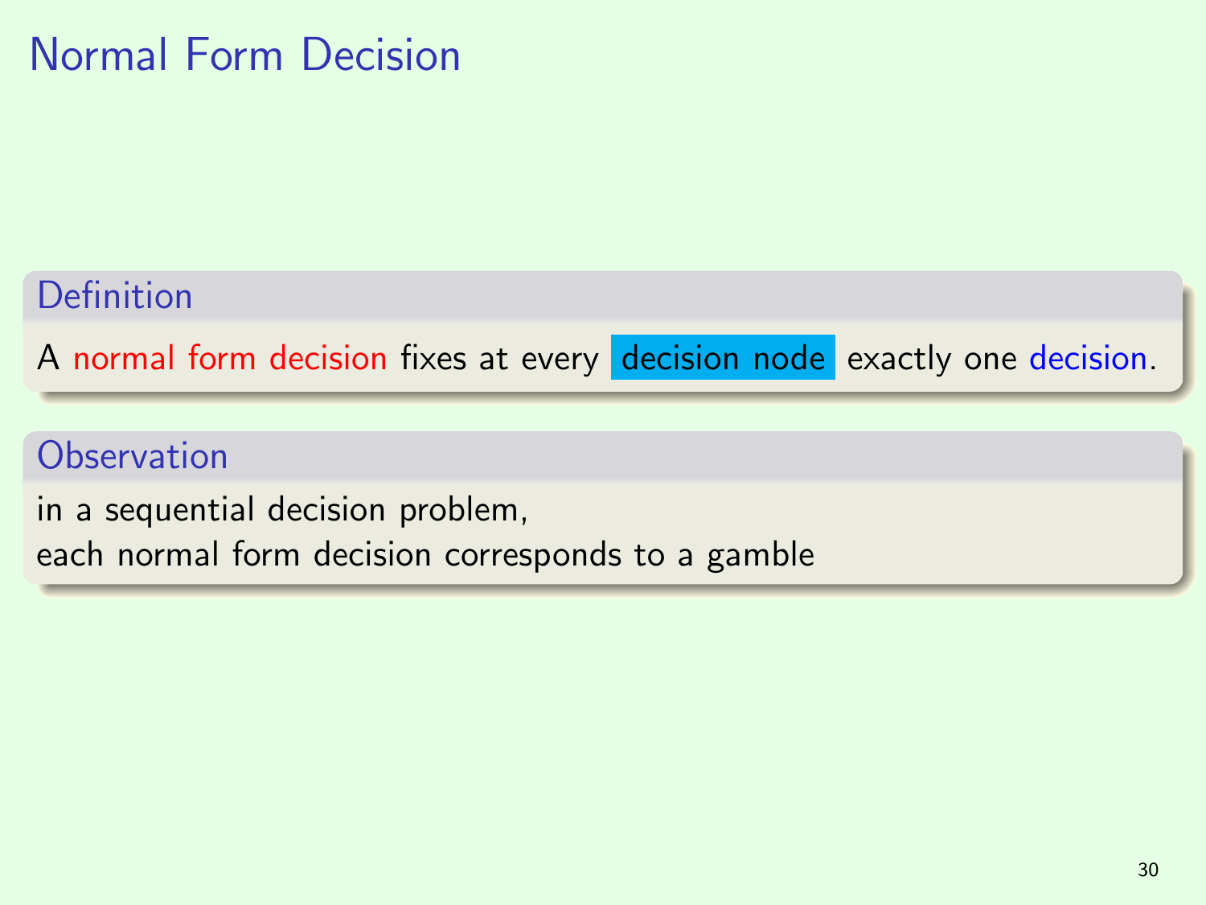# Normal Form Decision

**Definition**

A normal form decision fixes at every decision node exactly one decision.

**Observation**

in a sequential decision problem,
each normal form decision corresponds to a gamble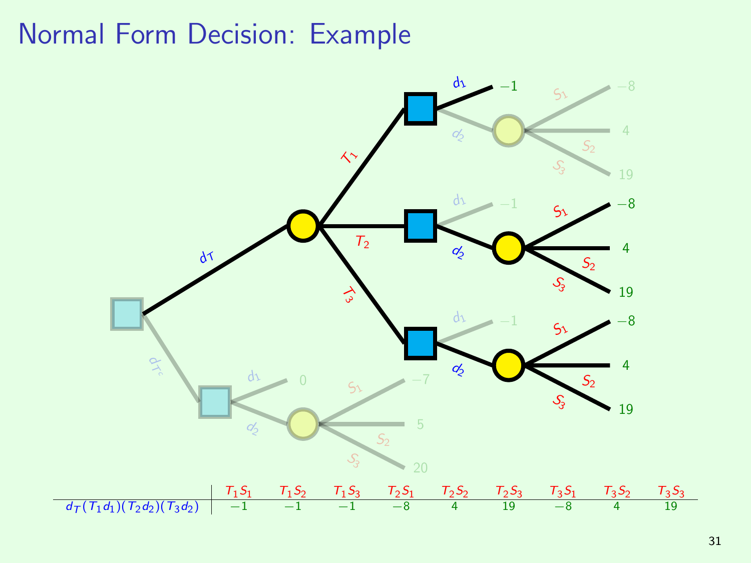# Normal Form Decision: Example

| | $T_1S_1$ | $T_1S_2$ | $T_1S_3$ | $T_2S_1$ | $T_2S_2$ | $T_2S_3$ | $T_3S_1$ | $T_3S_2$ | $T_3S_3$ |
|---|---|---|---|---|---|---|---|---|---|
| $d_T(T_1d_1)(T_2d_2)(T_3d_2)$ | $-1$ | $-1$ | $-1$ | $-8$ | 4 | 19 | $-8$ | 4 | 19 |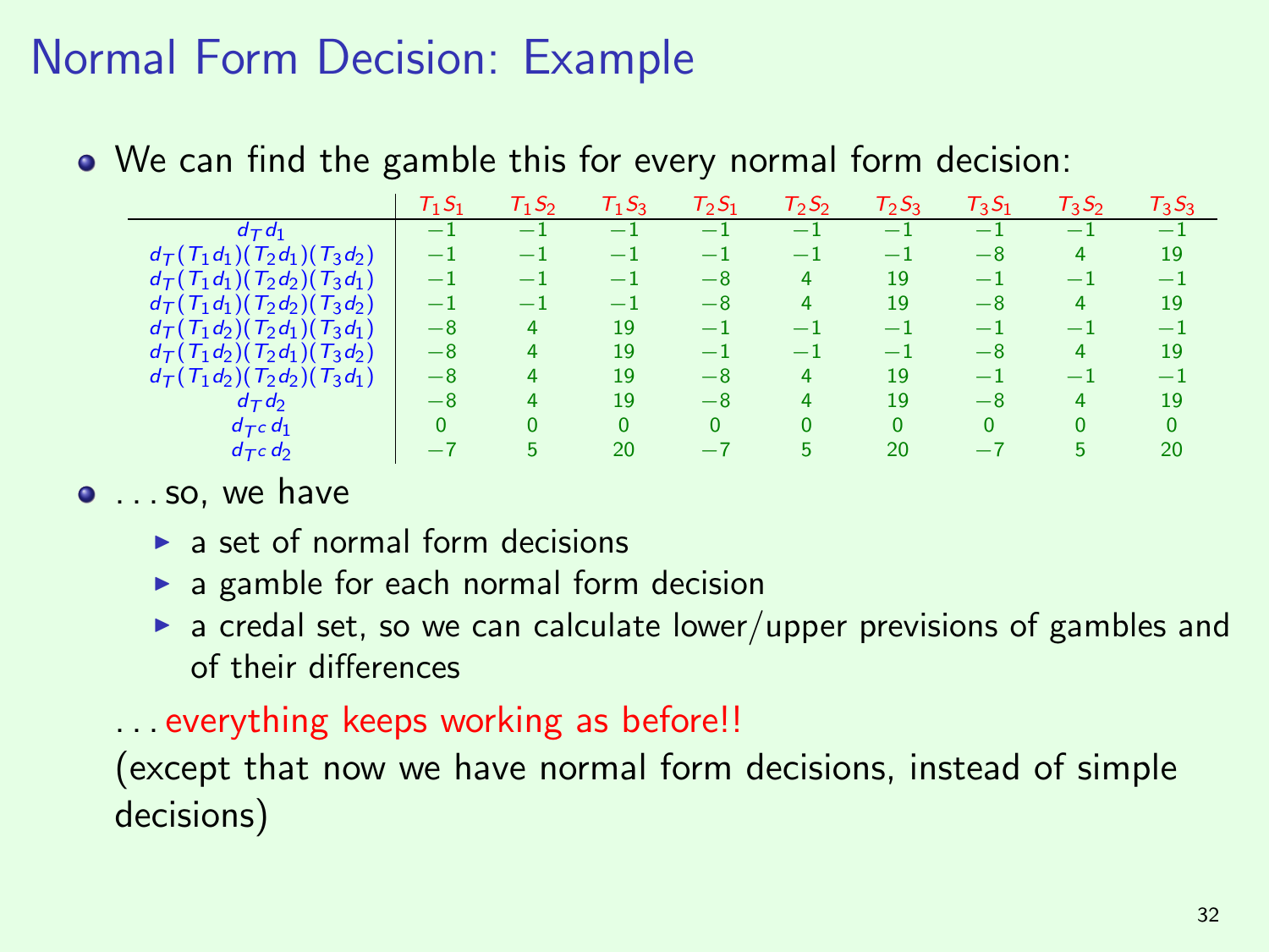# Normal Form Decision: Example

- We can find the gamble this for every normal form decision:

| | $T_1S_1$ | $T_1S_2$ | $T_1S_3$ | $T_2S_1$ | $T_2S_2$ | $T_2S_3$ | $T_3S_1$ | $T_3S_2$ | $T_3S_3$ |
|---|---|---|---|---|---|---|---|---|---|
| $d_T d_1$ | $-1$ | $-1$ | $-1$ | $-1$ | $-1$ | $-1$ | $-1$ | $-1$ | $-1$ |
| $d_T(T_1d_1)(T_2d_1)(T_3d_2)$ | $-1$ | $-1$ | $-1$ | $-1$ | $-1$ | $-1$ | $-8$ | $4$ | $19$ |
| $d_T(T_1d_1)(T_2d_2)(T_3d_1)$ | $-1$ | $-1$ | $-1$ | $-8$ | $4$ | $19$ | $-1$ | $-1$ | $-1$ |
| $d_T(T_1d_1)(T_2d_2)(T_3d_2)$ | $-1$ | $-1$ | $-1$ | $-8$ | $4$ | $19$ | $-8$ | $4$ | $19$ |
| $d_T(T_1d_2)(T_2d_1)(T_3d_1)$ | $-8$ | $4$ | $19$ | $-1$ | $-1$ | $-1$ | $-1$ | $-1$ | $-1$ |
| $d_T(T_1d_2)(T_2d_1)(T_3d_2)$ | $-8$ | $4$ | $19$ | $-1$ | $-1$ | $-1$ | $-8$ | $4$ | $19$ |
| $d_T(T_1d_2)(T_2d_2)(T_3d_1)$ | $-8$ | $4$ | $19$ | $-8$ | $4$ | $19$ | $-1$ | $-1$ | $-1$ |
| $d_T d_2$ | $-8$ | $4$ | $19$ | $-8$ | $4$ | $19$ | $-8$ | $4$ | $19$ |
| $d_{T^c} d_1$ | $0$ | $0$ | $0$ | $0$ | $0$ | $0$ | $0$ | $0$ | $0$ |
| $d_{T^c} d_2$ | $-7$ | $5$ | $20$ | $-7$ | $5$ | $20$ | $-7$ | $5$ | $20$ |

- ...so, we have
  - a set of normal form decisions
  - a gamble for each normal form decision
  - a credal set, so we can calculate lower/upper previsions of gambles and of their differences

...everything keeps working as before!!
(except that now we have normal form decisions, instead of simple decisions)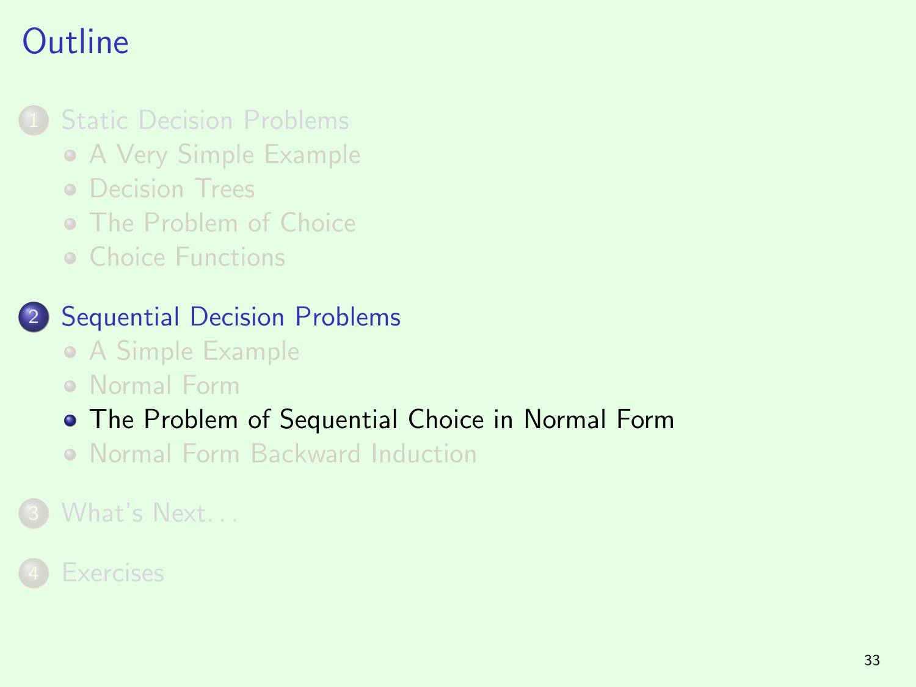# Outline

1. Static Decision Problems
   - A Very Simple Example
   - Decision Trees
   - The Problem of Choice
   - Choice Functions

2. Sequential Decision Problems
   - A Simple Example
   - Normal Form
   - The Problem of Sequential Choice in Normal Form
   - Normal Form Backward Induction

3. What's Next. . .

4. Exercises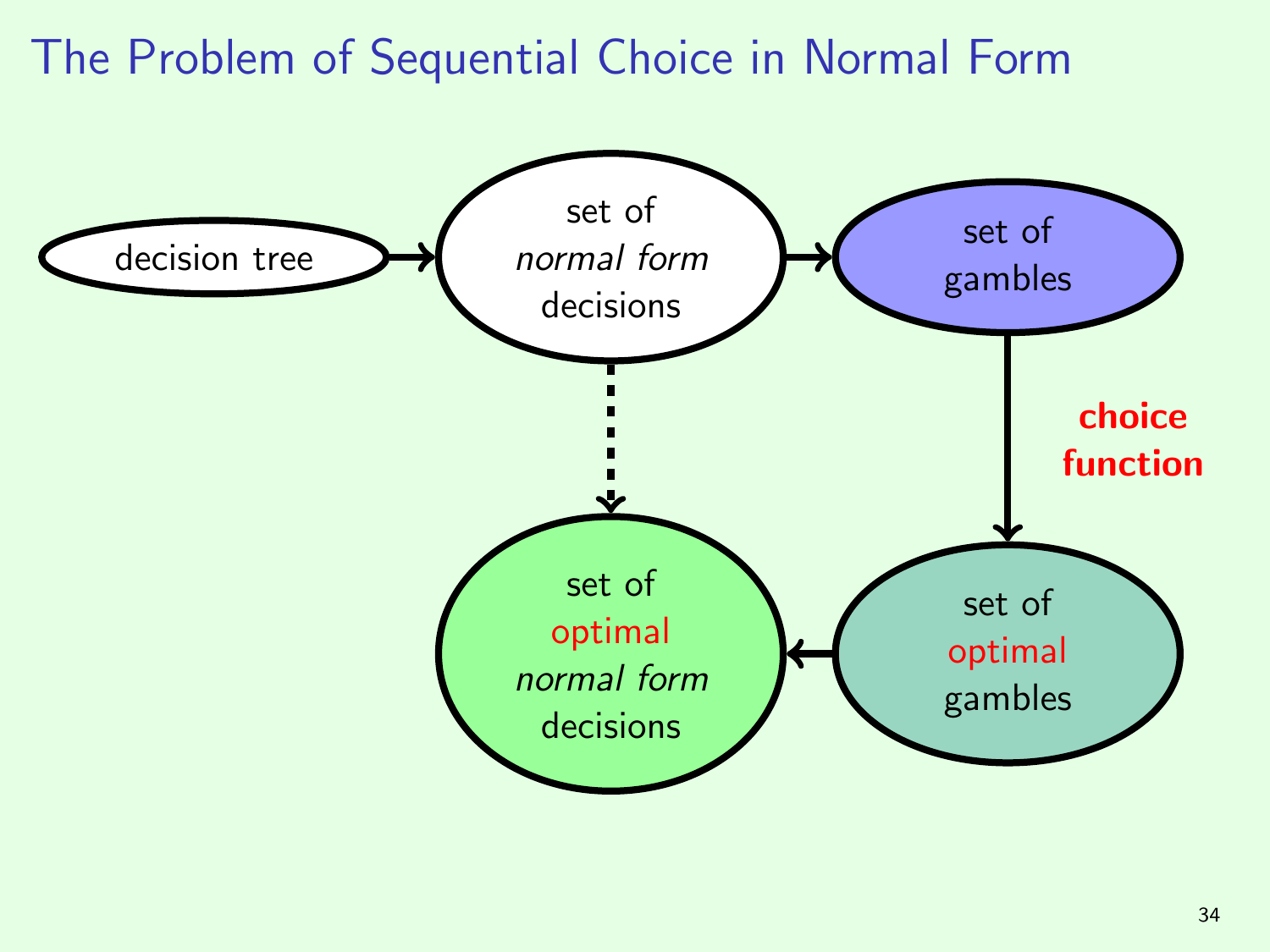# The Problem of Sequential Choice in Normal Form

decision tree → set of *normal form* decisions → set of gambles

set of gambles → **choice function** → set of optimal gambles

set of optimal gambles → set of optimal *normal form* decisions

set of *normal form* decisions ⇢ set of optimal *normal form* decisions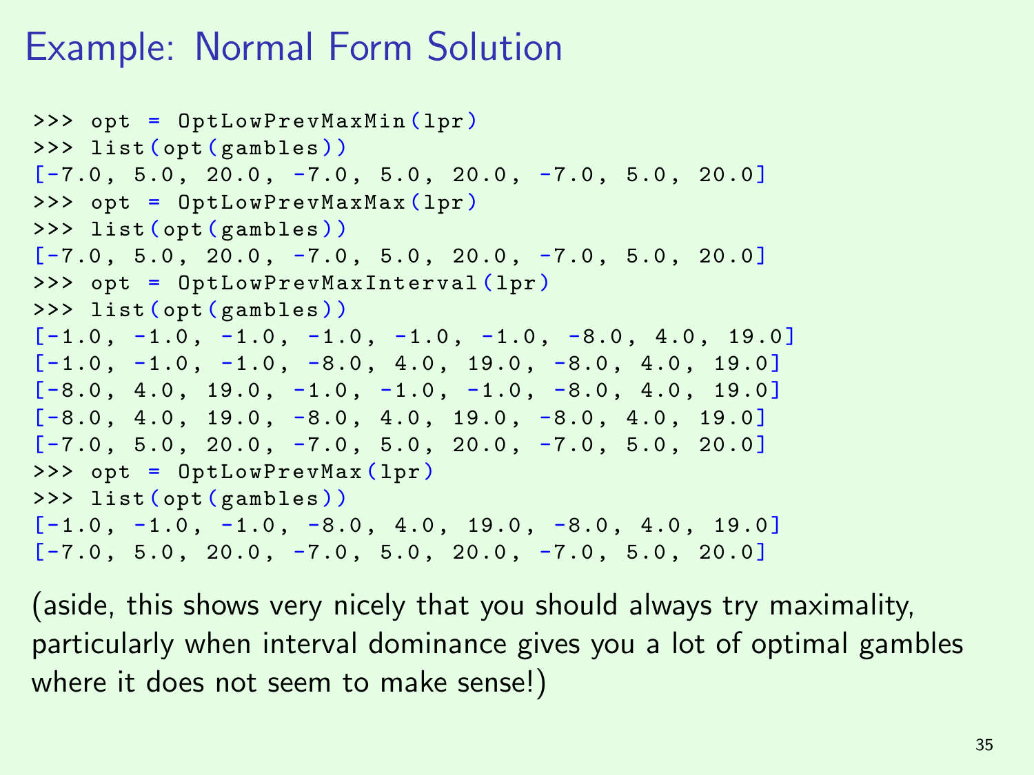# Example: Normal Form Solution

```
>>> opt = OptLowPrevMaxMin(lpr)
>>> list(opt(gambles))
[-7.0, 5.0, 20.0, -7.0, 5.0, 20.0, -7.0, 5.0, 20.0]
>>> opt = OptLowPrevMaxMax(lpr)
>>> list(opt(gambles))
[-7.0, 5.0, 20.0, -7.0, 5.0, 20.0, -7.0, 5.0, 20.0]
>>> opt = OptLowPrevMaxInterval(lpr)
>>> list(opt(gambles))
[-1.0, -1.0, -1.0, -1.0, -1.0, -1.0, -8.0, 4.0, 19.0]
[-1.0, -1.0, -1.0, -8.0, 4.0, 19.0, -8.0, 4.0, 19.0]
[-8.0, 4.0, 19.0, -1.0, -1.0, -1.0, -8.0, 4.0, 19.0]
[-8.0, 4.0, 19.0, -8.0, 4.0, 19.0, -8.0, 4.0, 19.0]
[-7.0, 5.0, 20.0, -7.0, 5.0, 20.0, -7.0, 5.0, 20.0]
>>> opt = OptLowPrevMax(lpr)
>>> list(opt(gambles))
[-1.0, -1.0, -1.0, -8.0, 4.0, 19.0, -8.0, 4.0, 19.0]
[-7.0, 5.0, 20.0, -7.0, 5.0, 20.0, -7.0, 5.0, 20.0]
```

(aside, this shows very nicely that you should always try maximality, particularly when interval dominance gives you a lot of optimal gambles where it does not seem to make sense!)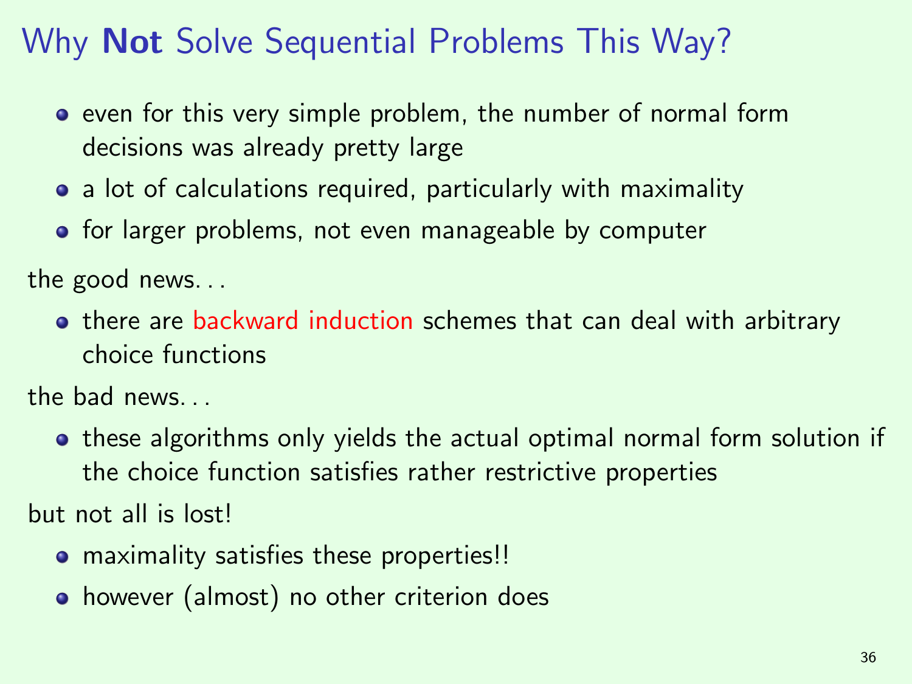# Why **Not** Solve Sequential Problems This Way?

- even for this very simple problem, the number of normal form decisions was already pretty large
- a lot of calculations required, particularly with maximality
- for larger problems, not even manageable by computer

the good news...

- there are backward induction schemes that can deal with arbitrary choice functions

the bad news...

- these algorithms only yields the actual optimal normal form solution if the choice function satisfies rather restrictive properties

but not all is lost!

- maximality satisfies these properties!!
- however (almost) no other criterion does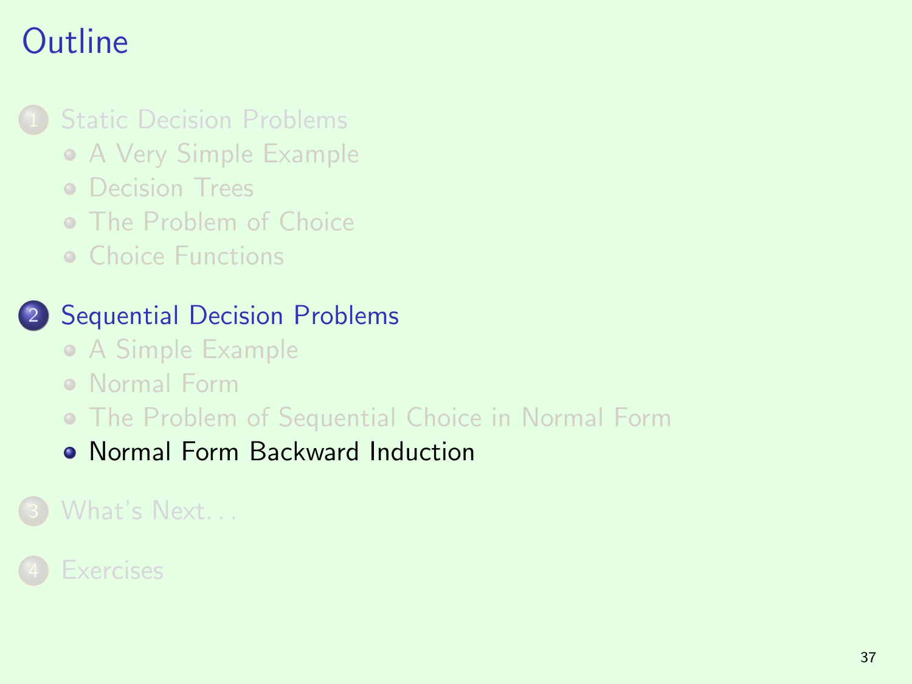# Outline

1. Static Decision Problems
   - A Very Simple Example
   - Decision Trees
   - The Problem of Choice
   - Choice Functions

2. Sequential Decision Problems
   - A Simple Example
   - Normal Form
   - The Problem of Sequential Choice in Normal Form
   - Normal Form Backward Induction

3. What's Next...

4. Exercises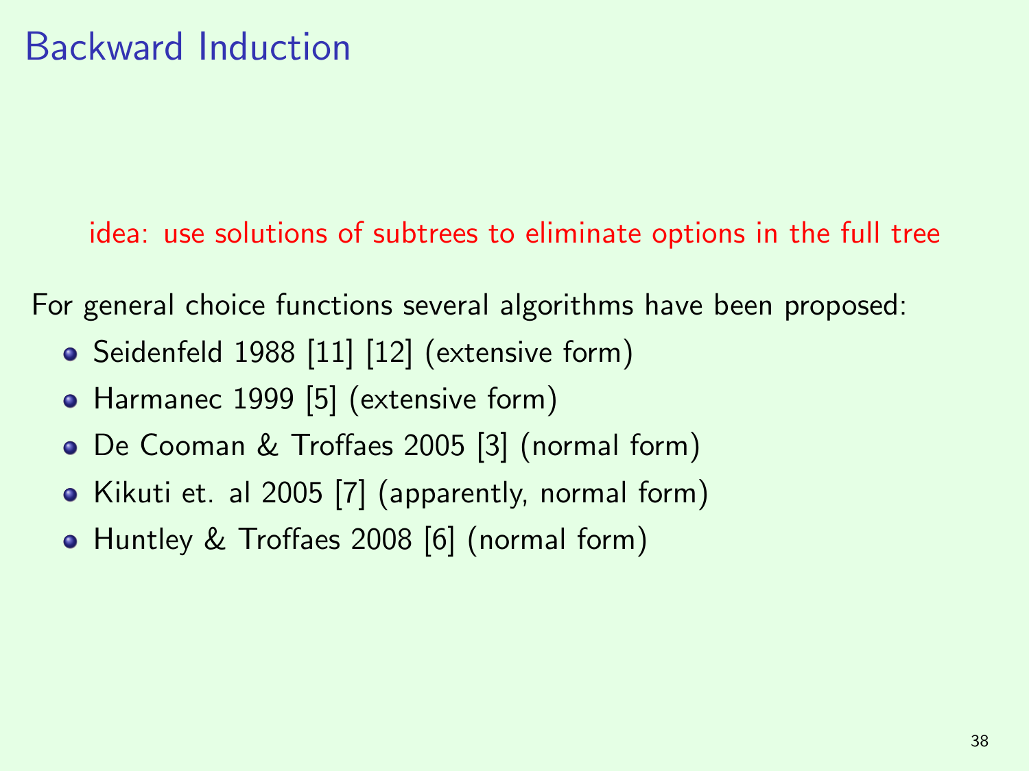# Backward Induction

idea: use solutions of subtrees to eliminate options in the full tree

For general choice functions several algorithms have been proposed:

- Seidenfeld 1988 [11] [12] (extensive form)
- Harmanec 1999 [5] (extensive form)
- De Cooman & Troffaes 2005 [3] (normal form)
- Kikuti et. al 2005 [7] (apparently, normal form)
- Huntley & Troffaes 2008 [6] (normal form)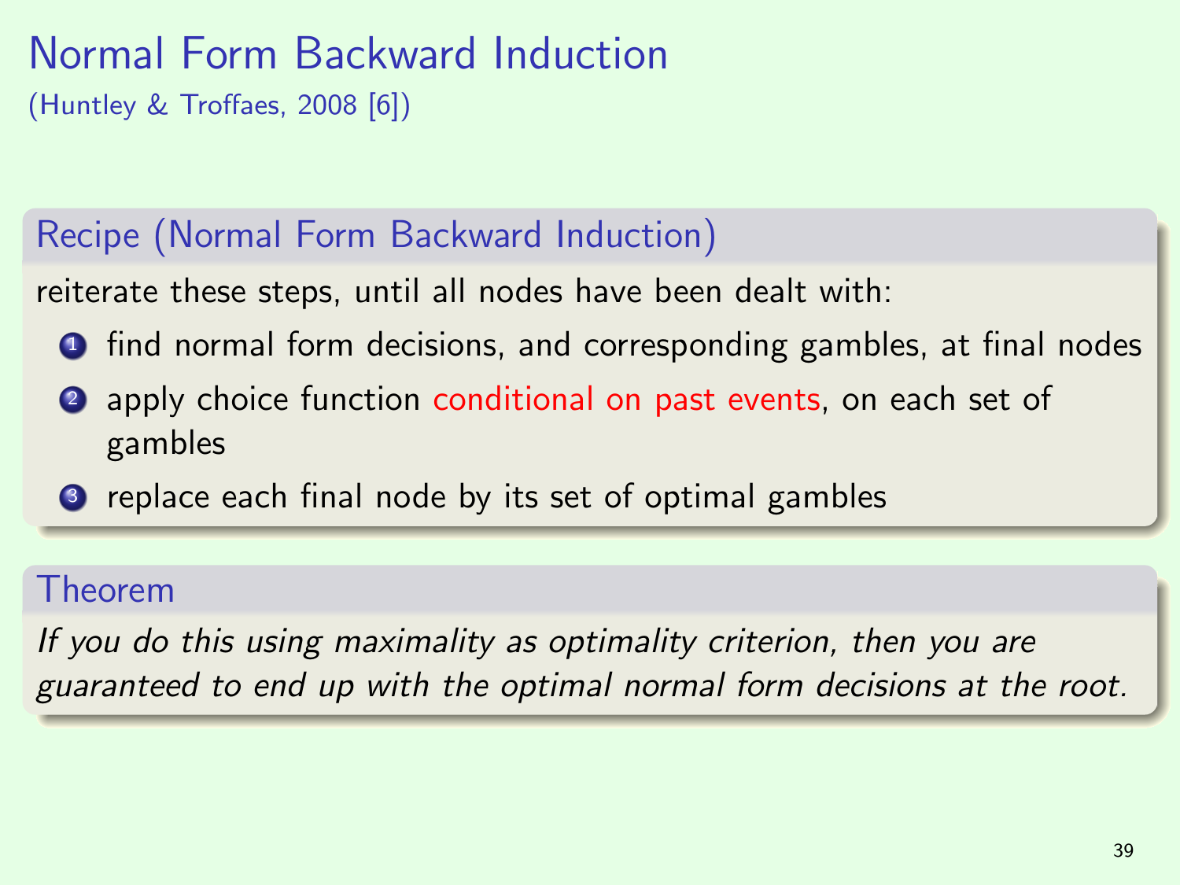# Normal Form Backward Induction

(Huntley & Troffaes, 2008 [6])

## Recipe (Normal Form Backward Induction)

reiterate these steps, until all nodes have been dealt with:

1. find normal form decisions, and corresponding gambles, at final nodes
2. apply choice function conditional on past events, on each set of gambles
3. replace each final node by its set of optimal gambles

## Theorem

*If you do this using maximality as optimality criterion, then you are guaranteed to end up with the optimal normal form decisions at the root.*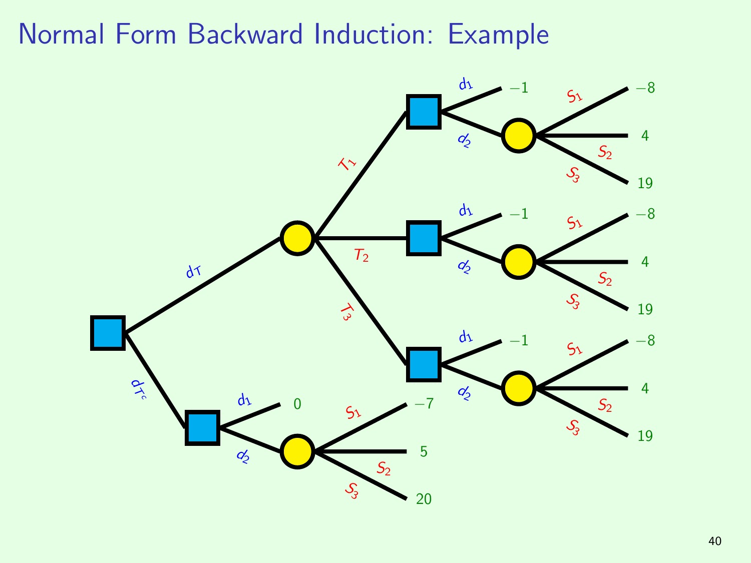# Normal Form Backward Induction: Example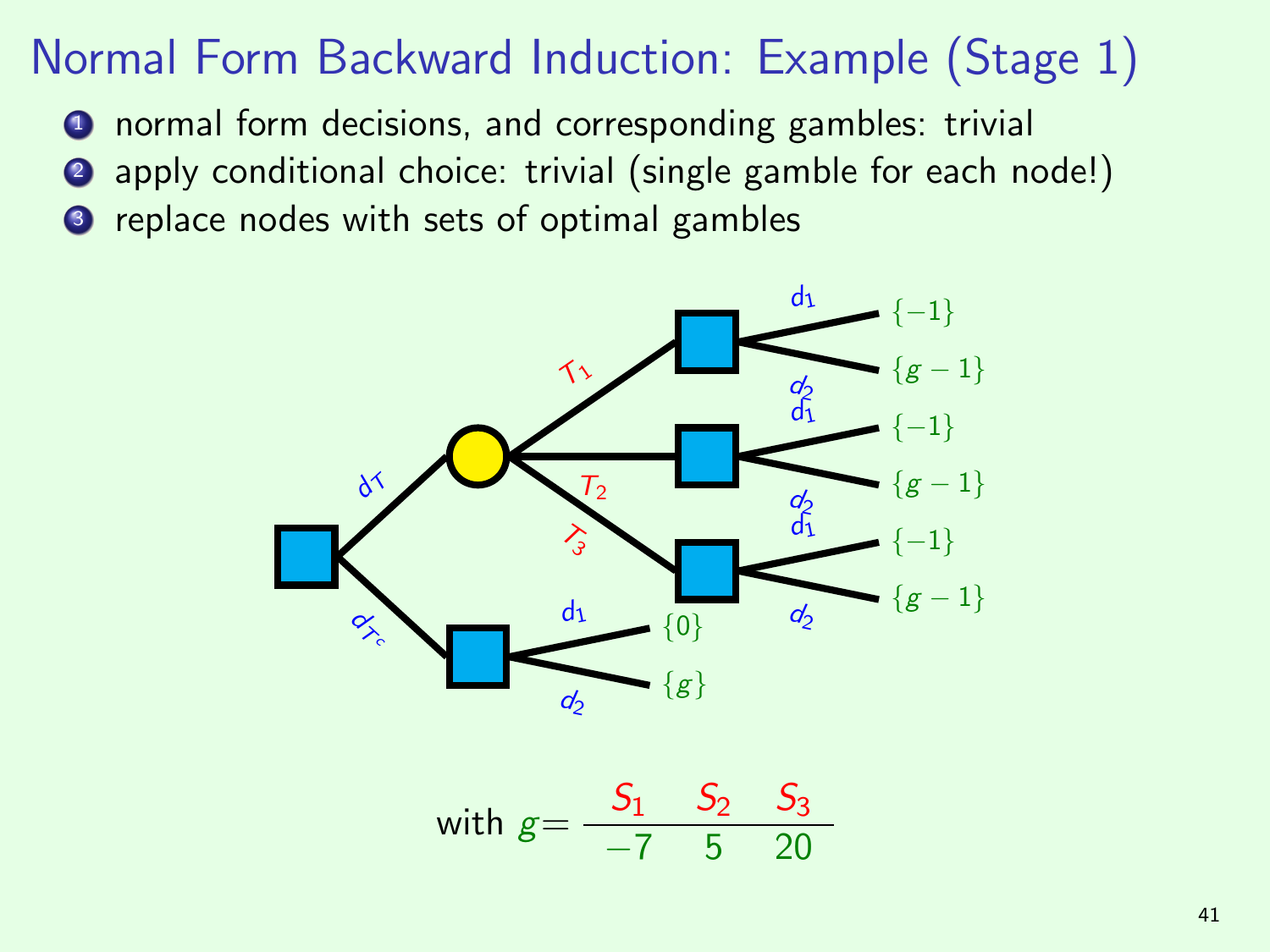# Normal Form Backward Induction: Example (Stage 1)

1. normal form decisions, and corresponding gambles: trivial
2. apply conditional choice: trivial (single gamble for each node!)
3. replace nodes with sets of optimal gambles

with $g =$

| $S_1$ | $S_2$ | $S_3$ |
|---|---|---|
| $-7$ | $5$ | $20$ |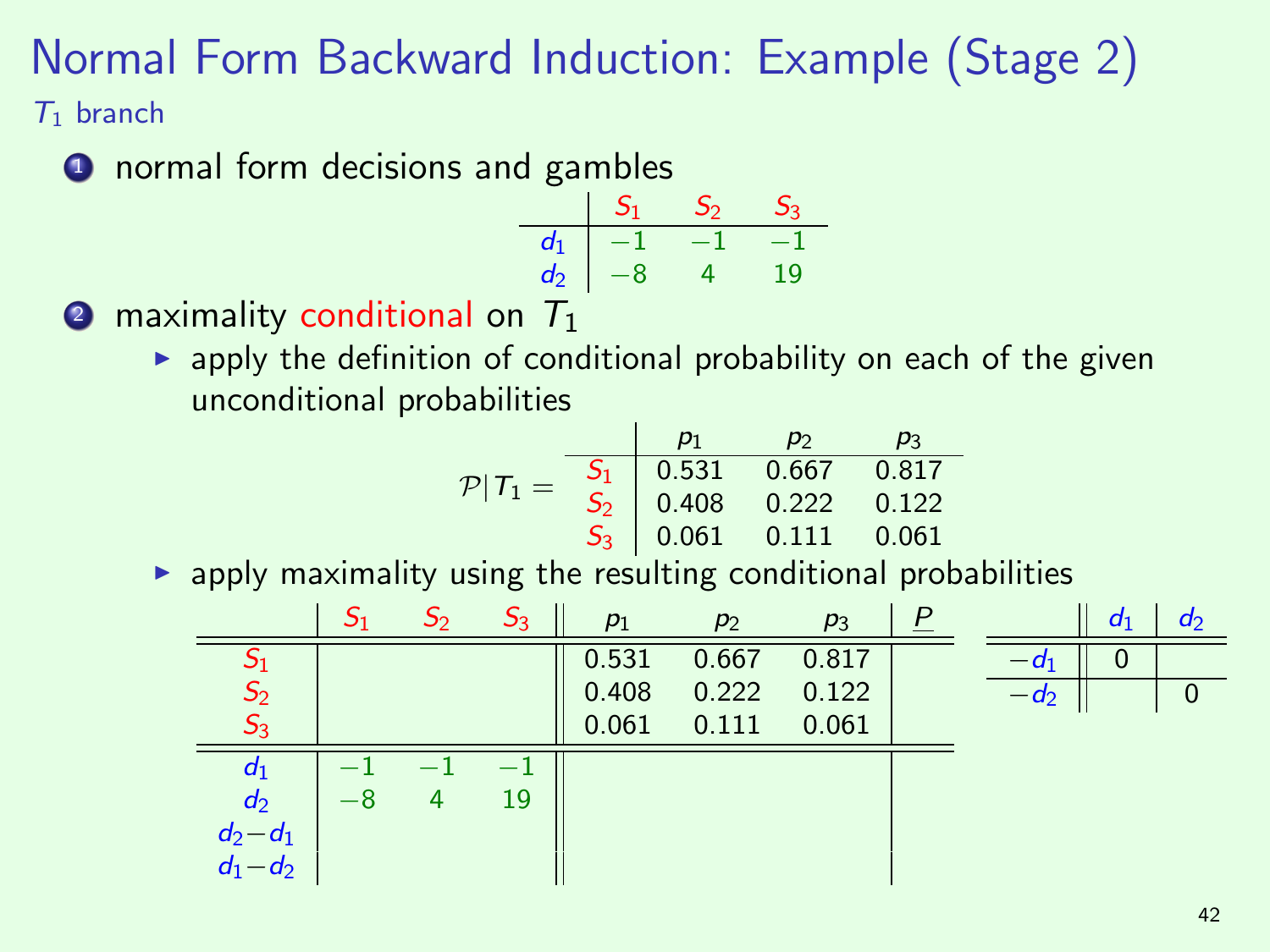# Normal Form Backward Induction: Example (Stage 2)

$T_1$ branch

1. normal form decisions and gambles

| | $S_1$ | $S_2$ | $S_3$ |
|---|---|---|---|
| $d_1$ | $-1$ | $-1$ | $-1$ |
| $d_2$ | $-8$ | $4$ | $19$ |

2. maximality conditional on $T_1$
   - apply the definition of conditional probability on each of the given unconditional probabilities

$\mathcal{P}|T_1 =$

| | $p_1$ | $p_2$ | $p_3$ |
|---|---|---|---|
| $S_1$ | 0.531 | 0.667 | 0.817 |
| $S_2$ | 0.408 | 0.222 | 0.122 |
| $S_3$ | 0.061 | 0.111 | 0.061 |

   - apply maximality using the resulting conditional probabilities

| | $S_1$ | $S_2$ | $S_3$ | $p_1$ | $p_2$ | $p_3$ | $\underline{P}$ |
|---|---|---|---|---|---|---|---|
| $S_1$ | | | | 0.531 | 0.667 | 0.817 | |
| $S_2$ | | | | 0.408 | 0.222 | 0.122 | |
| $S_3$ | | | | 0.061 | 0.111 | 0.061 | |
| $d_1$ | $-1$ | $-1$ | $-1$ | | | | |
| $d_2$ | $-8$ | $4$ | $19$ | | | | |
| $d_2 - d_1$ | | | | | | | |
| $d_1 - d_2$ | | | | | | | |

| | $d_1$ | $d_2$ |
|---|---|---|
| $-d_1$ | 0 | |
| $-d_2$ | | 0 |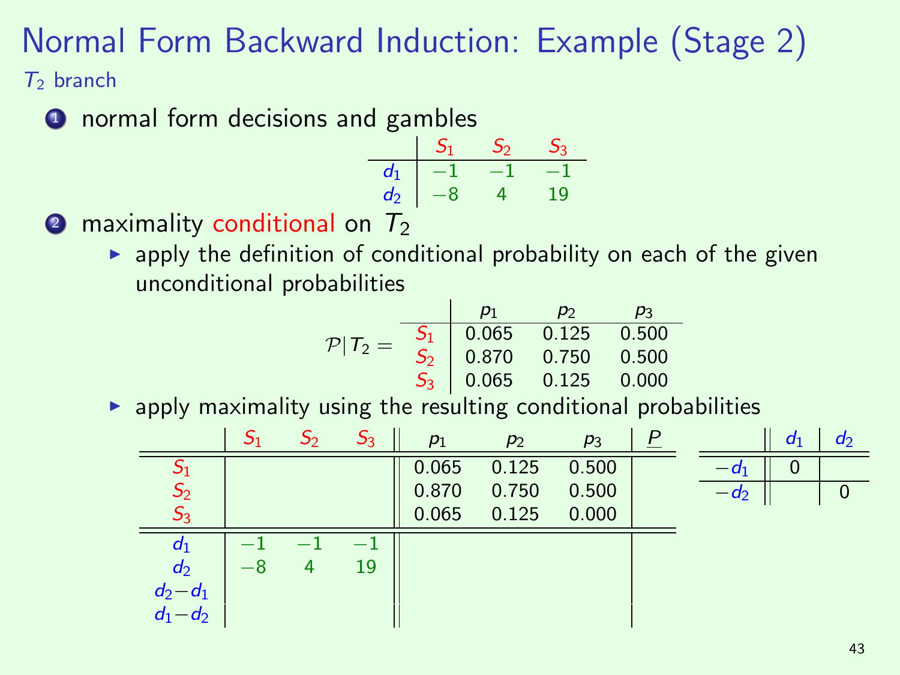# Normal Form Backward Induction: Example (Stage 2)

$T_2$ branch

1. normal form decisions and gambles

|  | $S_1$ | $S_2$ | $S_3$ |
|---|---|---|---|
| $d_1$ | $-1$ | $-1$ | $-1$ |
| $d_2$ | $-8$ | $4$ | $19$ |

2. maximality conditional on $T_2$
   - apply the definition of conditional probability on each of the given unconditional probabilities

$\mathcal{P}|T_2 =$

|  | $p_1$ | $p_2$ | $p_3$ |
|---|---|---|---|
| $S_1$ | 0.065 | 0.125 | 0.500 |
| $S_2$ | 0.870 | 0.750 | 0.500 |
| $S_3$ | 0.065 | 0.125 | 0.000 |

   - apply maximality using the resulting conditional probabilities

|  | $S_1$ | $S_2$ | $S_3$ | $p_1$ | $p_2$ | $p_3$ | $\underline{P}$ |
|---|---|---|---|---|---|---|---|
| $S_1$ |  |  |  | 0.065 | 0.125 | 0.500 |  |
| $S_2$ |  |  |  | 0.870 | 0.750 | 0.500 |  |
| $S_3$ |  |  |  | 0.065 | 0.125 | 0.000 |  |
| $d_1$ | $-1$ | $-1$ | $-1$ |  |  |  |  |
| $d_2$ | $-8$ | $4$ | $19$ |  |  |  |  |
| $d_2-d_1$ |  |  |  |  |  |  |  |
| $d_1-d_2$ |  |  |  |  |  |  |  |

|  | $d_1$ | $d_2$ |
|---|---|---|
| $-d_1$ | 0 |  |
| $-d_2$ |  | 0 |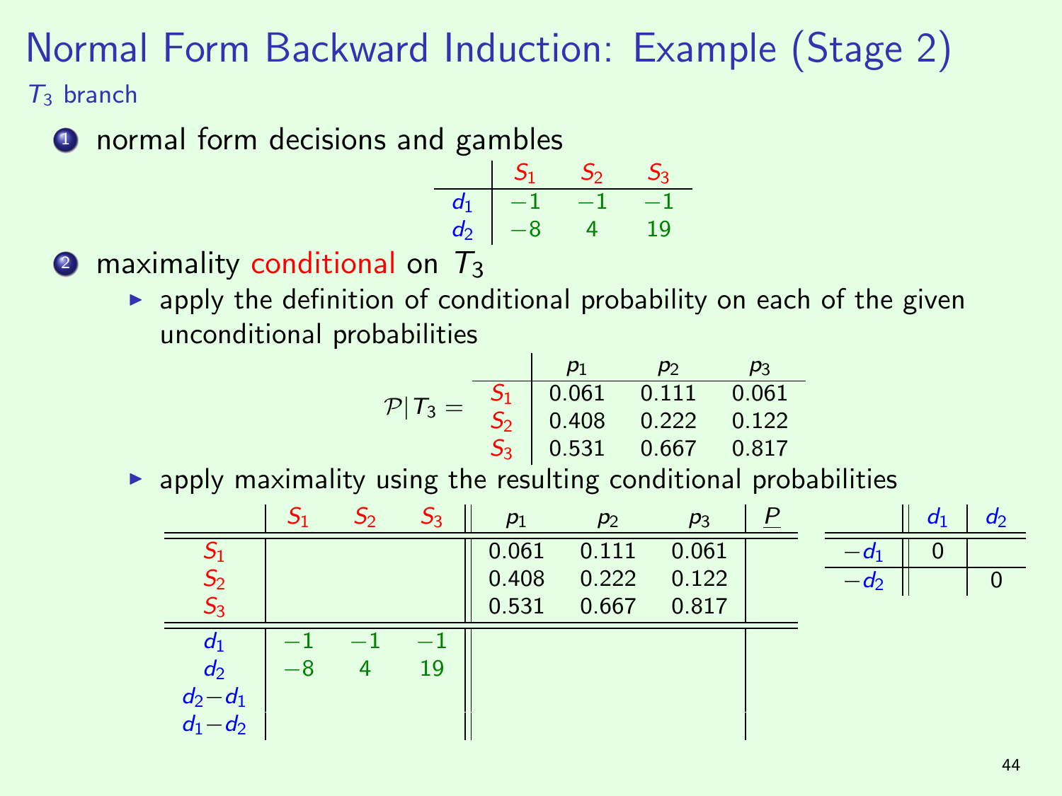# Normal Form Backward Induction: Example (Stage 2)

$T_3$ branch

1. normal form decisions and gambles

|  | $S_1$ | $S_2$ | $S_3$ |
|---|---|---|---|
| $d_1$ | $-1$ | $-1$ | $-1$ |
| $d_2$ | $-8$ | $4$ | $19$ |

2. maximality conditional on $T_3$
   - apply the definition of conditional probability on each of the given unconditional probabilities

$\mathcal{P}|T_3 =$

|  | $p_1$ | $p_2$ | $p_3$ |
|---|---|---|---|
| $S_1$ | 0.061 | 0.111 | 0.061 |
| $S_2$ | 0.408 | 0.222 | 0.122 |
| $S_3$ | 0.531 | 0.667 | 0.817 |

   - apply maximality using the resulting conditional probabilities

|  | $S_1$ | $S_2$ | $S_3$ | $p_1$ | $p_2$ | $p_3$ | $\underline{P}$ |
|---|---|---|---|---|---|---|---|
| $S_1$ |  |  |  | 0.061 | 0.111 | 0.061 |  |
| $S_2$ |  |  |  | 0.408 | 0.222 | 0.122 |  |
| $S_3$ |  |  |  | 0.531 | 0.667 | 0.817 |  |
| $d_1$ | $-1$ | $-1$ | $-1$ |  |  |  |  |
| $d_2$ | $-8$ | $4$ | $19$ |  |  |  |  |
| $d_2-d_1$ |  |  |  |  |  |  |  |
| $d_1-d_2$ |  |  |  |  |  |  |  |

|  | $d_1$ | $d_2$ |
|---|---|---|
| $-d_1$ | 0 |  |
| $-d_2$ |  | 0 |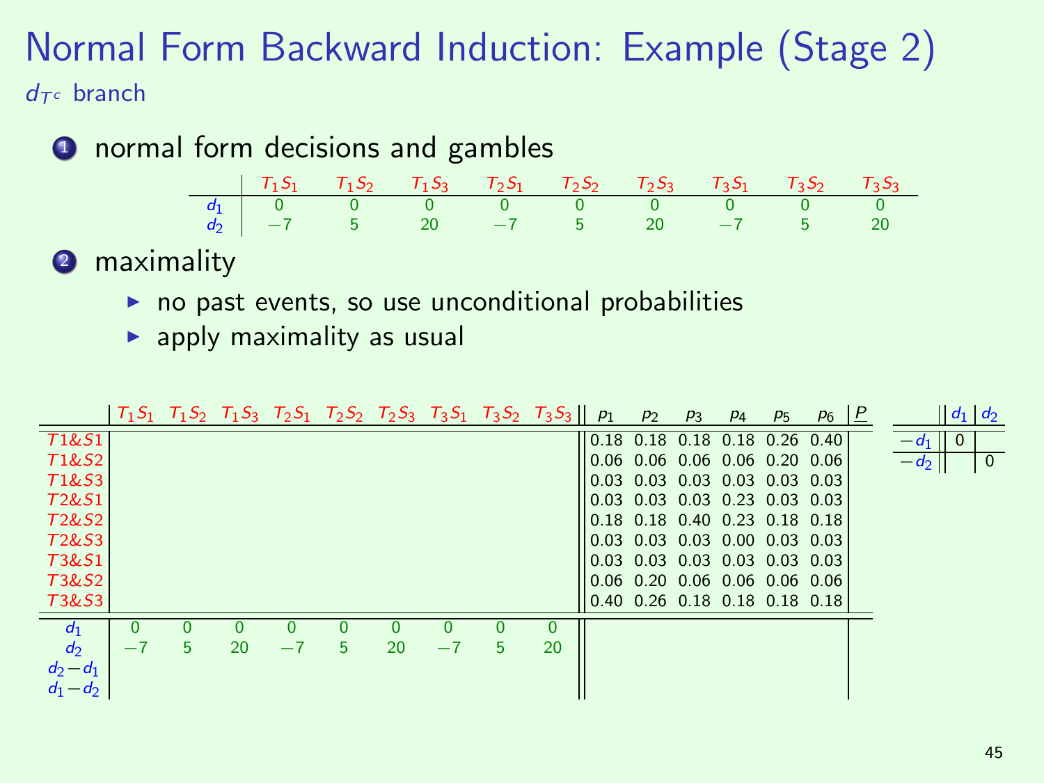# Normal Form Backward Induction: Example (Stage 2)

$d_{T^c}$ branch

1. normal form decisions and gambles

| | $T_1S_1$ | $T_1S_2$ | $T_1S_3$ | $T_2S_1$ | $T_2S_2$ | $T_2S_3$ | $T_3S_1$ | $T_3S_2$ | $T_3S_3$ |
|---|---|---|---|---|---|---|---|---|---|
| $d_1$ | 0 | 0 | 0 | 0 | 0 | 0 | 0 | 0 | 0 |
| $d_2$ | −7 | 5 | 20 | −7 | 5 | 20 | −7 | 5 | 20 |

2. maximality
   - no past events, so use unconditional probabilities
   - apply maximality as usual

| | $T_1S_1$ | $T_1S_2$ | $T_1S_3$ | $T_2S_1$ | $T_2S_2$ | $T_2S_3$ | $T_3S_1$ | $T_3S_2$ | $T_3S_3$ | $p_1$ | $p_2$ | $p_3$ | $p_4$ | $p_5$ | $p_6$ | $\underline{P}$ |
|---|---|---|---|---|---|---|---|---|---|---|---|---|---|---|---|---|
| $T1\&S1$ | | | | | | | | | | 0.18 | 0.18 | 0.18 | 0.18 | 0.26 | 0.40 | |
| $T1\&S2$ | | | | | | | | | | 0.06 | 0.06 | 0.06 | 0.06 | 0.20 | 0.06 | |
| $T1\&S3$ | | | | | | | | | | 0.03 | 0.03 | 0.03 | 0.03 | 0.03 | 0.03 | |
| $T2\&S1$ | | | | | | | | | | 0.03 | 0.03 | 0.03 | 0.23 | 0.03 | 0.03 | |
| $T2\&S2$ | | | | | | | | | | 0.18 | 0.18 | 0.40 | 0.23 | 0.18 | 0.18 | |
| $T2\&S3$ | | | | | | | | | | 0.03 | 0.03 | 0.03 | 0.00 | 0.03 | 0.03 | |
| $T3\&S1$ | | | | | | | | | | 0.03 | 0.03 | 0.03 | 0.03 | 0.03 | 0.03 | |
| $T3\&S2$ | | | | | | | | | | 0.06 | 0.20 | 0.06 | 0.06 | 0.06 | 0.06 | |
| $T3\&S3$ | | | | | | | | | | 0.40 | 0.26 | 0.18 | 0.18 | 0.18 | 0.18 | |
| $d_1$ | 0 | 0 | 0 | 0 | 0 | 0 | 0 | 0 | 0 | | | | | | | |
| $d_2$ | −7 | 5 | 20 | −7 | 5 | 20 | −7 | 5 | 20 | | | | | | | |
| $d_2-d_1$ | | | | | | | | | | | | | | | | |
| $d_1-d_2$ | | | | | | | | | | | | | | | | |

| | $d_1$ | $d_2$ |
|---|---|---|
| $-d_1$ | 0 | |
| $-d_2$ | | 0 |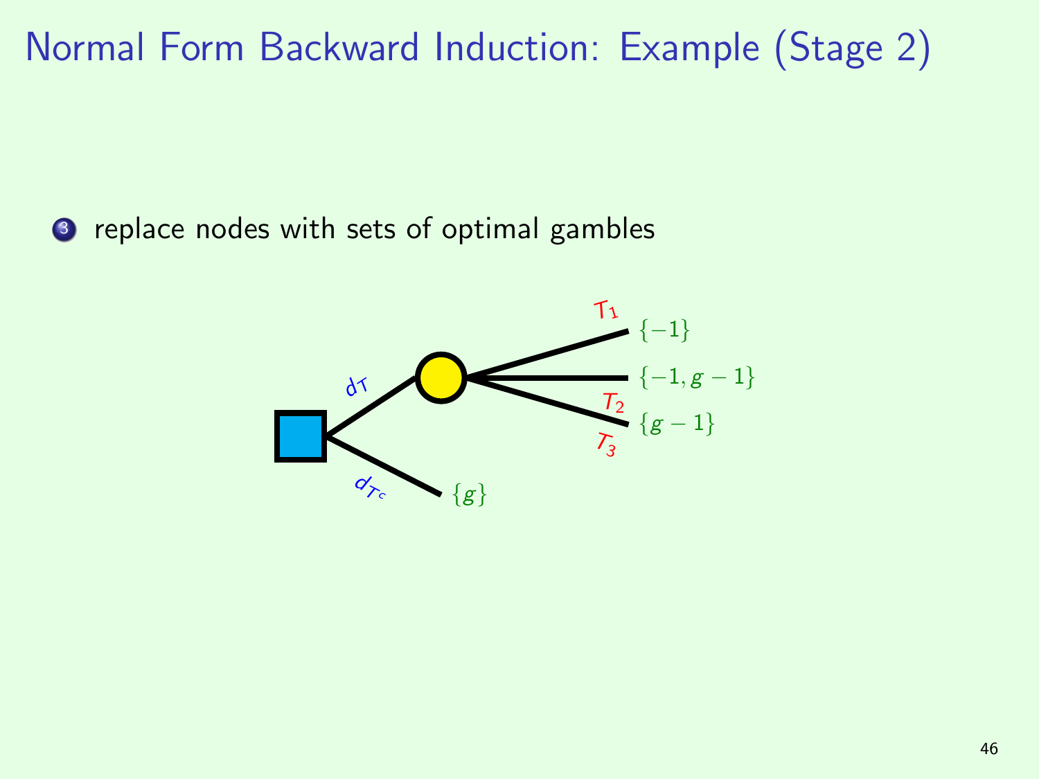# Normal Form Backward Induction: Example (Stage 2)

3. replace nodes with sets of optimal gambles

$d_T$ → chance node: $T_1$: $\{-1\}$; $T_2$: $\{-1, g-1\}$; $T_3$: $\{g-1\}$

$d_{T^c}$: $\{g\}$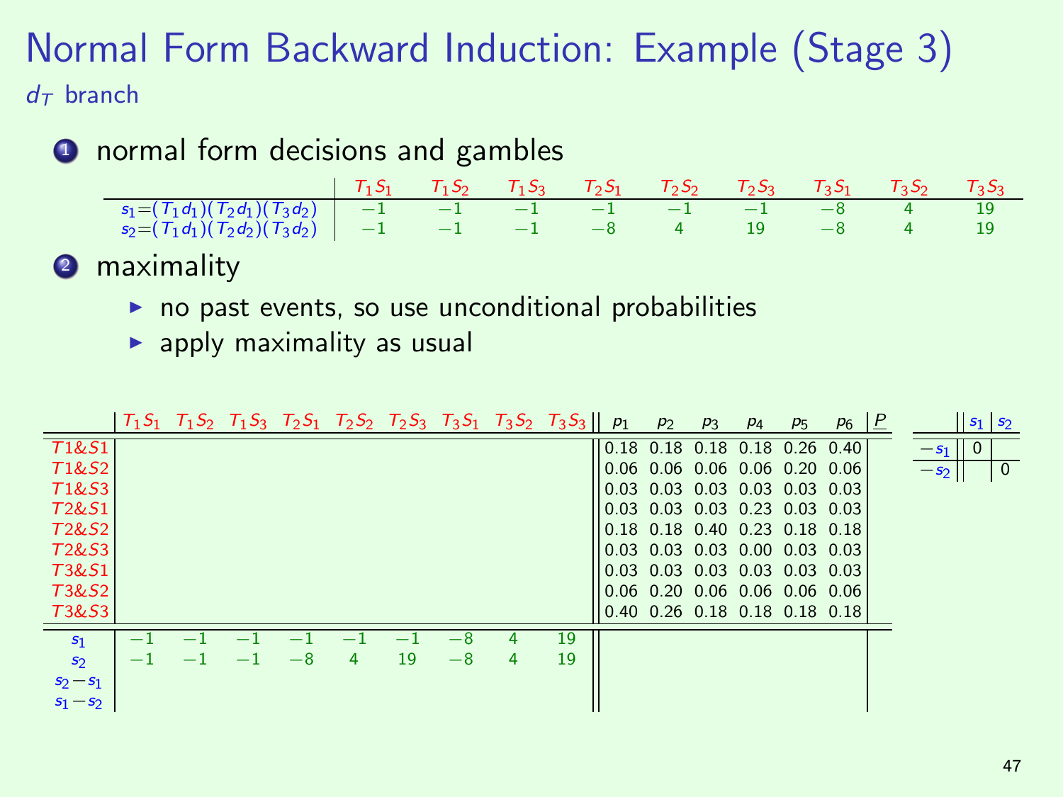# Normal Form Backward Induction: Example (Stage 3)

## $d_T$ branch

1. normal form decisions and gambles

| | $T_1S_1$ | $T_1S_2$ | $T_1S_3$ | $T_2S_1$ | $T_2S_2$ | $T_2S_3$ | $T_3S_1$ | $T_3S_2$ | $T_3S_3$ |
|---|---|---|---|---|---|---|---|---|---|
| $s_1=(T_1d_1)(T_2d_1)(T_3d_2)$ | $-1$ | $-1$ | $-1$ | $-1$ | $-1$ | $-1$ | $-8$ | $4$ | $19$ |
| $s_2=(T_1d_1)(T_2d_2)(T_3d_2)$ | $-1$ | $-1$ | $-1$ | $-8$ | $4$ | $19$ | $-8$ | $4$ | $19$ |

2. maximality
   - no past events, so use unconditional probabilities
   - apply maximality as usual

| | $T_1S_1$ | $T_1S_2$ | $T_1S_3$ | $T_2S_1$ | $T_2S_2$ | $T_2S_3$ | $T_3S_1$ | $T_3S_2$ | $T_3S_3$ | $p_1$ | $p_2$ | $p_3$ | $p_4$ | $p_5$ | $p_6$ | $\underline{P}$ |
|---|---|---|---|---|---|---|---|---|---|---|---|---|---|---|---|---|
| $T1\&S1$ | | | | | | | | | | 0.18 | 0.18 | 0.18 | 0.18 | 0.26 | 0.40 | |
| $T1\&S2$ | | | | | | | | | | 0.06 | 0.06 | 0.06 | 0.06 | 0.20 | 0.06 | |
| $T1\&S3$ | | | | | | | | | | 0.03 | 0.03 | 0.03 | 0.03 | 0.03 | 0.03 | |
| $T2\&S1$ | | | | | | | | | | 0.03 | 0.03 | 0.03 | 0.23 | 0.03 | 0.03 | |
| $T2\&S2$ | | | | | | | | | | 0.18 | 0.18 | 0.40 | 0.23 | 0.18 | 0.18 | |
| $T2\&S3$ | | | | | | | | | | 0.03 | 0.03 | 0.03 | 0.00 | 0.03 | 0.03 | |
| $T3\&S1$ | | | | | | | | | | 0.03 | 0.03 | 0.03 | 0.03 | 0.03 | 0.03 | |
| $T3\&S2$ | | | | | | | | | | 0.06 | 0.20 | 0.06 | 0.06 | 0.06 | 0.06 | |
| $T3\&S3$ | | | | | | | | | | 0.40 | 0.26 | 0.18 | 0.18 | 0.18 | 0.18 | |
| $s_1$ | $-1$ | $-1$ | $-1$ | $-1$ | $-1$ | $-1$ | $-8$ | $4$ | $19$ | | | | | | | |
| $s_2$ | $-1$ | $-1$ | $-1$ | $-8$ | $4$ | $19$ | $-8$ | $4$ | $19$ | | | | | | | |
| $s_2-s_1$ | | | | | | | | | | | | | | | | |
| $s_1-s_2$ | | | | | | | | | | | | | | | | |

| | $s_1$ | $s_2$ |
|---|---|---|
| $-s_1$ | 0 | |
| $-s_2$ | | 0 |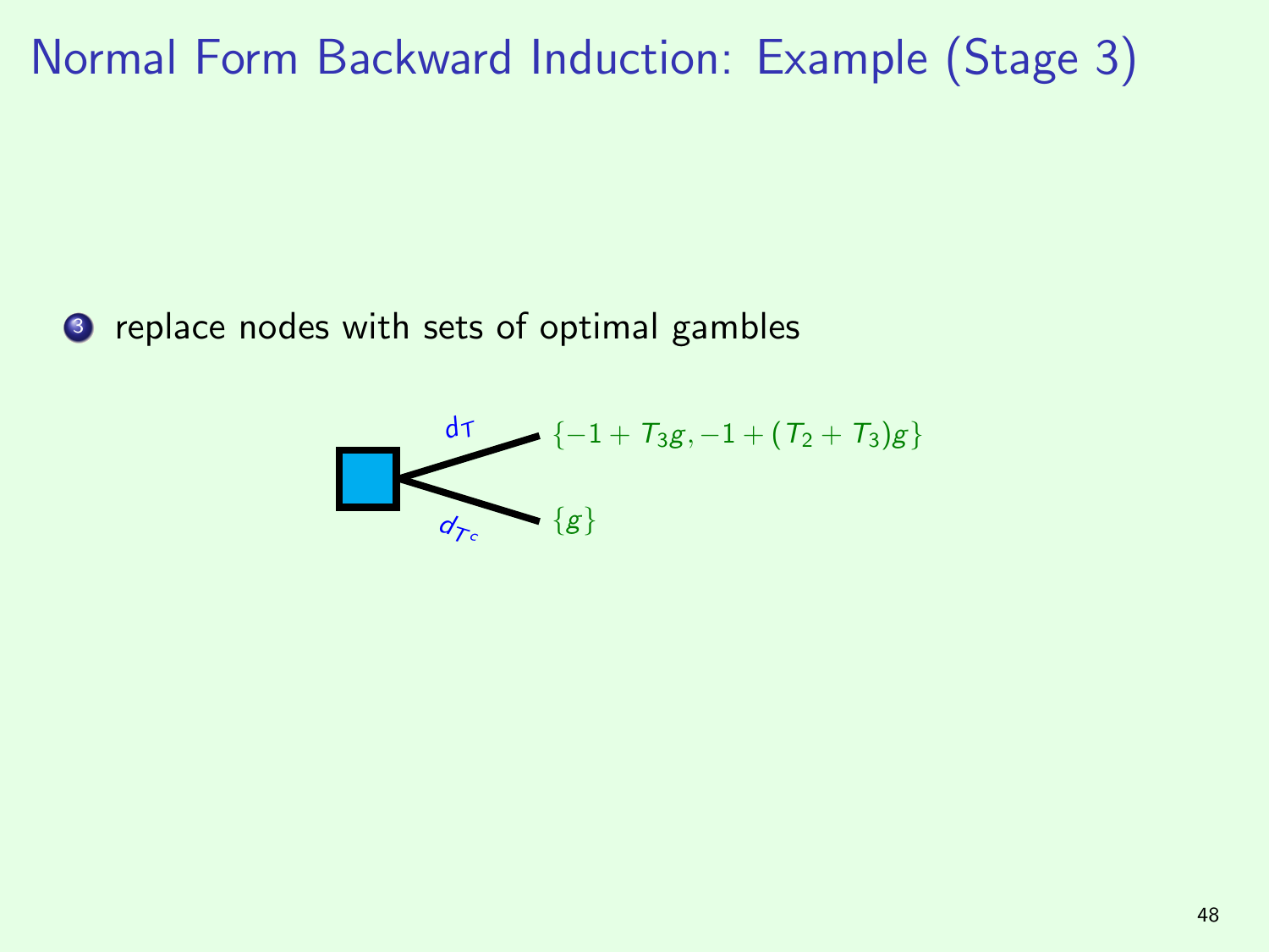# Normal Form Backward Induction: Example (Stage 3)

3. replace nodes with sets of optimal gambles

$d_T$ → $\{-1 + T_3 g, -1 + (T_2 + T_3) g\}$

$d_{T^c}$ → $\{g\}$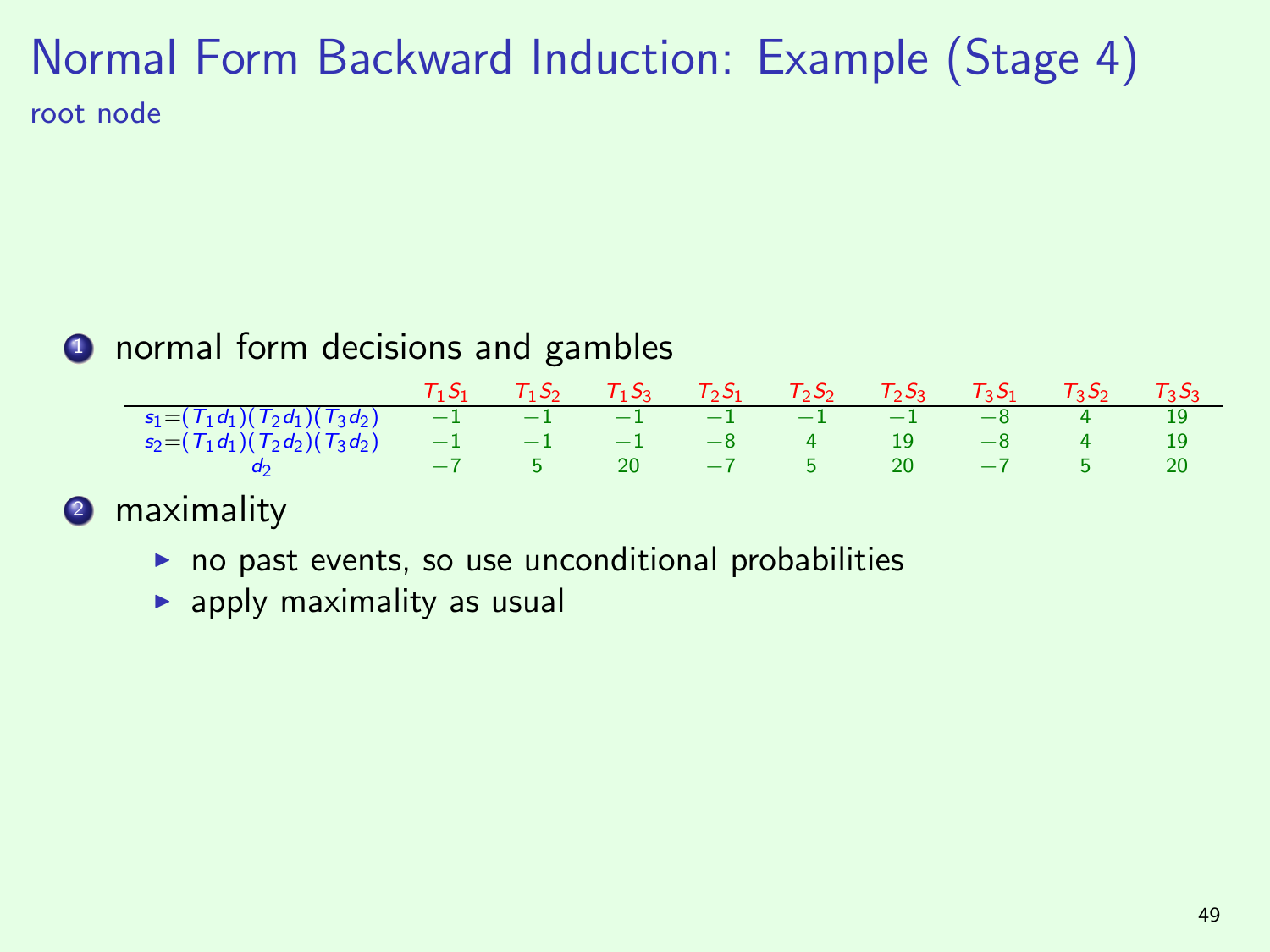# Normal Form Backward Induction: Example (Stage 4)

root node

1. normal form decisions and gambles

| | $T_1S_1$ | $T_1S_2$ | $T_1S_3$ | $T_2S_1$ | $T_2S_2$ | $T_2S_3$ | $T_3S_1$ | $T_3S_2$ | $T_3S_3$ |
|---|---|---|---|---|---|---|---|---|---|
| $s_1 = (T_1d_1)(T_2d_1)(T_3d_2)$ | $-1$ | $-1$ | $-1$ | $-1$ | $-1$ | $-1$ | $-8$ | $4$ | $19$ |
| $s_2 = (T_1d_1)(T_2d_2)(T_3d_2)$ | $-1$ | $-1$ | $-1$ | $-8$ | $4$ | $19$ | $-8$ | $4$ | $19$ |
| $d_2$ | $-7$ | $5$ | $20$ | $-7$ | $5$ | $20$ | $-7$ | $5$ | $20$ |

2. maximality
   - no past events, so use unconditional probabilities
   - apply maximality as usual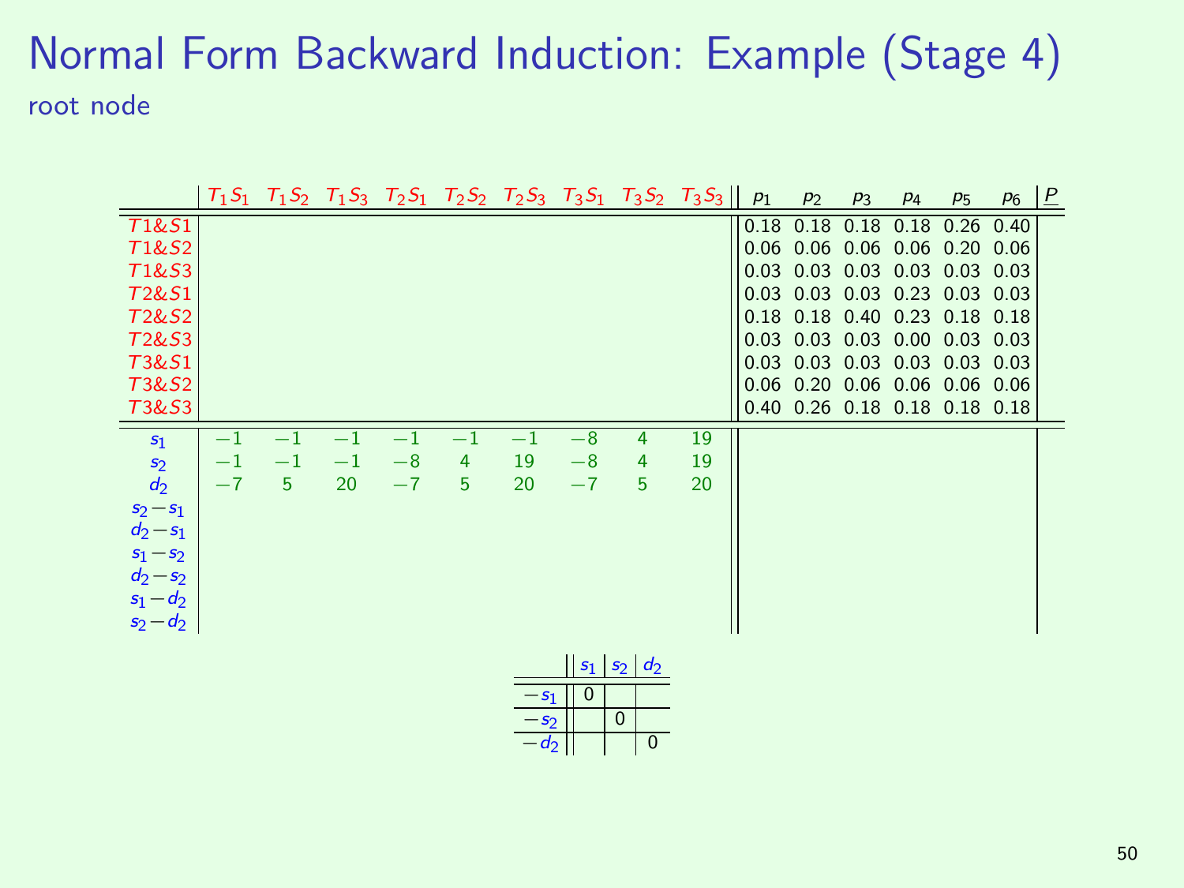# Normal Form Backward Induction: Example (Stage 4)

root node

| | $T_1S_1$ | $T_1S_2$ | $T_1S_3$ | $T_2S_1$ | $T_2S_2$ | $T_2S_3$ | $T_3S_1$ | $T_3S_2$ | $T_3S_3$ | $p_1$ | $p_2$ | $p_3$ | $p_4$ | $p_5$ | $p_6$ | $\underline{P}$ |
|---|---|---|---|---|---|---|---|---|---|---|---|---|---|---|---|---|
| $T1\&S1$ | | | | | | | | | | 0.18 | 0.18 | 0.18 | 0.18 | 0.26 | 0.40 | |
| $T1\&S2$ | | | | | | | | | | 0.06 | 0.06 | 0.06 | 0.06 | 0.20 | 0.06 | |
| $T1\&S3$ | | | | | | | | | | 0.03 | 0.03 | 0.03 | 0.03 | 0.03 | 0.03 | |
| $T2\&S1$ | | | | | | | | | | 0.03 | 0.03 | 0.03 | 0.23 | 0.03 | 0.03 | |
| $T2\&S2$ | | | | | | | | | | 0.18 | 0.18 | 0.40 | 0.23 | 0.18 | 0.18 | |
| $T2\&S3$ | | | | | | | | | | 0.03 | 0.03 | 0.03 | 0.00 | 0.03 | 0.03 | |
| $T3\&S1$ | | | | | | | | | | 0.03 | 0.03 | 0.03 | 0.03 | 0.03 | 0.03 | |
| $T3\&S2$ | | | | | | | | | | 0.06 | 0.20 | 0.06 | 0.06 | 0.06 | 0.06 | |
| $T3\&S3$ | | | | | | | | | | 0.40 | 0.26 | 0.18 | 0.18 | 0.18 | 0.18 | |
| $s_1$ | $-1$ | $-1$ | $-1$ | $-1$ | $-1$ | $-1$ | $-8$ | 4 | 19 | | | | | | | |
| $s_2$ | $-1$ | $-1$ | $-1$ | $-8$ | 4 | 19 | $-8$ | 4 | 19 | | | | | | | |
| $d_2$ | $-7$ | 5 | 20 | $-7$ | 5 | 20 | $-7$ | 5 | 20 | | | | | | | |
| $s_2 - s_1$ | | | | | | | | | | | | | | | | |
| $d_2 - s_1$ | | | | | | | | | | | | | | | | |
| $s_1 - s_2$ | | | | | | | | | | | | | | | | |
| $d_2 - s_2$ | | | | | | | | | | | | | | | | |
| $s_1 - d_2$ | | | | | | | | | | | | | | | | |
| $s_2 - d_2$ | | | | | | | | | | | | | | | | |

| | $s_1$ | $s_2$ | $d_2$ |
|---|---|---|---|
| $-s_1$ | 0 | | |
| $-s_2$ | | 0 | |
| $-d_2$ | | | 0 |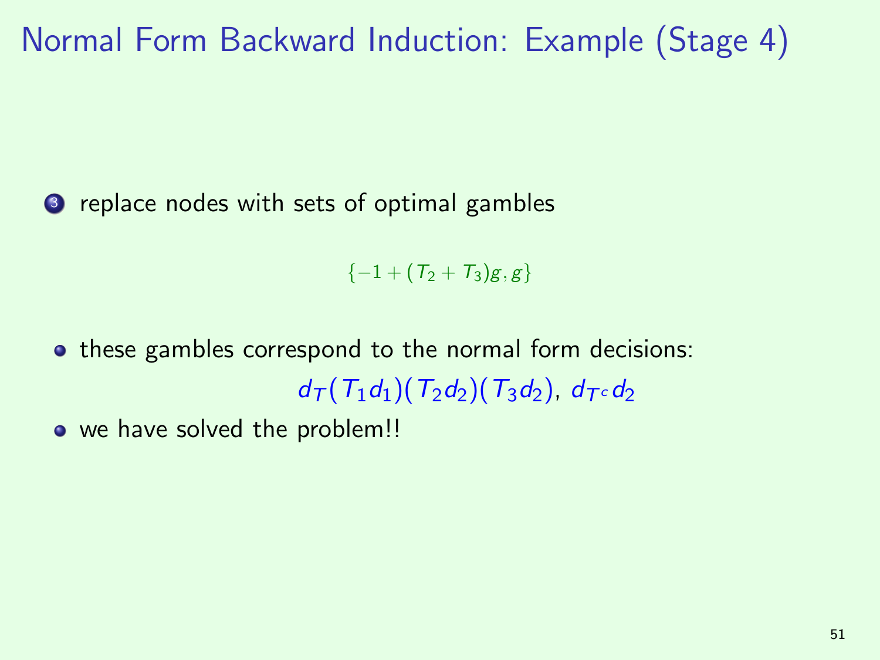# Normal Form Backward Induction: Example (Stage 4)

3. replace nodes with sets of optimal gambles

$$\{-1 + (T_2 + T_3)g, g\}$$

- these gambles correspond to the normal form decisions:

  $d_T(T_1 d_1)(T_2 d_2)(T_3 d_2)$, $d_{T^c} d_2$

- we have solved the problem!!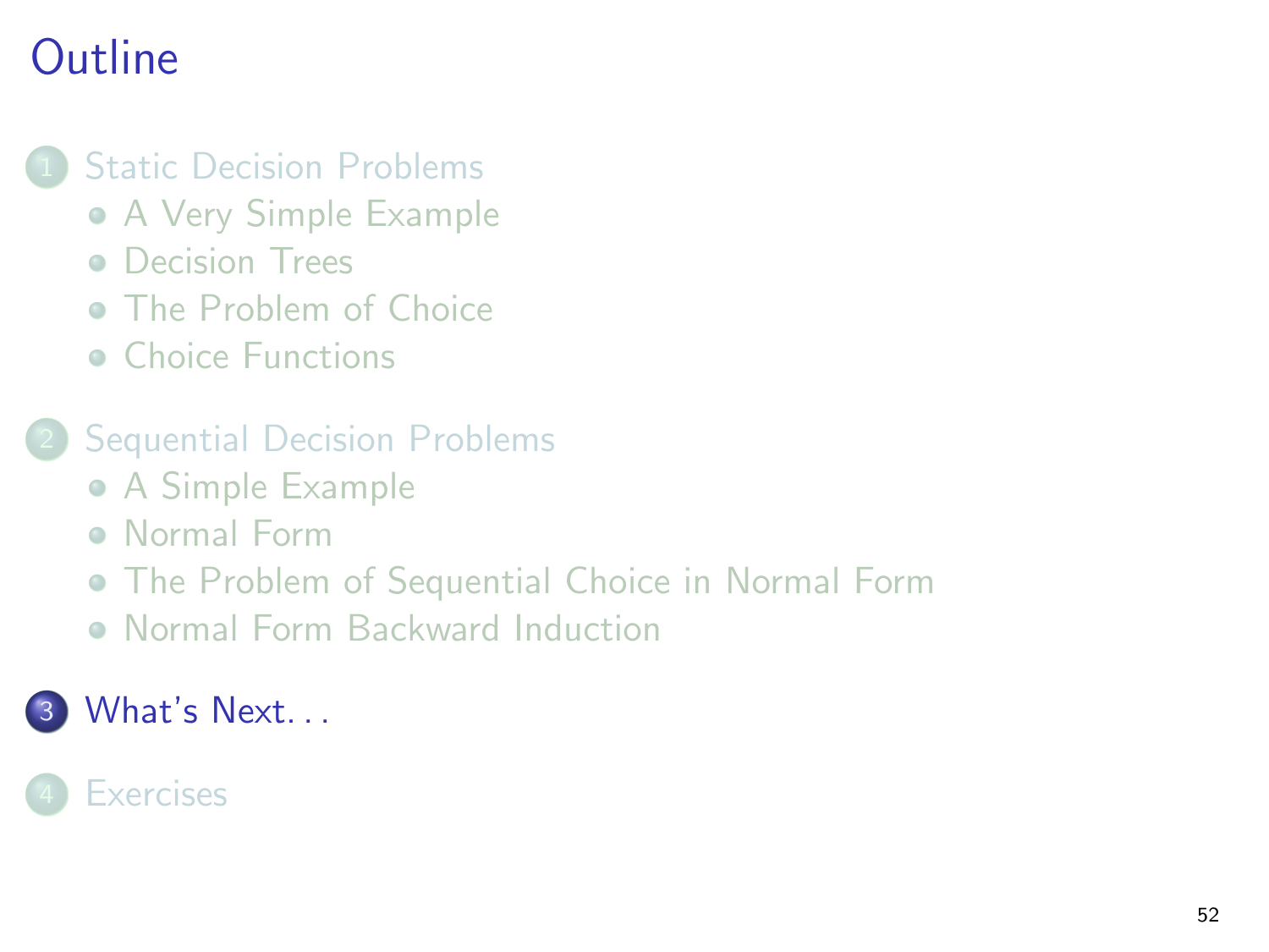# Outline

1. Static Decision Problems
   - A Very Simple Example
   - Decision Trees
   - The Problem of Choice
   - Choice Functions

2. Sequential Decision Problems
   - A Simple Example
   - Normal Form
   - The Problem of Sequential Choice in Normal Form
   - Normal Form Backward Induction

3. What's Next. . .

4. Exercises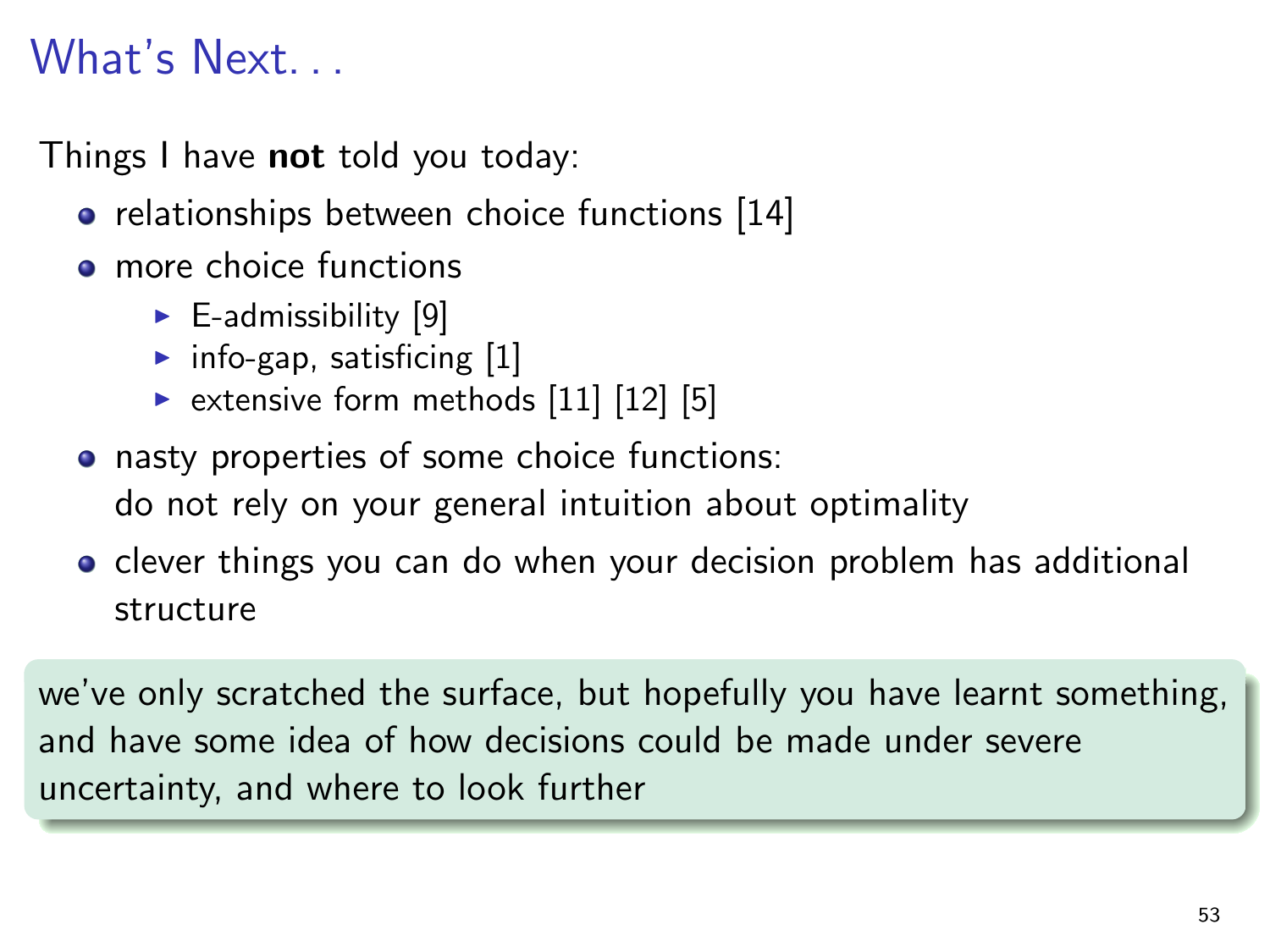# What's Next...

Things I have **not** told you today:

- relationships between choice functions [14]
- more choice functions
  - E-admissibility [9]
  - info-gap, satisficing [1]
  - extensive form methods [11] [12] [5]
- nasty properties of some choice functions: do not rely on your general intuition about optimality
- clever things you can do when your decision problem has additional structure

we've only scratched the surface, but hopefully you have learnt something, and have some idea of how decisions could be made under severe uncertainty, and where to look further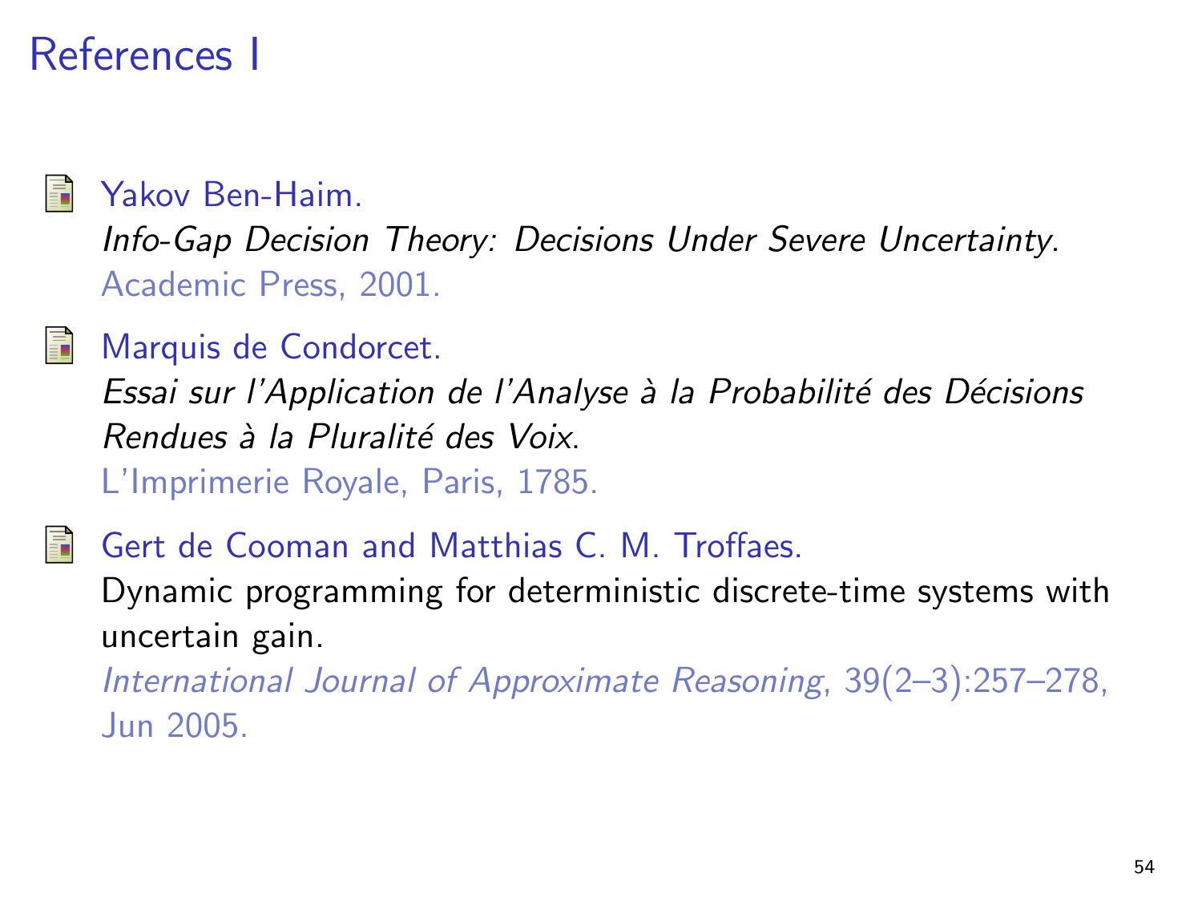# References I

- Yakov Ben-Haim.
  *Info-Gap Decision Theory: Decisions Under Severe Uncertainty*.
  Academic Press, 2001.

- Marquis de Condorcet.
  *Essai sur l'Application de l'Analyse à la Probabilité des Décisions Rendues à la Pluralité des Voix*.
  L'Imprimerie Royale, Paris, 1785.

- Gert de Cooman and Matthias C. M. Troffaes.
  Dynamic programming for deterministic discrete-time systems with uncertain gain.
  *International Journal of Approximate Reasoning*, 39(2–3):257–278, Jun 2005.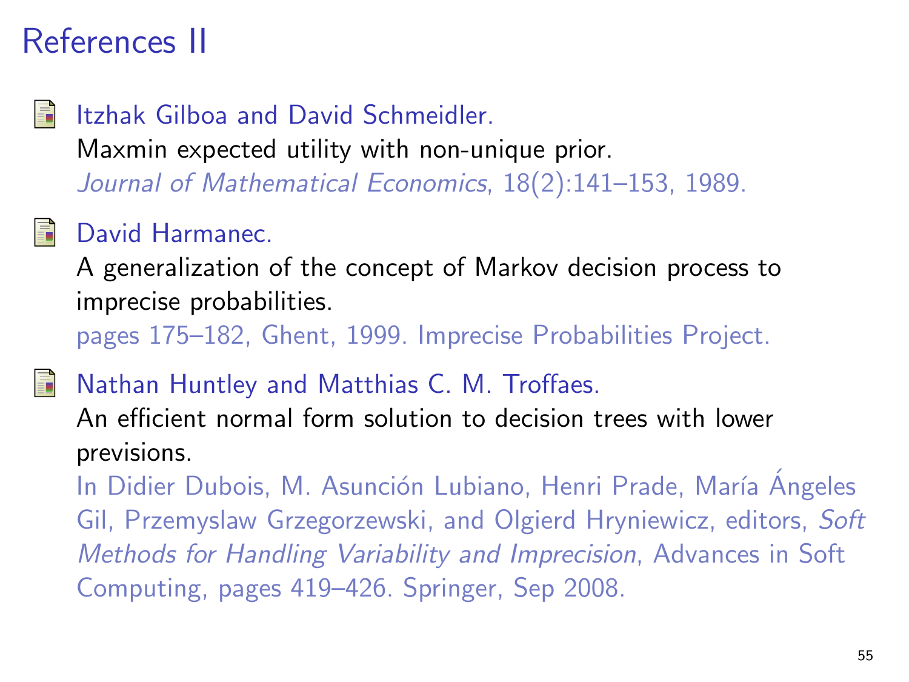# References II

- Itzhak Gilboa and David Schmeidler.
  Maxmin expected utility with non-unique prior.
  *Journal of Mathematical Economics*, 18(2):141–153, 1989.

- David Harmanec.
  A generalization of the concept of Markov decision process to imprecise probabilities.
  pages 175–182, Ghent, 1999. Imprecise Probabilities Project.

- Nathan Huntley and Matthias C. M. Troffaes.
  An efficient normal form solution to decision trees with lower previsions.
  In Didier Dubois, M. Asunción Lubiano, Henri Prade, María Ángeles Gil, Przemyslaw Grzegorzewski, and Olgierd Hryniewicz, editors, *Soft Methods for Handling Variability and Imprecision*, Advances in Soft Computing, pages 419–426. Springer, Sep 2008.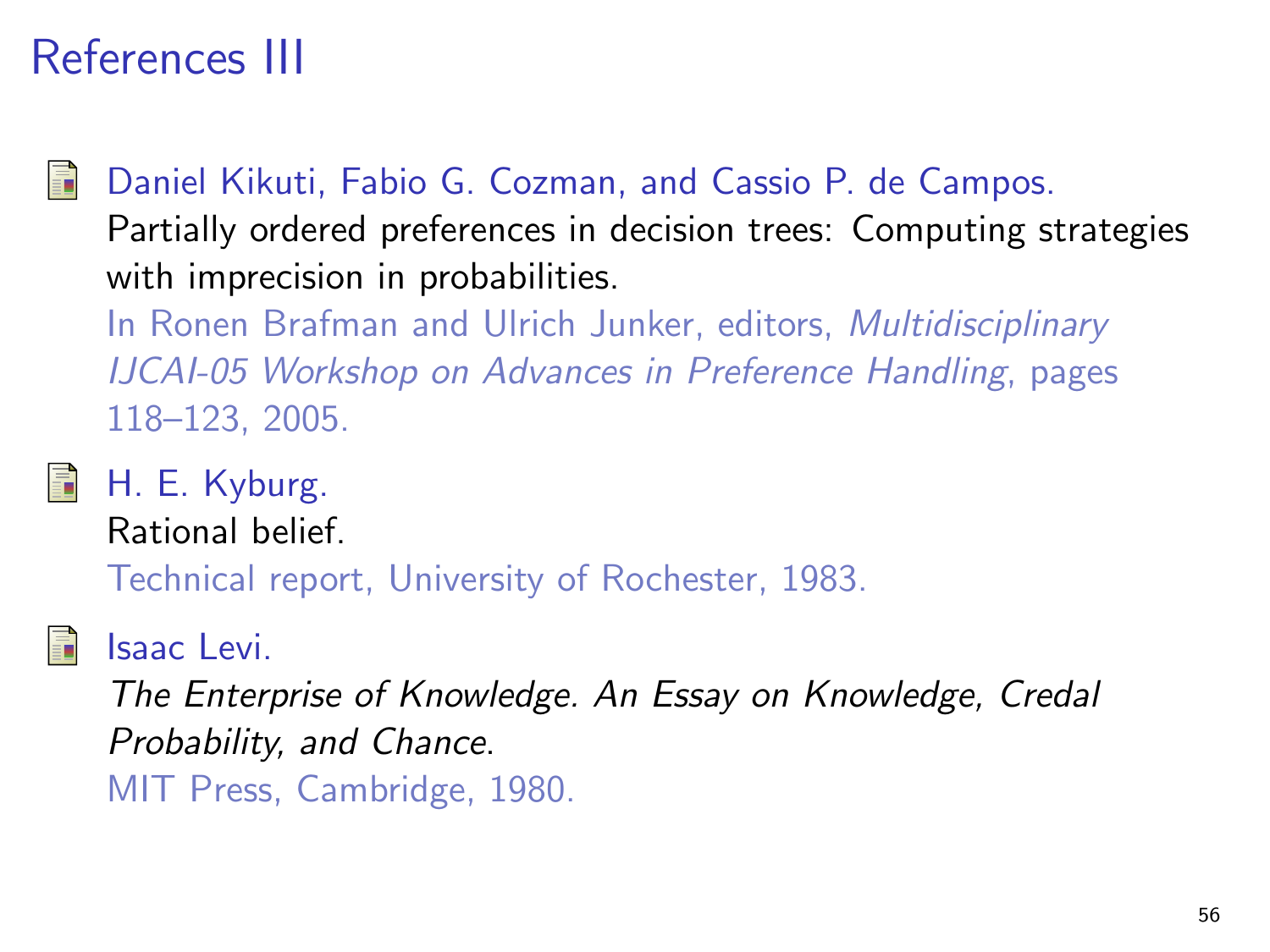# References III

- Daniel Kikuti, Fabio G. Cozman, and Cassio P. de Campos.
  Partially ordered preferences in decision trees: Computing strategies with imprecision in probabilities.
  In Ronen Brafman and Ulrich Junker, editors, *Multidisciplinary IJCAI-05 Workshop on Advances in Preference Handling*, pages 118–123, 2005.

- H. E. Kyburg.
  Rational belief.
  Technical report, University of Rochester, 1983.

- Isaac Levi.
  *The Enterprise of Knowledge. An Essay on Knowledge, Credal Probability, and Chance*.
  MIT Press, Cambridge, 1980.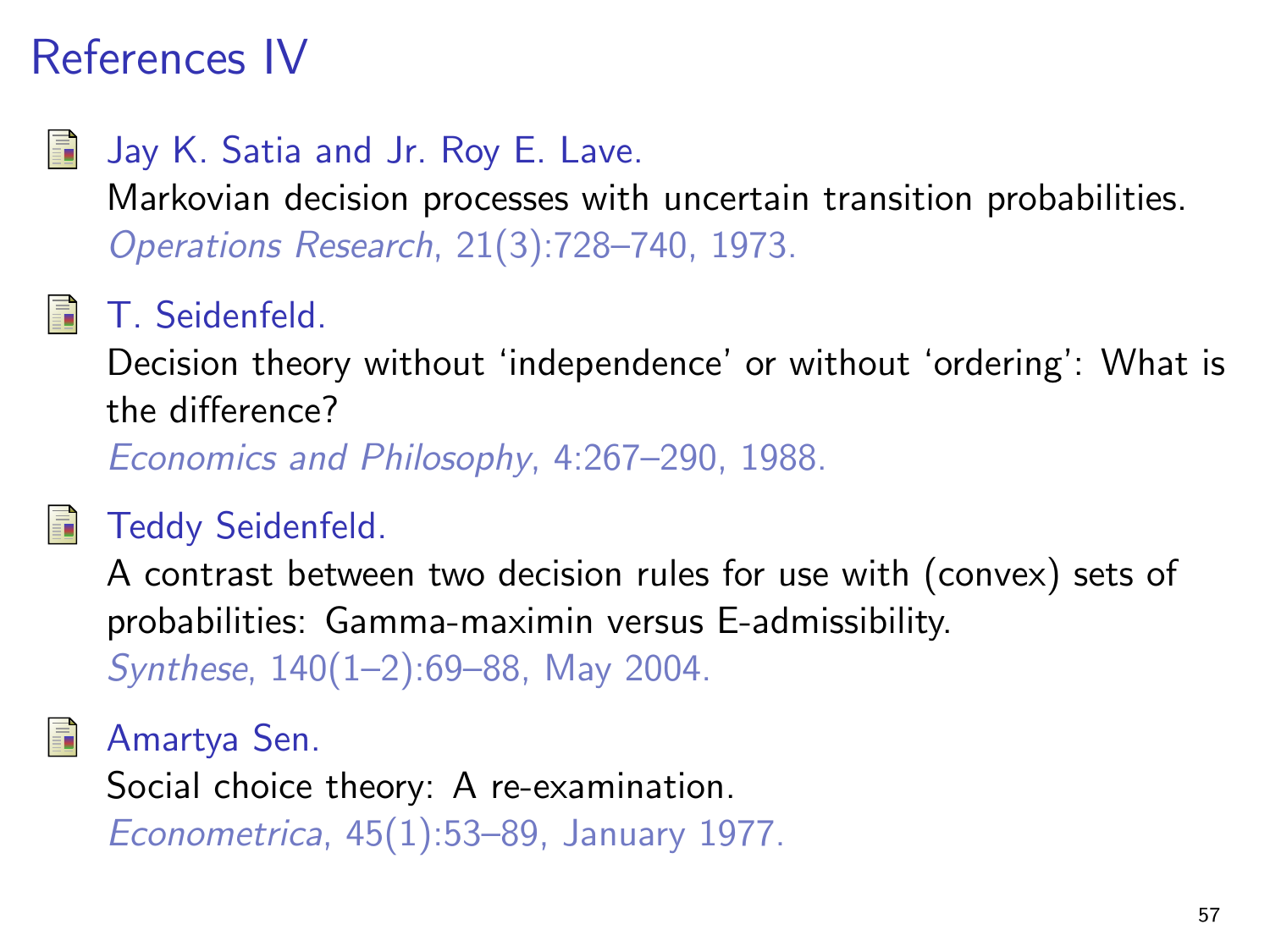# References IV

- Jay K. Satia and Jr. Roy E. Lave.
  Markovian decision processes with uncertain transition probabilities.
  *Operations Research*, 21(3):728–740, 1973.

- T. Seidenfeld.
  Decision theory without 'independence' or without 'ordering': What is the difference?
  *Economics and Philosophy*, 4:267–290, 1988.

- Teddy Seidenfeld.
  A contrast between two decision rules for use with (convex) sets of probabilities: Gamma-maximin versus E-admissibility.
  *Synthese*, 140(1–2):69–88, May 2004.

- Amartya Sen.
  Social choice theory: A re-examination.
  *Econometrica*, 45(1):53–89, January 1977.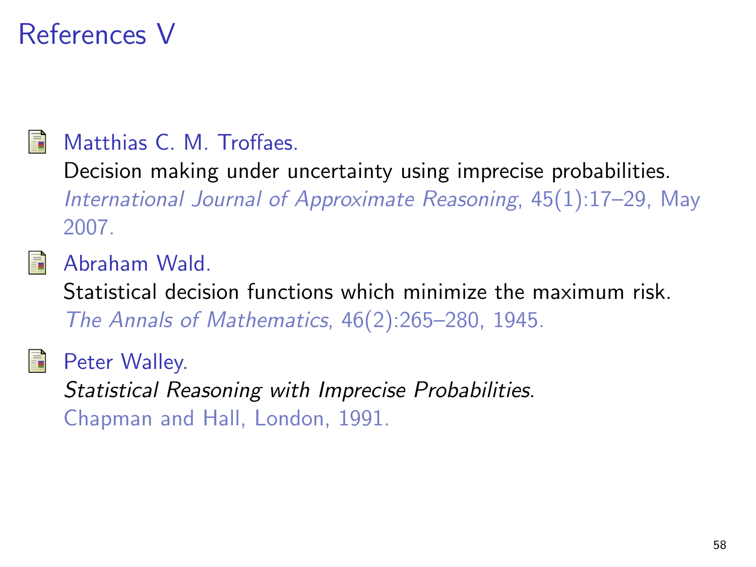# References V

- Matthias C. M. Troffaes.
  Decision making under uncertainty using imprecise probabilities.
  *International Journal of Approximate Reasoning*, 45(1):17–29, May 2007.

- Abraham Wald.
  Statistical decision functions which minimize the maximum risk.
  *The Annals of Mathematics*, 46(2):265–280, 1945.

- Peter Walley.
  *Statistical Reasoning with Imprecise Probabilities*.
  Chapman and Hall, London, 1991.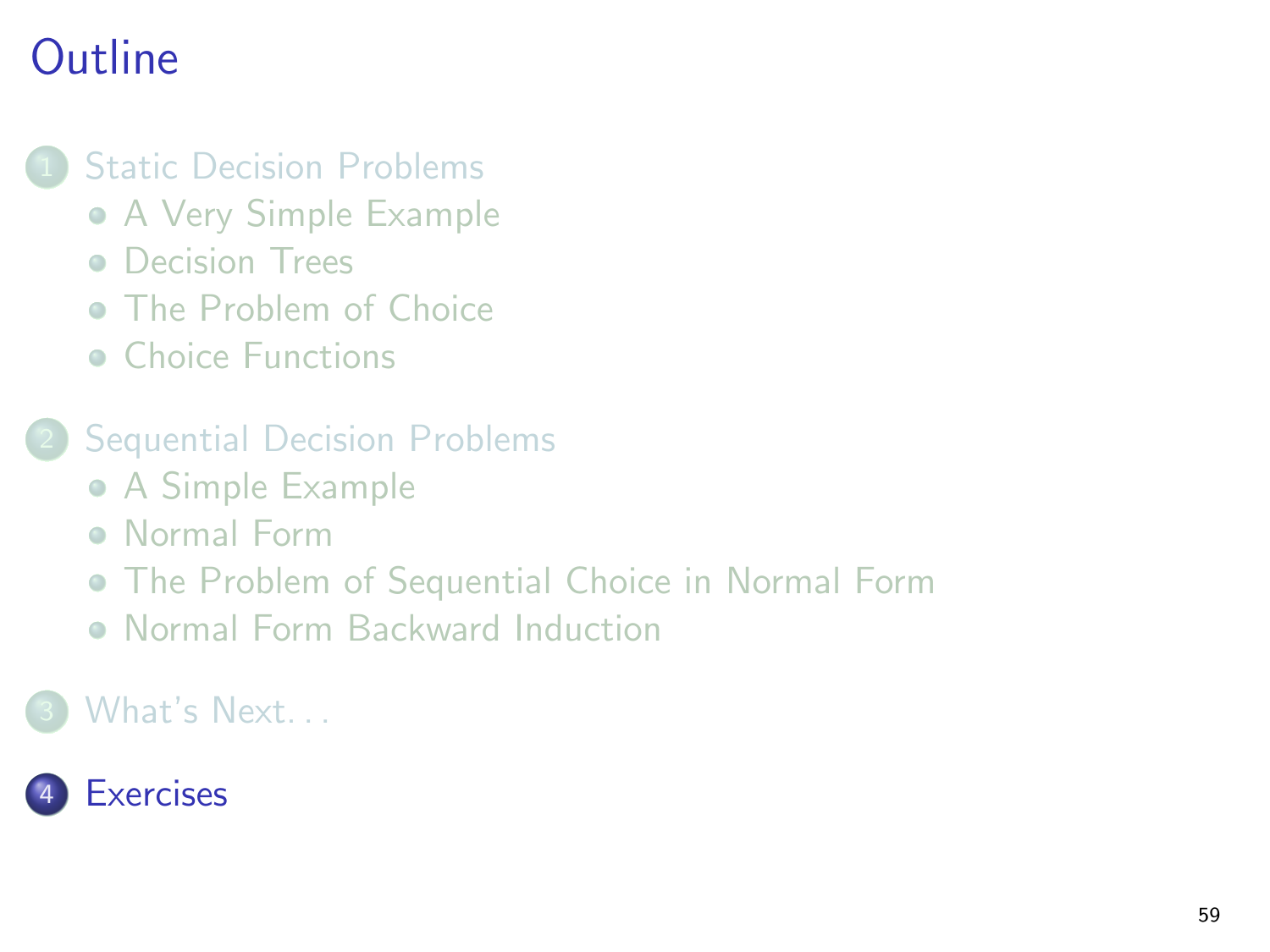# Outline

1. Static Decision Problems
   - A Very Simple Example
   - Decision Trees
   - The Problem of Choice
   - Choice Functions

2. Sequential Decision Problems
   - A Simple Example
   - Normal Form
   - The Problem of Sequential Choice in Normal Form
   - Normal Form Backward Induction

3. What's Next. . .

4. Exercises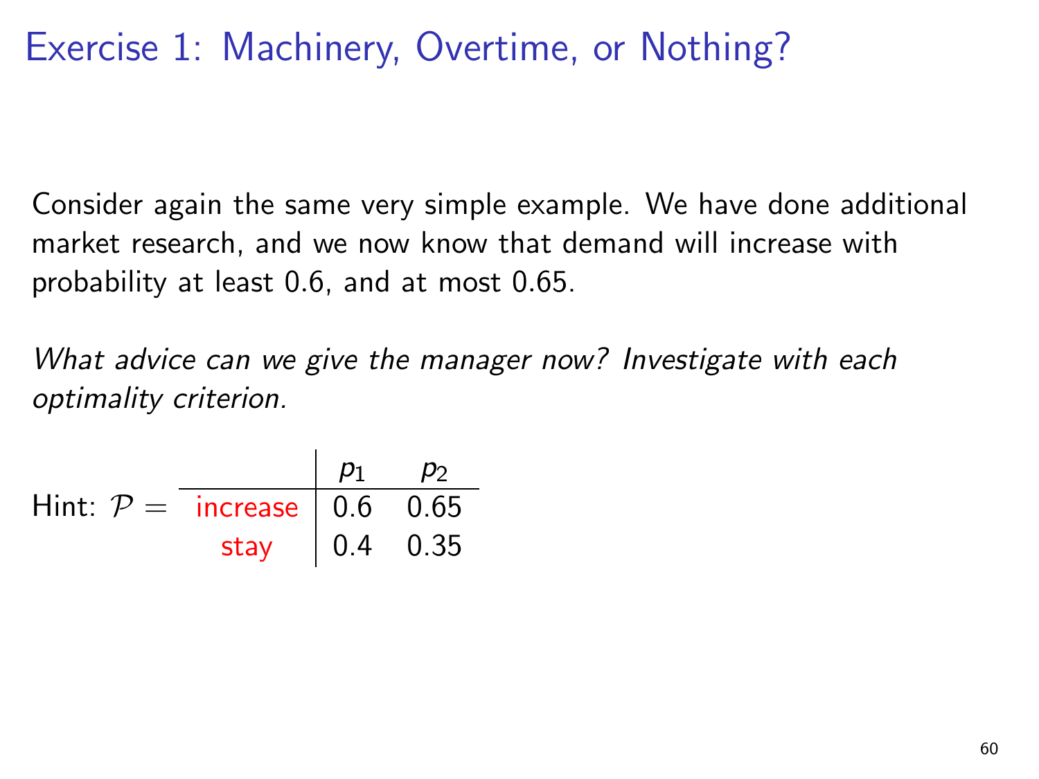# Exercise 1: Machinery, Overtime, or Nothing?

Consider again the same very simple example. We have done additional market research, and we now know that demand will increase with probability at least 0.6, and at most 0.65.

*What advice can we give the manager now? Investigate with each optimality criterion.*

Hint: $\mathcal{P} =$

| | $p_1$ | $p_2$ |
|---|---|---|
| increase | 0.6 | 0.65 |
| stay | 0.4 | 0.35 |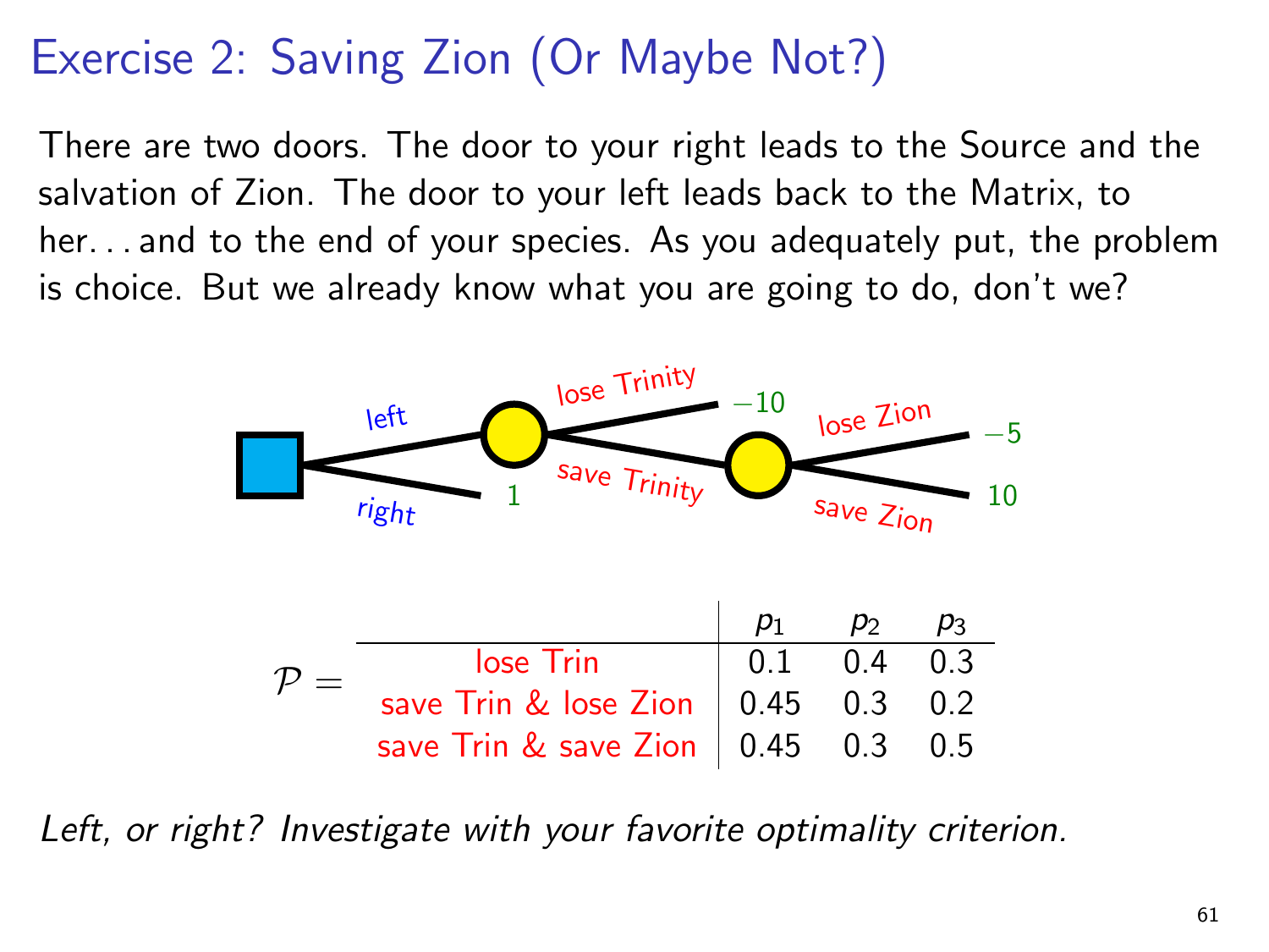# Exercise 2: Saving Zion (Or Maybe Not?)

There are two doors. The door to your right leads to the Source and the salvation of Zion. The door to your left leads back to the Matrix, to her. . . and to the end of your species. As you adequately put, the problem is choice. But we already know what you are going to do, don't we?

left → (lose Trinity: $-10$; save Trinity → (lose Zion: $-5$; save Zion: $10$))

right → $1$

$\mathcal{P} =$

| | $p_1$ | $p_2$ | $p_3$ |
|---|---|---|---|
| lose Trin | 0.1 | 0.4 | 0.3 |
| save Trin & lose Zion | 0.45 | 0.3 | 0.2 |
| save Trin & save Zion | 0.45 | 0.3 | 0.5 |

*Left, or right? Investigate with your favorite optimality criterion.*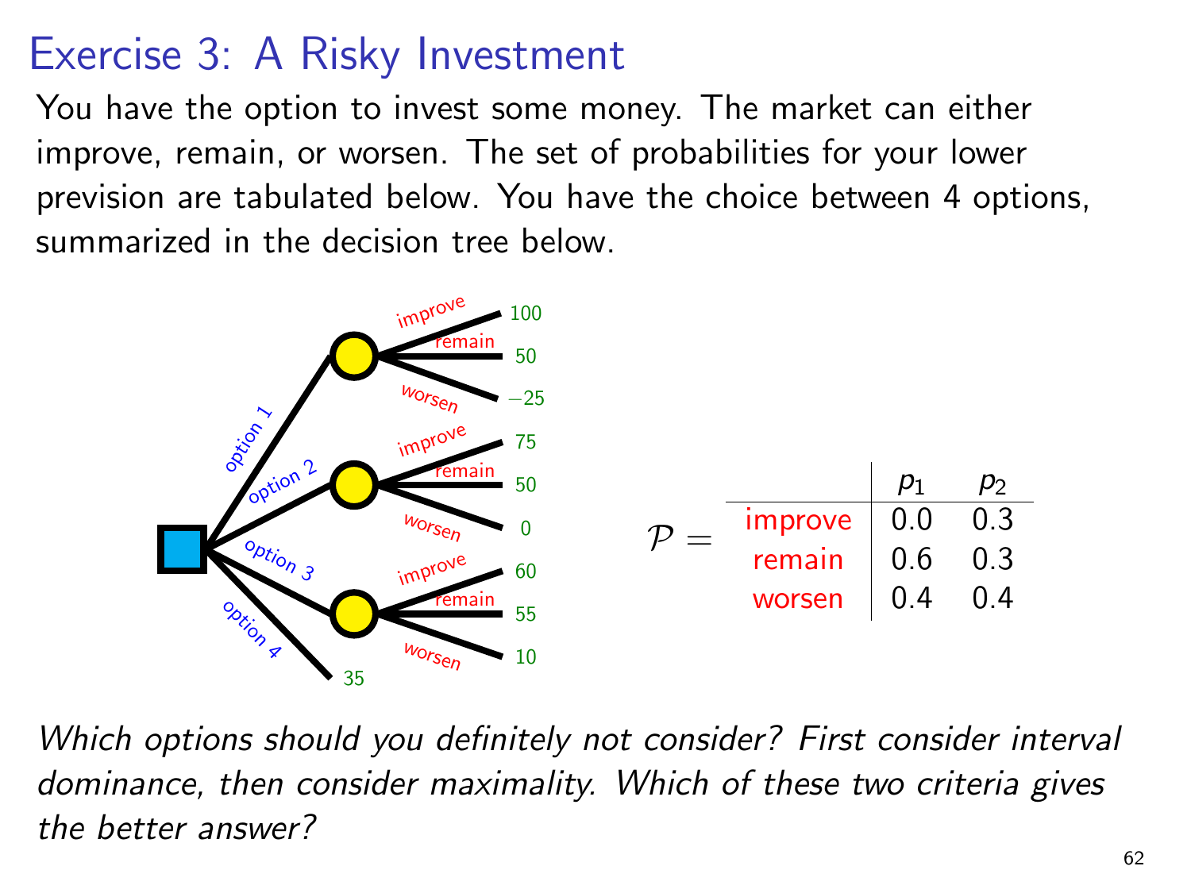# Exercise 3: A Risky Investment

You have the option to invest some money. The market can either improve, remain, or worsen. The set of probabilities for your lower prevision are tabulated below. You have the choice between 4 options, summarized in the decision tree below.

| Option | improve | remain | worsen |
|---|---|---|---|
| option 1 | 100 | 50 | −25 |
| option 2 | 75 | 50 | 0 |
| option 3 | 60 | 55 | 10 |
| option 4 | 35 | | |

$\mathcal{P} =$

| | $p_1$ | $p_2$ |
|---|---|---|
| improve | 0.0 | 0.3 |
| remain | 0.6 | 0.3 |
| worsen | 0.4 | 0.4 |

*Which options should you definitely not consider? First consider interval dominance, then consider maximality. Which of these two criteria gives the better answer?*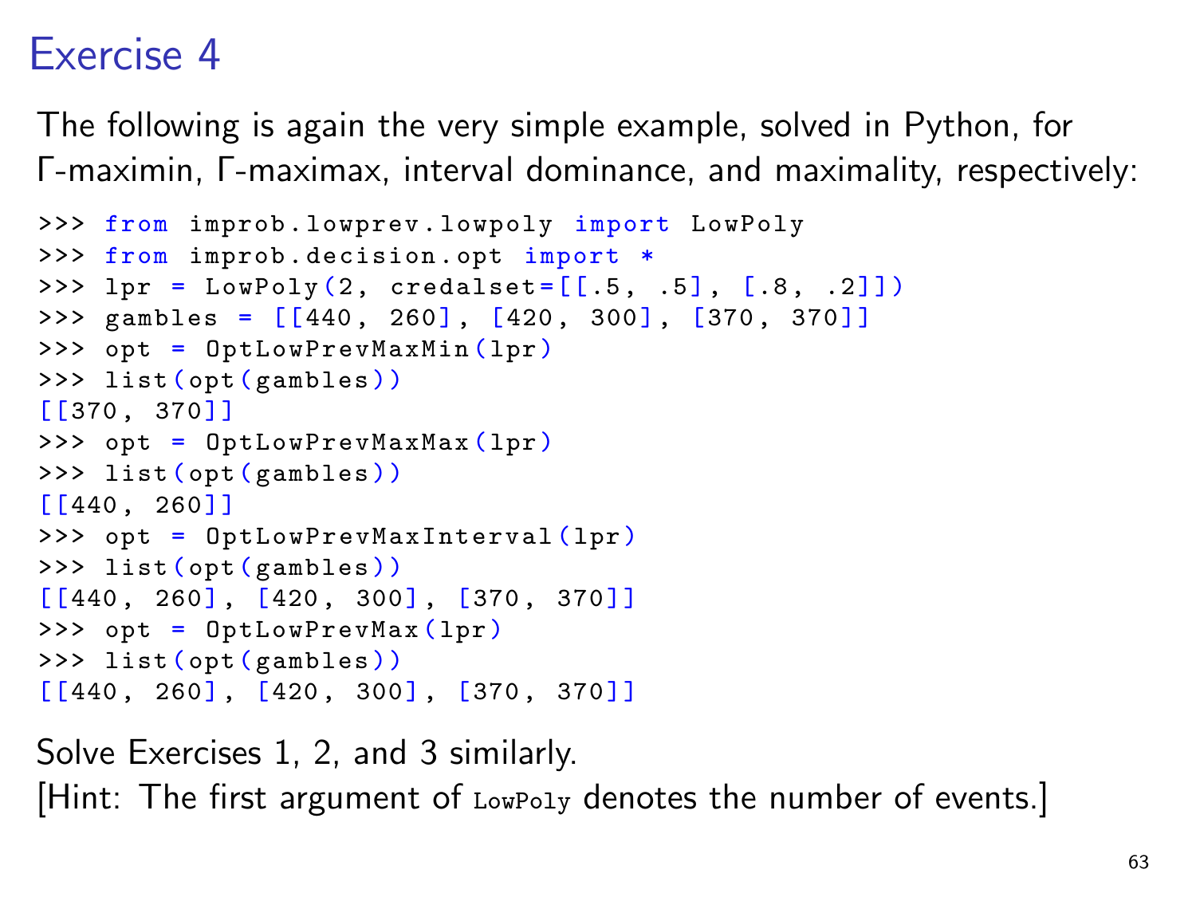# Exercise 4

The following is again the very simple example, solved in Python, for Γ-maximin, Γ-maximax, interval dominance, and maximality, respectively:

```
>>> from improb.lowprev.lowpoly import LowPoly
>>> from improb.decision.opt import *
>>> lpr = LowPoly(2, credalset=[[.5, .5], [.8, .2]])
>>> gambles = [[440, 260], [420, 300], [370, 370]]
>>> opt = OptLowPrevMaxMin(lpr)
>>> list(opt(gambles))
[[370, 370]]
>>> opt = OptLowPrevMaxMax(lpr)
>>> list(opt(gambles))
[[440, 260]]
>>> opt = OptLowPrevMaxInterval(lpr)
>>> list(opt(gambles))
[[440, 260], [420, 300], [370, 370]]
>>> opt = OptLowPrevMax(lpr)
>>> list(opt(gambles))
[[440, 260], [420, 300], [370, 370]]
```

Solve Exercises 1, 2, and 3 similarly.
[Hint: The first argument of `LowPoly` denotes the number of events.]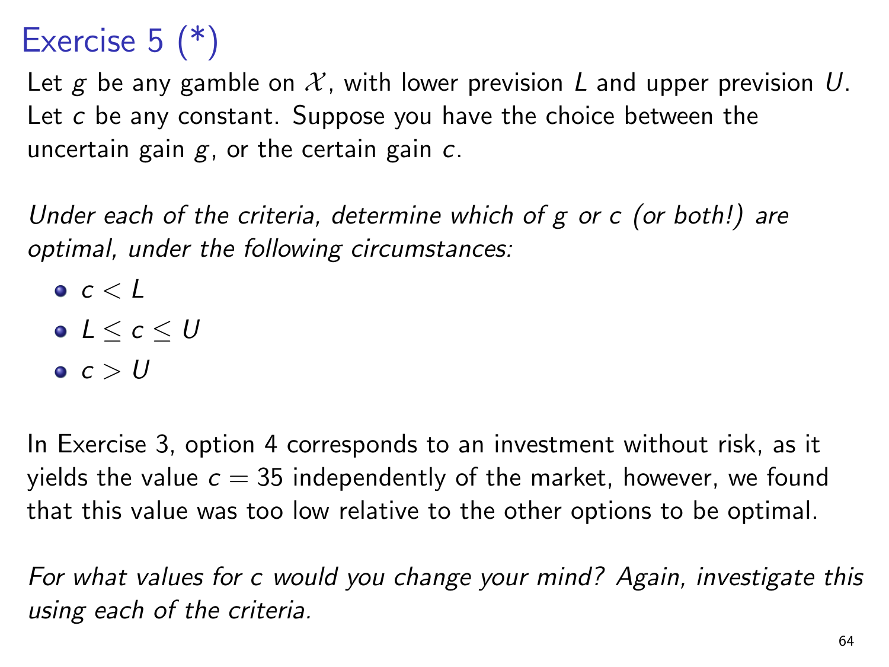# Exercise 5 (*)

Let $g$ be any gamble on $\mathcal{X}$, with lower prevision $L$ and upper prevision $U$. Let $c$ be any constant. Suppose you have the choice between the uncertain gain $g$, or the certain gain $c$.

*Under each of the criteria, determine which of g or c (or both!) are optimal, under the following circumstances:*

- $c < L$
- $L \leq c \leq U$
- $c > U$

In Exercise 3, option 4 corresponds to an investment without risk, as it yields the value $c = 35$ independently of the market, however, we found that this value was too low relative to the other options to be optimal.

*For what values for c would you change your mind? Again, investigate this using each of the criteria.*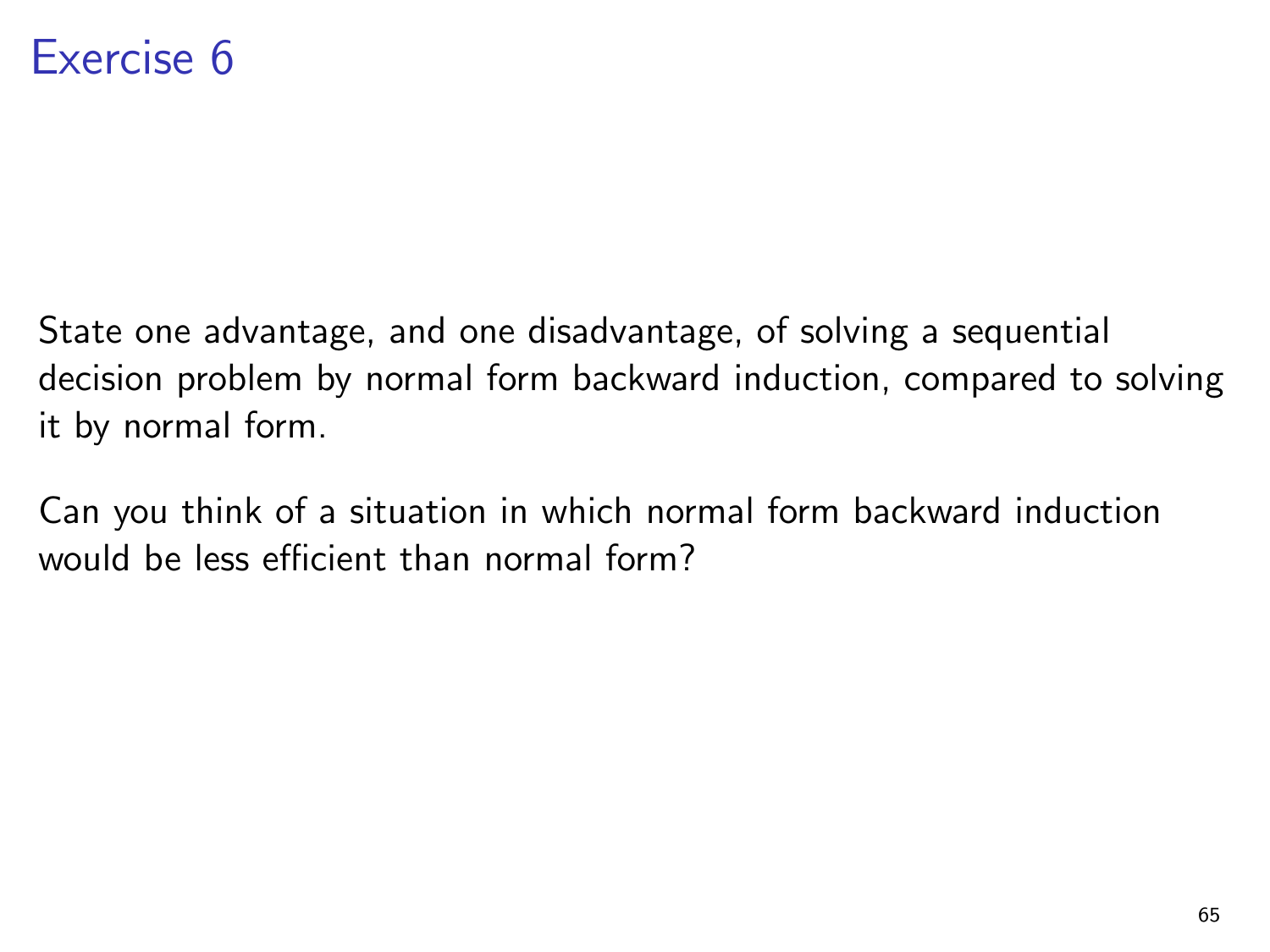# Exercise 6

State one advantage, and one disadvantage, of solving a sequential decision problem by normal form backward induction, compared to solving it by normal form.

Can you think of a situation in which normal form backward induction would be less efficient than normal form?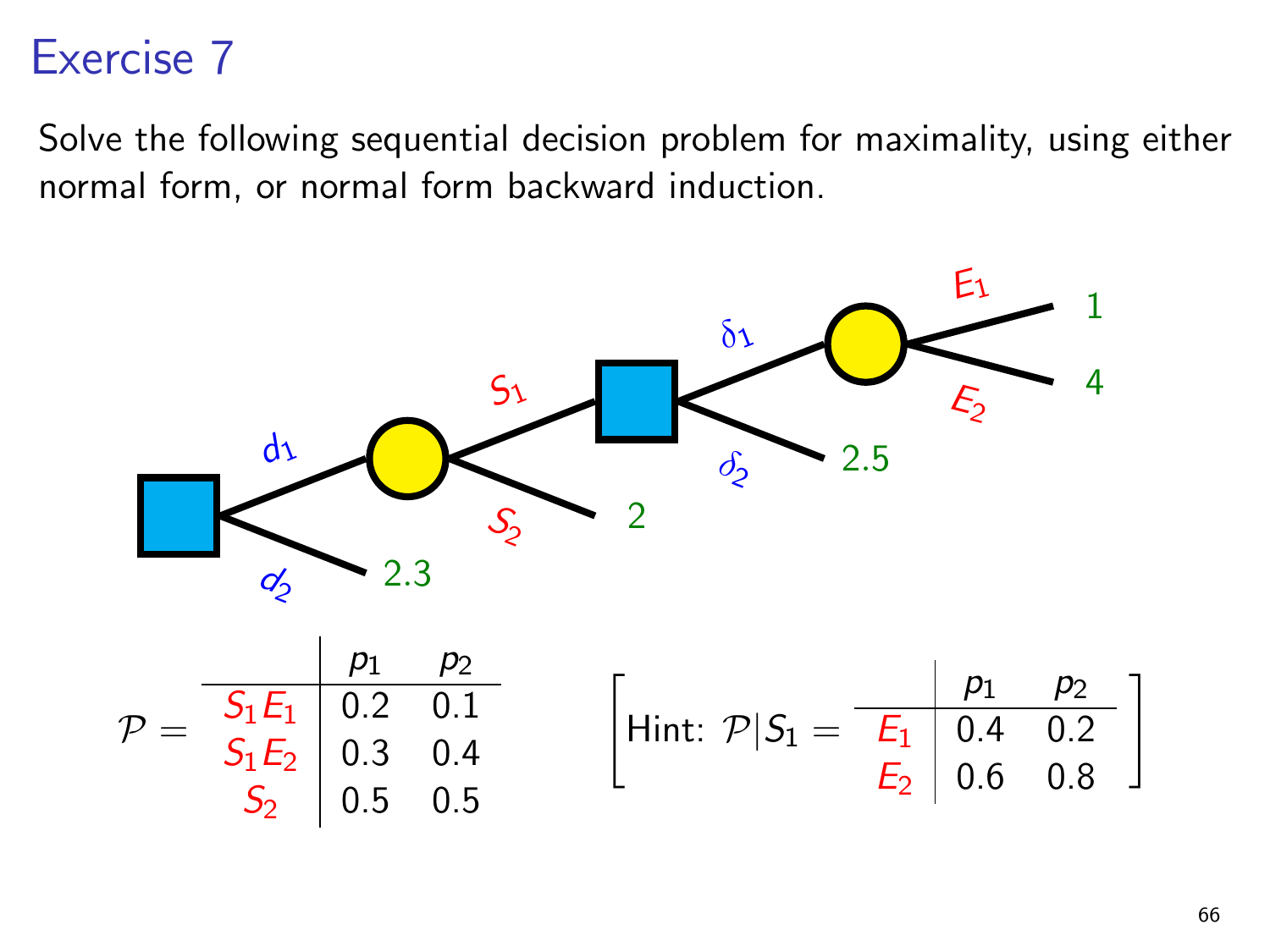# Exercise 7

Solve the following sequential decision problem for maximality, using either normal form, or normal form backward induction.

$$
\mathcal{P} =
\begin{array}{c|cc}
 & p_1 & p_2 \\
\hline
S_1 E_1 & 0.2 & 0.1 \\
S_1 E_2 & 0.3 & 0.4 \\
S_2 & 0.5 & 0.5
\end{array}
$$

$$
\left[ \text{Hint: } \mathcal{P}|S_1 =
\begin{array}{c|cc}
 & p_1 & p_2 \\
\hline
E_1 & 0.4 & 0.2 \\
E_2 & 0.6 & 0.8
\end{array}
\right]
$$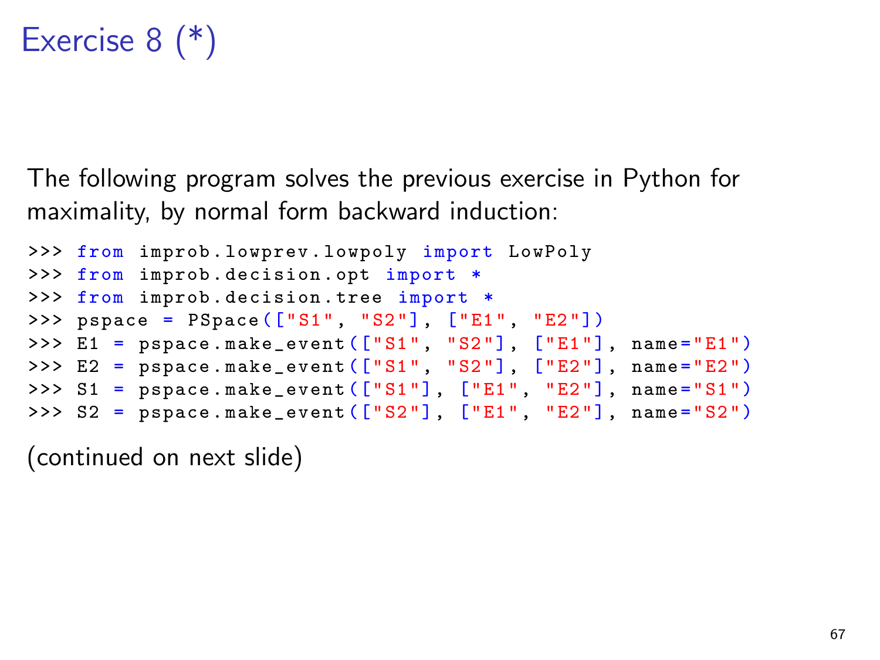# Exercise 8 (*)

The following program solves the previous exercise in Python for maximality, by normal form backward induction:

```
>>> from improb.lowprev.lowpoly import LowPoly
>>> from improb.decision.opt import *
>>> from improb.decision.tree import *
>>> pspace = PSpace(["S1", "S2"], ["E1", "E2"])
>>> E1 = pspace.make_event(["S1", "S2"], ["E1"], name="E1")
>>> E2 = pspace.make_event(["S1", "S2"], ["E2"], name="E2")
>>> S1 = pspace.make_event(["S1"], ["E1", "E2"], name="S1")
>>> S2 = pspace.make_event(["S2"], ["E1", "E2"], name="S2")
```

(continued on next slide)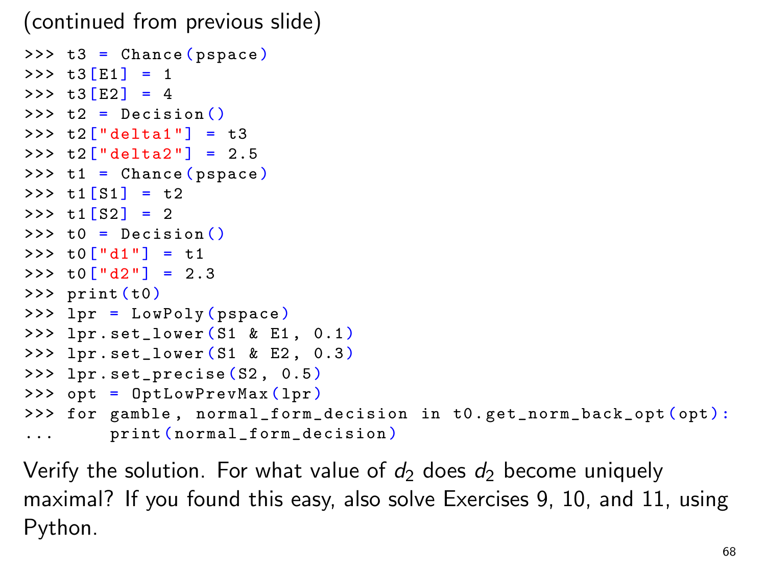(continued from previous slide)

```
>>> t3 = Chance(pspace)
>>> t3[E1] = 1
>>> t3[E2] = 4
>>> t2 = Decision()
>>> t2["delta1"] = t3
>>> t2["delta2"] = 2.5
>>> t1 = Chance(pspace)
>>> t1[S1] = t2
>>> t1[S2] = 2
>>> t0 = Decision()
>>> t0["d1"] = t1
>>> t0["d2"] = 2.3
>>> print(t0)
>>> lpr = LowPoly(pspace)
>>> lpr.set_lower(S1 & E1, 0.1)
>>> lpr.set_lower(S1 & E2, 0.3)
>>> lpr.set_precise(S2, 0.5)
>>> opt = OptLowPrevMax(lpr)
>>> for gamble, normal_form_decision in t0.get_norm_back_opt(opt):
...     print(normal_form_decision)
```

Verify the solution. For what value of $d_2$ does $d_2$ become uniquely maximal? If you found this easy, also solve Exercises 9, 10, and 11, using Python.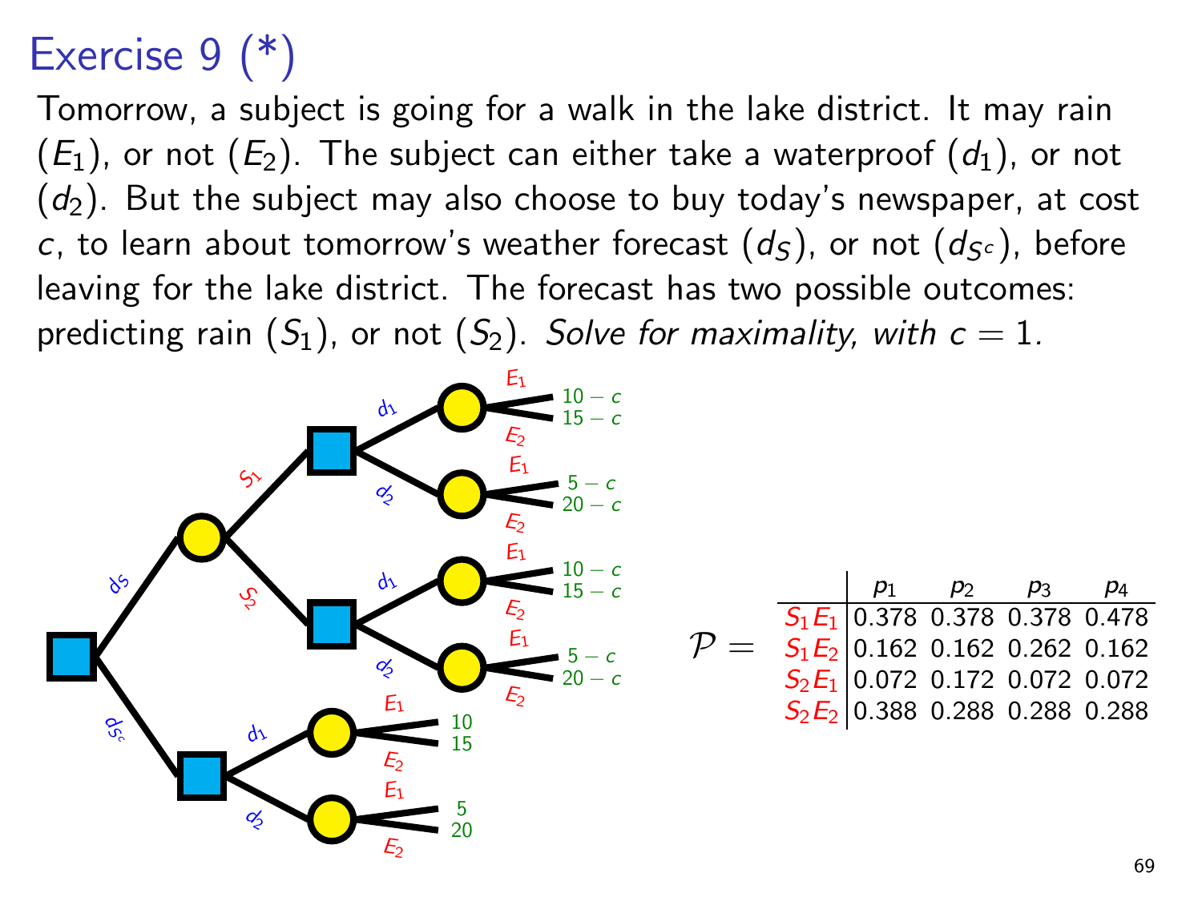# Exercise 9 (*)

Tomorrow, a subject is going for a walk in the lake district. It may rain ($E_1$), or not ($E_2$). The subject can either take a waterproof ($d_1$), or not ($d_2$). But the subject may also choose to buy today's newspaper, at cost $c$, to learn about tomorrow's weather forecast ($d_S$), or not ($d_{S^c}$), before leaving for the lake district. The forecast has two possible outcomes: predicting rain ($S_1$), or not ($S_2$). *Solve for maximality, with $c = 1$.*

$\mathcal{P} =$

| | $p_1$ | $p_2$ | $p_3$ | $p_4$ |
|---|---|---|---|---|
| $S_1E_1$ | 0.378 | 0.378 | 0.378 | 0.478 |
| $S_1E_2$ | 0.162 | 0.162 | 0.262 | 0.162 |
| $S_2E_1$ | 0.072 | 0.172 | 0.072 | 0.072 |
| $S_2E_2$ | 0.388 | 0.288 | 0.288 | 0.288 |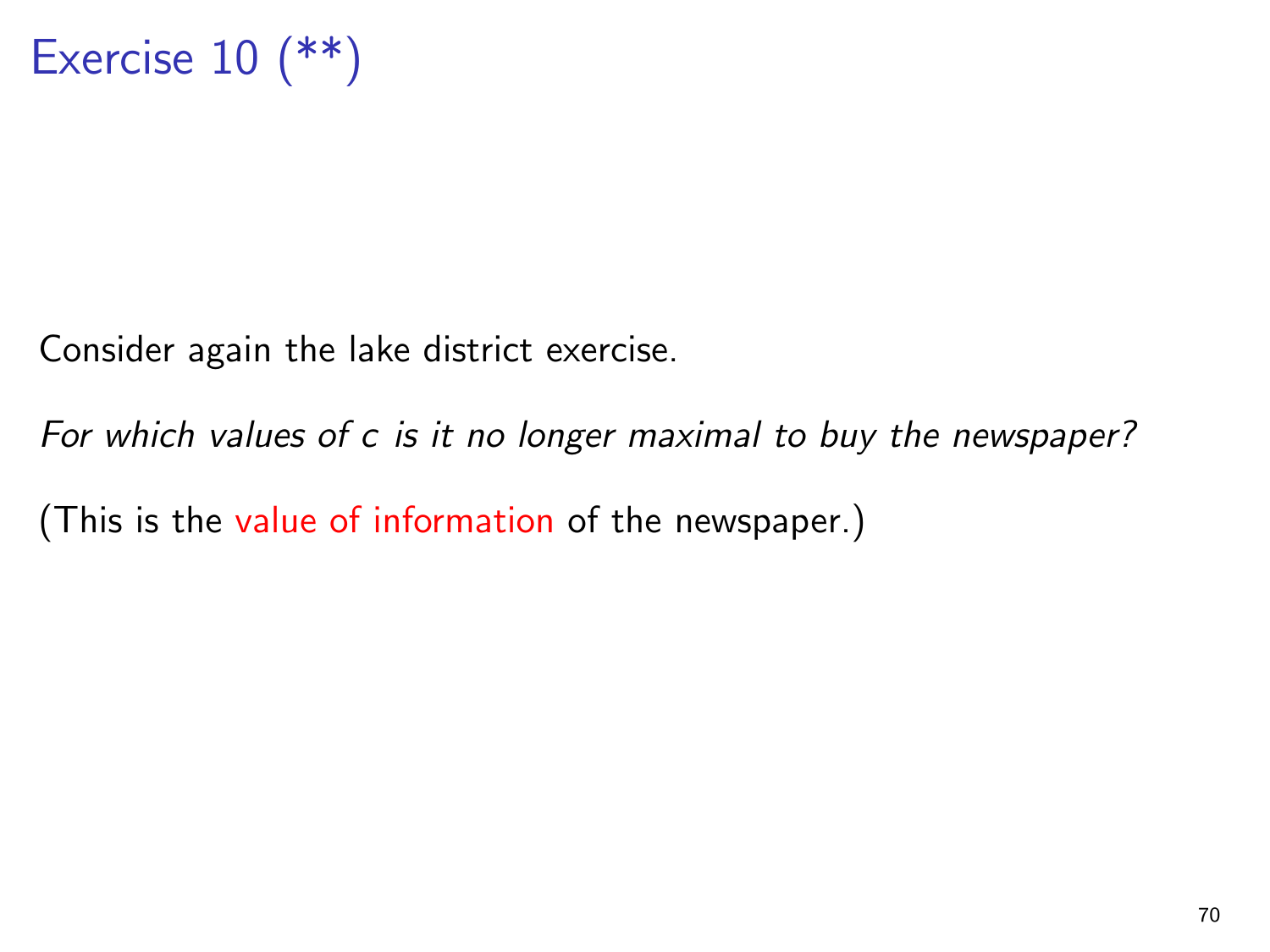# Exercise 10 (**)

Consider again the lake district exercise.

*For which values of $c$ is it no longer maximal to buy the newspaper?*

(This is the value of information of the newspaper.)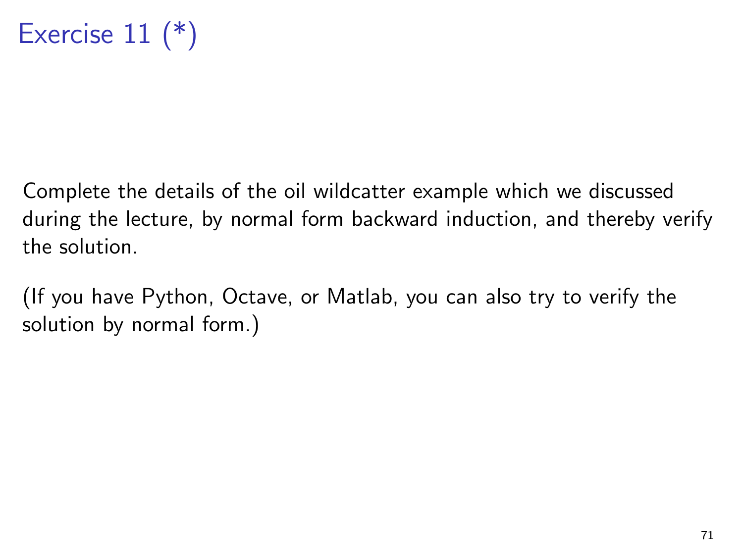# Exercise 11 (*)

Complete the details of the oil wildcatter example which we discussed during the lecture, by normal form backward induction, and thereby verify the solution.

(If you have Python, Octave, or Matlab, you can also try to verify the solution by normal form.)